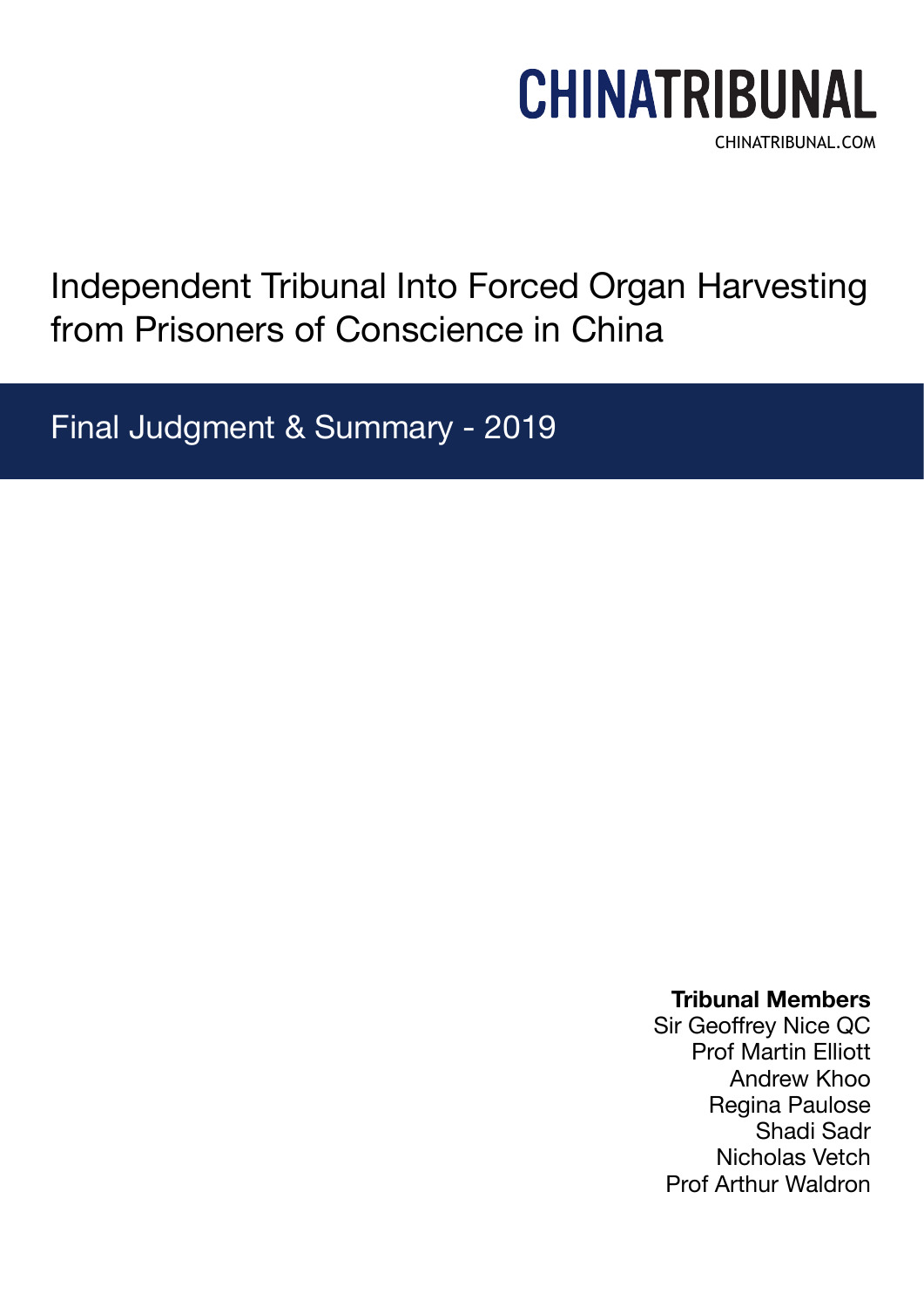**CHINATRIBUNAL**

CHINATRIBUNAL.COM

# Independent Tribunal Into Forced Organ Harvesting from Prisoners of Conscience in China

## Final Judgment & Summary - 2019

**Tribunal Members**

Sir Geoffrey Nice QC
Prof Martin Elliott
Andrew Khoo
Regina Paulose
Shadi Sadr
Nicholas Vetch
Prof Arthur Waldron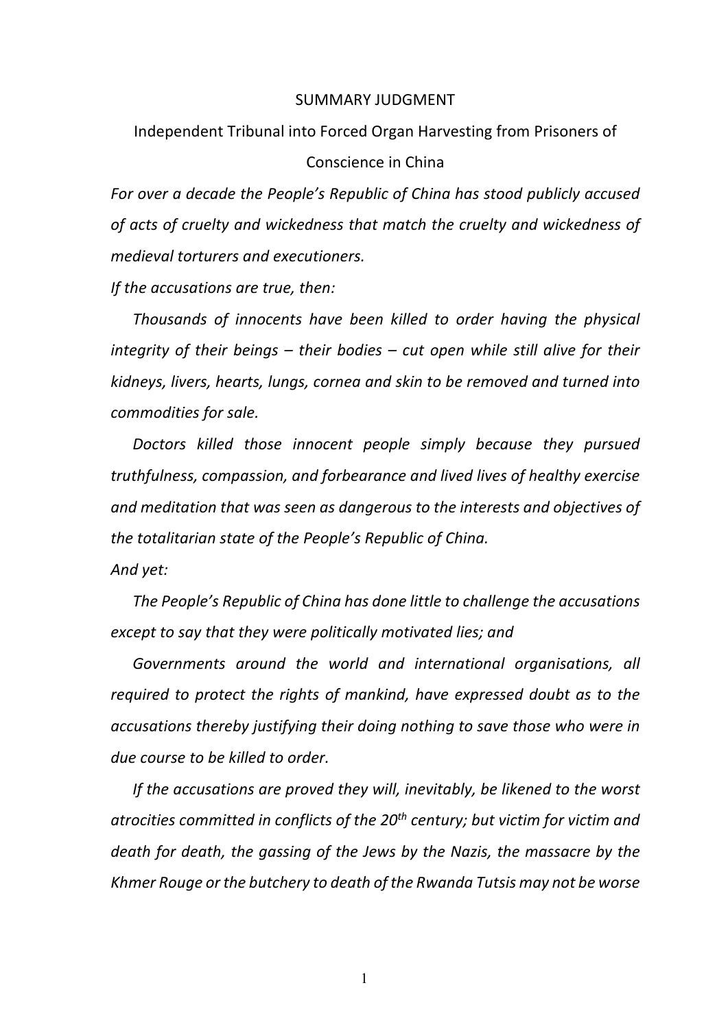SUMMARY JUDGMENT

Independent Tribunal into Forced Organ Harvesting from Prisoners of Conscience in China

*For over a decade the People's Republic of China has stood publicly accused of acts of cruelty and wickedness that match the cruelty and wickedness of medieval torturers and executioners.*

*If the accusations are true, then:*

*Thousands of innocents have been killed to order having the physical integrity of their beings – their bodies – cut open while still alive for their kidneys, livers, hearts, lungs, cornea and skin to be removed and turned into commodities for sale.*

*Doctors killed those innocent people simply because they pursued truthfulness, compassion, and forbearance and lived lives of healthy exercise and meditation that was seen as dangerous to the interests and objectives of the totalitarian state of the People's Republic of China.*

*And yet:*

*The People's Republic of China has done little to challenge the accusations except to say that they were politically motivated lies; and*

*Governments around the world and international organisations, all required to protect the rights of mankind, have expressed doubt as to the accusations thereby justifying their doing nothing to save those who were in due course to be killed to order.*

*If the accusations are proved they will, inevitably, be likened to the worst atrocities committed in conflicts of the 20th century; but victim for victim and death for death, the gassing of the Jews by the Nazis, the massacre by the Khmer Rouge or the butchery to death of the Rwanda Tutsis may not be worse*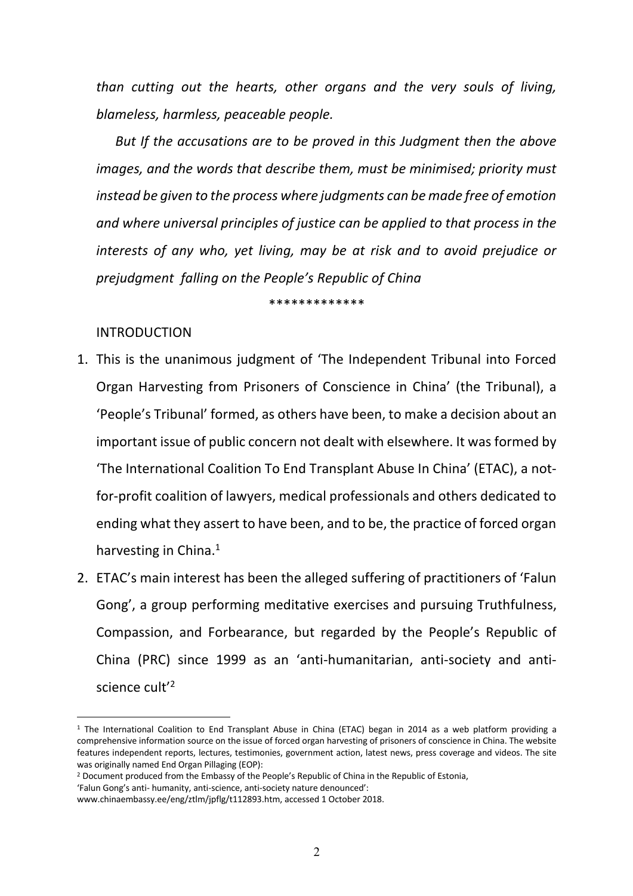*than cutting out the hearts, other organs and the very souls of living, blameless, harmless, peaceable people.*

*But If the accusations are to be proved in this Judgment then the above images, and the words that describe them, must be minimised; priority must instead be given to the process where judgments can be made free of emotion and where universal principles of justice can be applied to that process in the interests of any who, yet living, may be at risk and to avoid prejudice or prejudgment falling on the People's Republic of China*

\*\*\*\*\*\*\*\*\*\*\*\*\*

INTRODUCTION

1. This is the unanimous judgment of 'The Independent Tribunal into Forced Organ Harvesting from Prisoners of Conscience in China' (the Tribunal), a 'People's Tribunal' formed, as others have been, to make a decision about an important issue of public concern not dealt with elsewhere. It was formed by 'The International Coalition To End Transplant Abuse In China' (ETAC), a not-for-profit coalition of lawyers, medical professionals and others dedicated to ending what they assert to have been, and to be, the practice of forced organ harvesting in China.[1]
2. ETAC's main interest has been the alleged suffering of practitioners of 'Falun Gong', a group performing meditative exercises and pursuing Truthfulness, Compassion, and Forbearance, but regarded by the People's Republic of China (PRC) since 1999 as an 'anti-humanitarian, anti-society and anti-science cult'[2]

---

[1] The International Coalition to End Transplant Abuse in China (ETAC) began in 2014 as a web platform providing a comprehensive information source on the issue of forced organ harvesting of prisoners of conscience in China. The website features independent reports, lectures, testimonies, government action, latest news, press coverage and videos. The site was originally named End Organ Pillaging (EOP):

[2] Document produced from the Embassy of the People's Republic of China in the Republic of Estonia, 'Falun Gong's anti- humanity, anti-science, anti-society nature denounced': www.chinaembassy.ee/eng/ztlm/jpflg/t112893.htm, accessed 1 October 2018.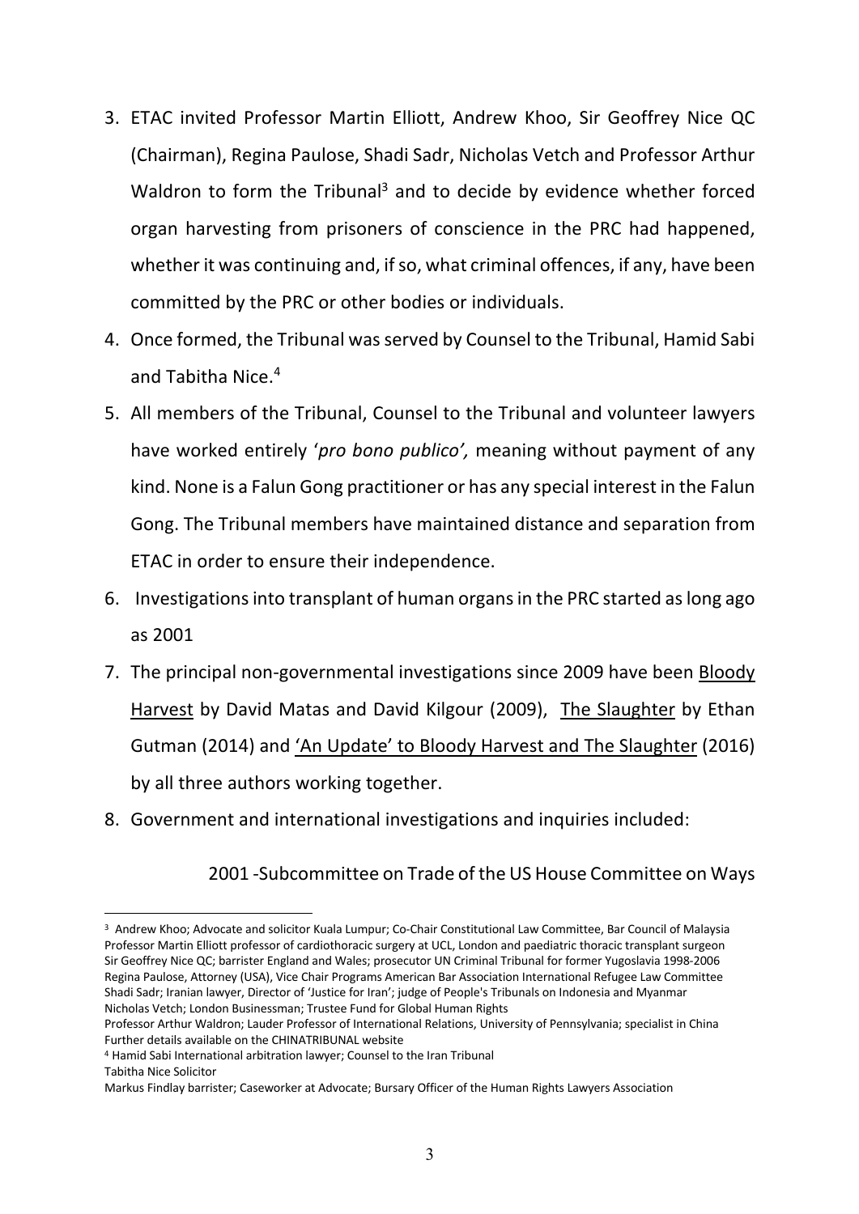3. ETAC invited Professor Martin Elliott, Andrew Khoo, Sir Geoffrey Nice QC (Chairman), Regina Paulose, Shadi Sadr, Nicholas Vetch and Professor Arthur Waldron to form the Tribunal[3] and to decide by evidence whether forced organ harvesting from prisoners of conscience in the PRC had happened, whether it was continuing and, if so, what criminal offences, if any, have been committed by the PRC or other bodies or individuals.

4. Once formed, the Tribunal was served by Counsel to the Tribunal, Hamid Sabi and Tabitha Nice.[4]

5. All members of the Tribunal, Counsel to the Tribunal and volunteer lawyers have worked entirely '*pro bono publico',* meaning without payment of any kind. None is a Falun Gong practitioner or has any special interest in the Falun Gong. The Tribunal members have maintained distance and separation from ETAC in order to ensure their independence.

6. Investigations into transplant of human organs in the PRC started as long ago as 2001

7. The principal non-governmental investigations since 2009 have been <u>Bloody Harvest</u> by David Matas and David Kilgour (2009), <u>The Slaughter</u> by Ethan Gutman (2014) and <u>'An Update' to Bloody Harvest and The Slaughter</u> (2016) by all three authors working together.

8. Government and international investigations and inquiries included:

   2001 -Subcommittee on Trade of the US House Committee on Ways

---

[3] Andrew Khoo; Advocate and solicitor Kuala Lumpur; Co-Chair Constitutional Law Committee, Bar Council of Malaysia
Professor Martin Elliott professor of cardiothoracic surgery at UCL, London and paediatric thoracic transplant surgeon
Sir Geoffrey Nice QC; barrister England and Wales; prosecutor UN Criminal Tribunal for former Yugoslavia 1998-2006
Regina Paulose, Attorney (USA), Vice Chair Programs American Bar Association International Refugee Law Committee
Shadi Sadr; Iranian lawyer, Director of 'Justice for Iran'; judge of People's Tribunals on Indonesia and Myanmar
Nicholas Vetch; London Businessman; Trustee Fund for Global Human Rights
Professor Arthur Waldron; Lauder Professor of International Relations, University of Pennsylvania; specialist in China
Further details available on the CHINATRIBUNAL website

[4] Hamid Sabi International arbitration lawyer; Counsel to the Iran Tribunal
Tabitha Nice Solicitor
Markus Findlay barrister; Caseworker at Advocate; Bursary Officer of the Human Rights Lawyers Association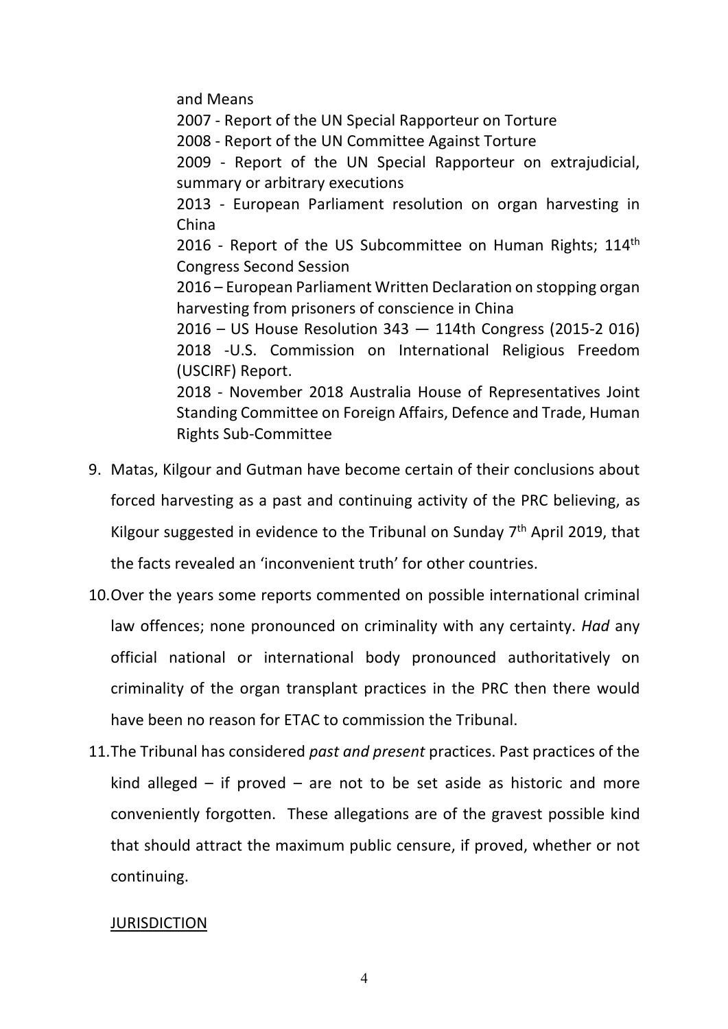and Means

2007 - Report of the UN Special Rapporteur on Torture

2008 - Report of the UN Committee Against Torture

2009 - Report of the UN Special Rapporteur on extrajudicial, summary or arbitrary executions

2013 - European Parliament resolution on organ harvesting in China

2016 - Report of the US Subcommittee on Human Rights; 114th Congress Second Session

2016 – European Parliament Written Declaration on stopping organ harvesting from prisoners of conscience in China

2016 – US House Resolution 343 — 114th Congress (2015-2 016)

2018 -U.S. Commission on International Religious Freedom (USCIRF) Report.

2018 - November 2018 Australia House of Representatives Joint Standing Committee on Foreign Affairs, Defence and Trade, Human Rights Sub-Committee

9. Matas, Kilgour and Gutman have become certain of their conclusions about forced harvesting as a past and continuing activity of the PRC believing, as Kilgour suggested in evidence to the Tribunal on Sunday 7th April 2019, that the facts revealed an 'inconvenient truth' for other countries.

10. Over the years some reports commented on possible international criminal law offences; none pronounced on criminality with any certainty. *Had* any official national or international body pronounced authoritatively on criminality of the organ transplant practices in the PRC then there would have been no reason for ETAC to commission the Tribunal.

11. The Tribunal has considered *past and present* practices. Past practices of the kind alleged – if proved – are not to be set aside as historic and more conveniently forgotten. These allegations are of the gravest possible kind that should attract the maximum public censure, if proved, whether or not continuing.

<u>JURISDICTION</u>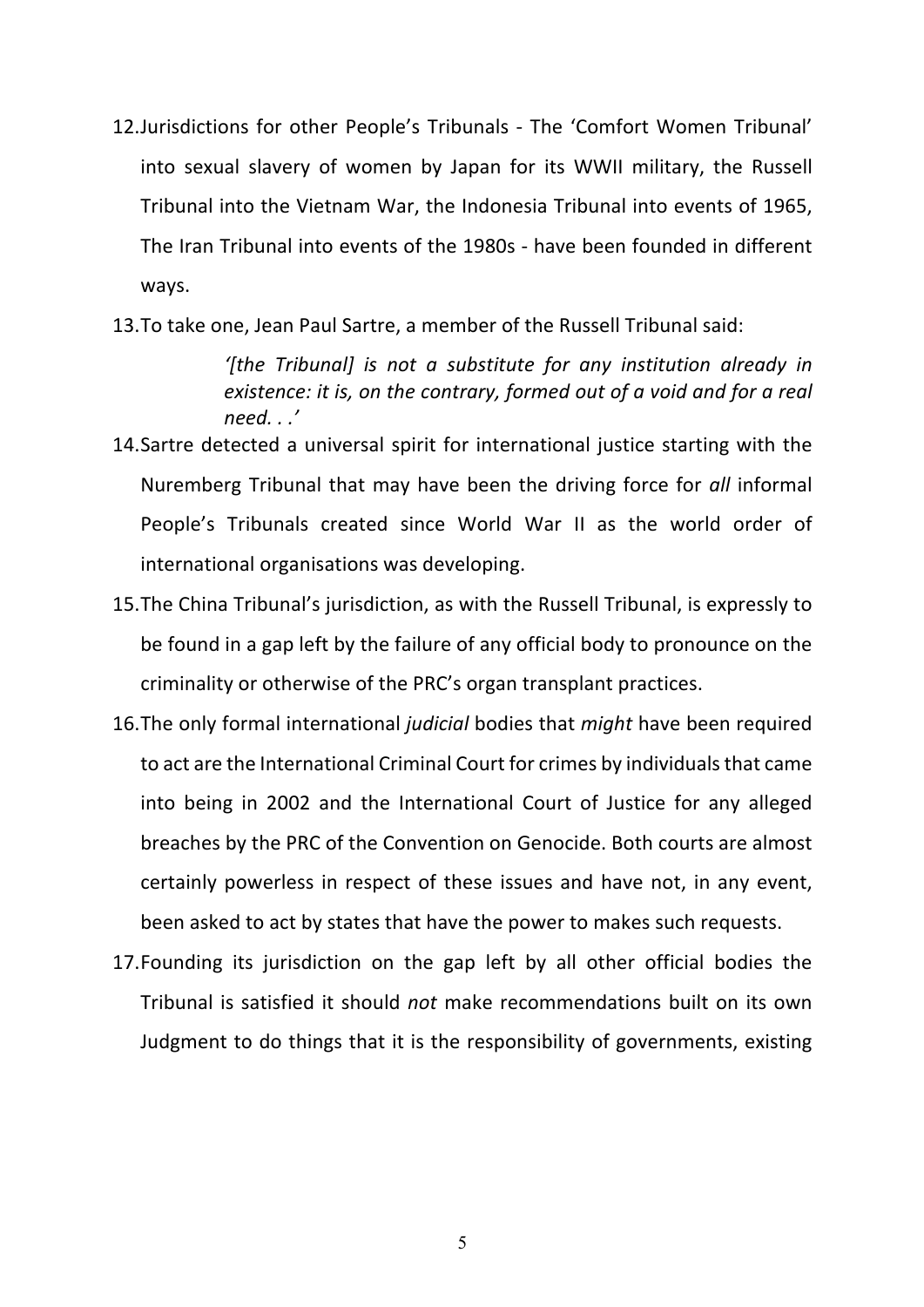12. Jurisdictions for other People's Tribunals - The 'Comfort Women Tribunal' into sexual slavery of women by Japan for its WWII military, the Russell Tribunal into the Vietnam War, the Indonesia Tribunal into events of 1965, The Iran Tribunal into events of the 1980s - have been founded in different ways.

13. To take one, Jean Paul Sartre, a member of the Russell Tribunal said:

    > *'[the Tribunal] is not a substitute for any institution already in existence: it is, on the contrary, formed out of a void and for a real need. . .'*

14. Sartre detected a universal spirit for international justice starting with the Nuremberg Tribunal that may have been the driving force for *all* informal People's Tribunals created since World War II as the world order of international organisations was developing.

15. The China Tribunal's jurisdiction, as with the Russell Tribunal, is expressly to be found in a gap left by the failure of any official body to pronounce on the criminality or otherwise of the PRC's organ transplant practices.

16. The only formal international *judicial* bodies that *might* have been required to act are the International Criminal Court for crimes by individuals that came into being in 2002 and the International Court of Justice for any alleged breaches by the PRC of the Convention on Genocide. Both courts are almost certainly powerless in respect of these issues and have not, in any event, been asked to act by states that have the power to makes such requests.

17. Founding its jurisdiction on the gap left by all other official bodies the Tribunal is satisfied it should *not* make recommendations built on its own Judgment to do things that it is the responsibility of governments, existing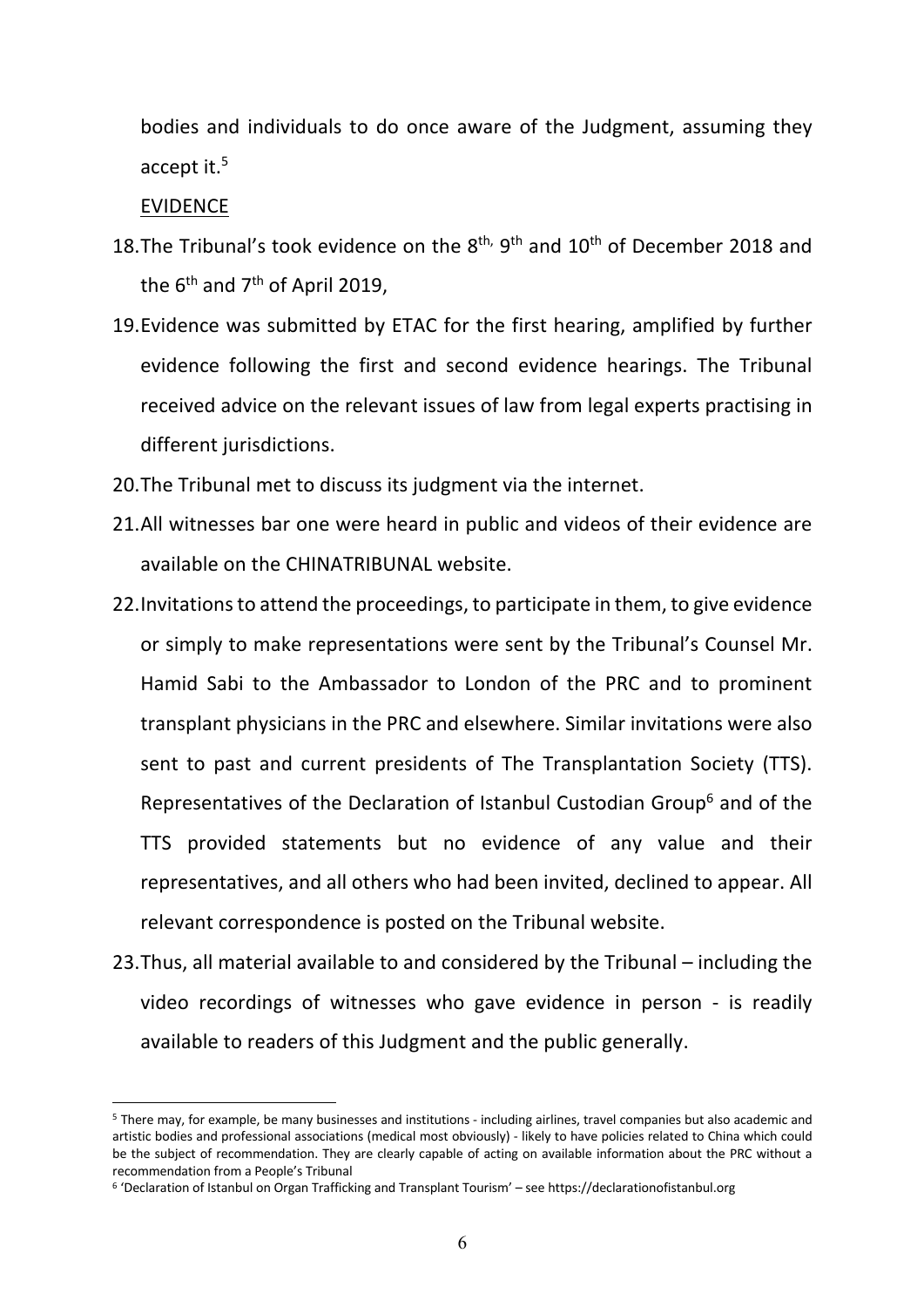bodies and individuals to do once aware of the Judgment, assuming they accept it.[5]

<u>EVIDENCE</u>

18. The Tribunal's took evidence on the 8th, 9th and 10th of December 2018 and the 6th and 7th of April 2019,

19. Evidence was submitted by ETAC for the first hearing, amplified by further evidence following the first and second evidence hearings. The Tribunal received advice on the relevant issues of law from legal experts practising in different jurisdictions.

20. The Tribunal met to discuss its judgment via the internet.

21. All witnesses bar one were heard in public and videos of their evidence are available on the CHINATRIBUNAL website.

22. Invitations to attend the proceedings, to participate in them, to give evidence or simply to make representations were sent by the Tribunal's Counsel Mr. Hamid Sabi to the Ambassador to London of the PRC and to prominent transplant physicians in the PRC and elsewhere. Similar invitations were also sent to past and current presidents of The Transplantation Society (TTS). Representatives of the Declaration of Istanbul Custodian Group[6] and of the TTS provided statements but no evidence of any value and their representatives, and all others who had been invited, declined to appear. All relevant correspondence is posted on the Tribunal website.

23. Thus, all material available to and considered by the Tribunal – including the video recordings of witnesses who gave evidence in person - is readily available to readers of this Judgment and the public generally.

---

[5] There may, for example, be many businesses and institutions - including airlines, travel companies but also academic and artistic bodies and professional associations (medical most obviously) - likely to have policies related to China which could be the subject of recommendation. They are clearly capable of acting on available information about the PRC without a recommendation from a People's Tribunal

[6] 'Declaration of Istanbul on Organ Trafficking and Transplant Tourism' – see https://declarationofistanbul.org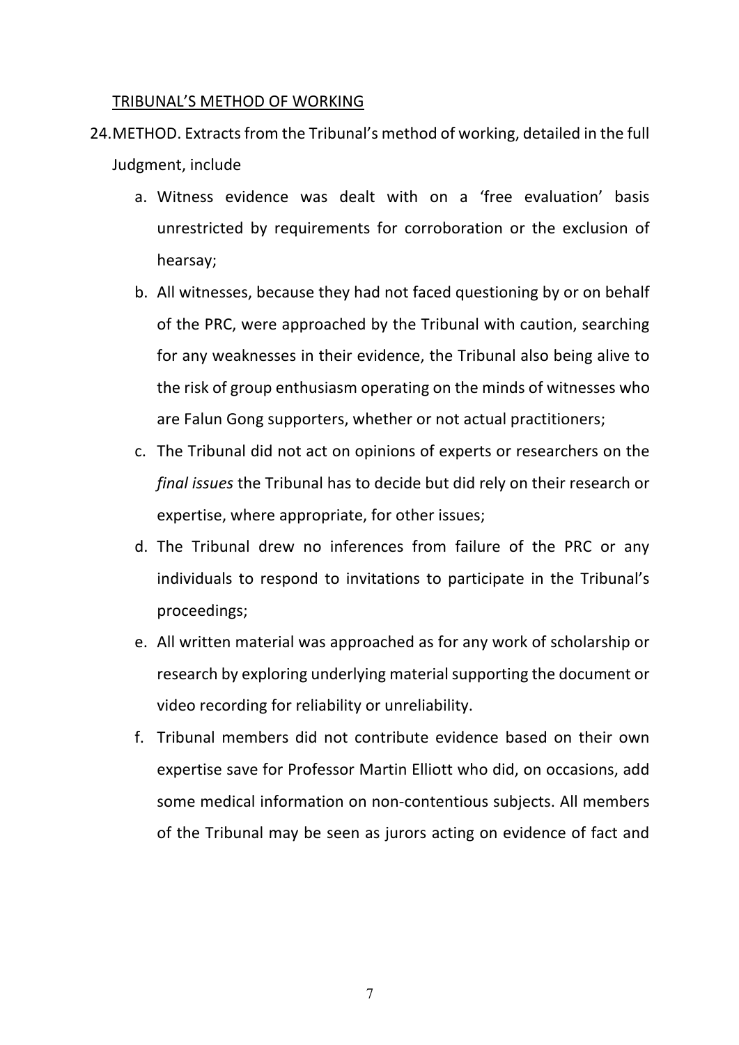<u>TRIBUNAL'S METHOD OF WORKING</u>

24. METHOD. Extracts from the Tribunal's method of working, detailed in the full Judgment, include

a. Witness evidence was dealt with on a 'free evaluation' basis unrestricted by requirements for corroboration or the exclusion of hearsay;

b. All witnesses, because they had not faced questioning by or on behalf of the PRC, were approached by the Tribunal with caution, searching for any weaknesses in their evidence, the Tribunal also being alive to the risk of group enthusiasm operating on the minds of witnesses who are Falun Gong supporters, whether or not actual practitioners;

c. The Tribunal did not act on opinions of experts or researchers on the *final issues* the Tribunal has to decide but did rely on their research or expertise, where appropriate, for other issues;

d. The Tribunal drew no inferences from failure of the PRC or any individuals to respond to invitations to participate in the Tribunal's proceedings;

e. All written material was approached as for any work of scholarship or research by exploring underlying material supporting the document or video recording for reliability or unreliability.

f. Tribunal members did not contribute evidence based on their own expertise save for Professor Martin Elliott who did, on occasions, add some medical information on non-contentious subjects. All members of the Tribunal may be seen as jurors acting on evidence of fact and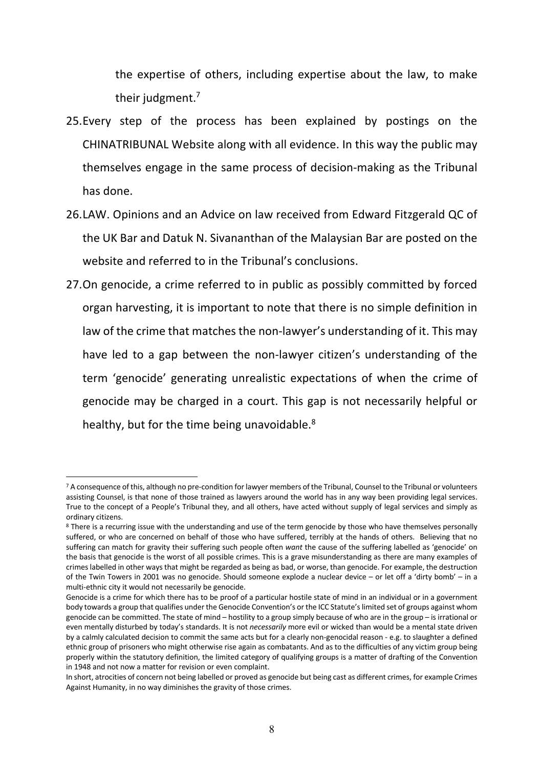the expertise of others, including expertise about the law, to make their judgment.[7]

25. Every step of the process has been explained by postings on the CHINATRIBUNAL Website along with all evidence. In this way the public may themselves engage in the same process of decision-making as the Tribunal has done.

26. LAW. Opinions and an Advice on law received from Edward Fitzgerald QC of the UK Bar and Datuk N. Sivananthan of the Malaysian Bar are posted on the website and referred to in the Tribunal's conclusions.

27. On genocide, a crime referred to in public as possibly committed by forced organ harvesting, it is important to note that there is no simple definition in law of the crime that matches the non-lawyer's understanding of it. This may have led to a gap between the non-lawyer citizen's understanding of the term 'genocide' generating unrealistic expectations of when the crime of genocide may be charged in a court. This gap is not necessarily helpful or healthy, but for the time being unavoidable.[8]

---

[7] A consequence of this, although no pre-condition for lawyer members of the Tribunal, Counsel to the Tribunal or volunteers assisting Counsel, is that none of those trained as lawyers around the world has in any way been providing legal services. True to the concept of a People's Tribunal they, and all others, have acted without supply of legal services and simply as ordinary citizens.

[8] There is a recurring issue with the understanding and use of the term genocide by those who have themselves personally suffered, or who are concerned on behalf of those who have suffered, terribly at the hands of others. Believing that no suffering can match for gravity their suffering such people often *want* the cause of the suffering labelled as 'genocide' on the basis that genocide is the worst of all possible crimes. This is a grave misunderstanding as there are many examples of crimes labelled in other ways that might be regarded as being as bad, or worse, than genocide. For example, the destruction of the Twin Towers in 2001 was no genocide. Should someone explode a nuclear device – or let off a 'dirty bomb' – in a multi-ethnic city it would not necessarily be genocide.

Genocide is a crime for which there has to be proof of a particular hostile state of mind in an individual or in a government body towards a group that qualifies under the Genocide Convention's or the ICC Statute's limited set of groups against whom genocide can be committed. The state of mind – hostility to a group simply because of who are in the group – is irrational or even mentally disturbed by today's standards. It is not *necessarily* more evil or wicked than would be a mental state driven by a calmly calculated decision to commit the same acts but for a clearly non-genocidal reason - e.g. to slaughter a defined ethnic group of prisoners who might otherwise rise again as combatants. And as to the difficulties of any victim group being properly within the statutory definition, the limited category of qualifying groups is a matter of drafting of the Convention in 1948 and not now a matter for revision or even complaint.

In short, atrocities of concern not being labelled or proved as genocide but being cast as different crimes, for example Crimes Against Humanity, in no way diminishes the gravity of those crimes.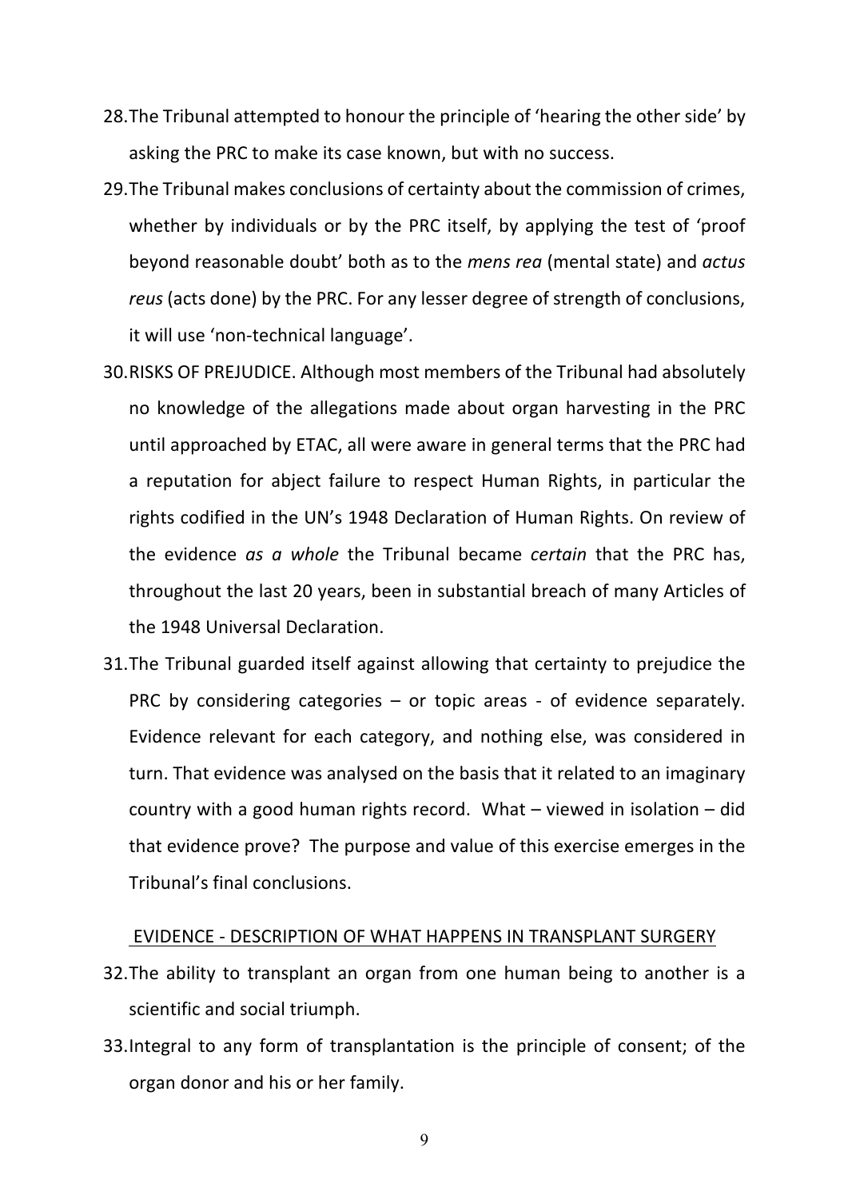28. The Tribunal attempted to honour the principle of 'hearing the other side' by asking the PRC to make its case known, but with no success.

29. The Tribunal makes conclusions of certainty about the commission of crimes, whether by individuals or by the PRC itself, by applying the test of 'proof beyond reasonable doubt' both as to the *mens rea* (mental state) and *actus reus* (acts done) by the PRC. For any lesser degree of strength of conclusions, it will use 'non-technical language'.

30. RISKS OF PREJUDICE. Although most members of the Tribunal had absolutely no knowledge of the allegations made about organ harvesting in the PRC until approached by ETAC, all were aware in general terms that the PRC had a reputation for abject failure to respect Human Rights, in particular the rights codified in the UN's 1948 Declaration of Human Rights. On review of the evidence *as a whole* the Tribunal became *certain* that the PRC has, throughout the last 20 years, been in substantial breach of many Articles of the 1948 Universal Declaration.

31. The Tribunal guarded itself against allowing that certainty to prejudice the PRC by considering categories – or topic areas - of evidence separately. Evidence relevant for each category, and nothing else, was considered in turn. That evidence was analysed on the basis that it related to an imaginary country with a good human rights record. What – viewed in isolation – did that evidence prove? The purpose and value of this exercise emerges in the Tribunal's final conclusions.

## EVIDENCE - DESCRIPTION OF WHAT HAPPENS IN TRANSPLANT SURGERY

32. The ability to transplant an organ from one human being to another is a scientific and social triumph.

33. Integral to any form of transplantation is the principle of consent; of the organ donor and his or her family.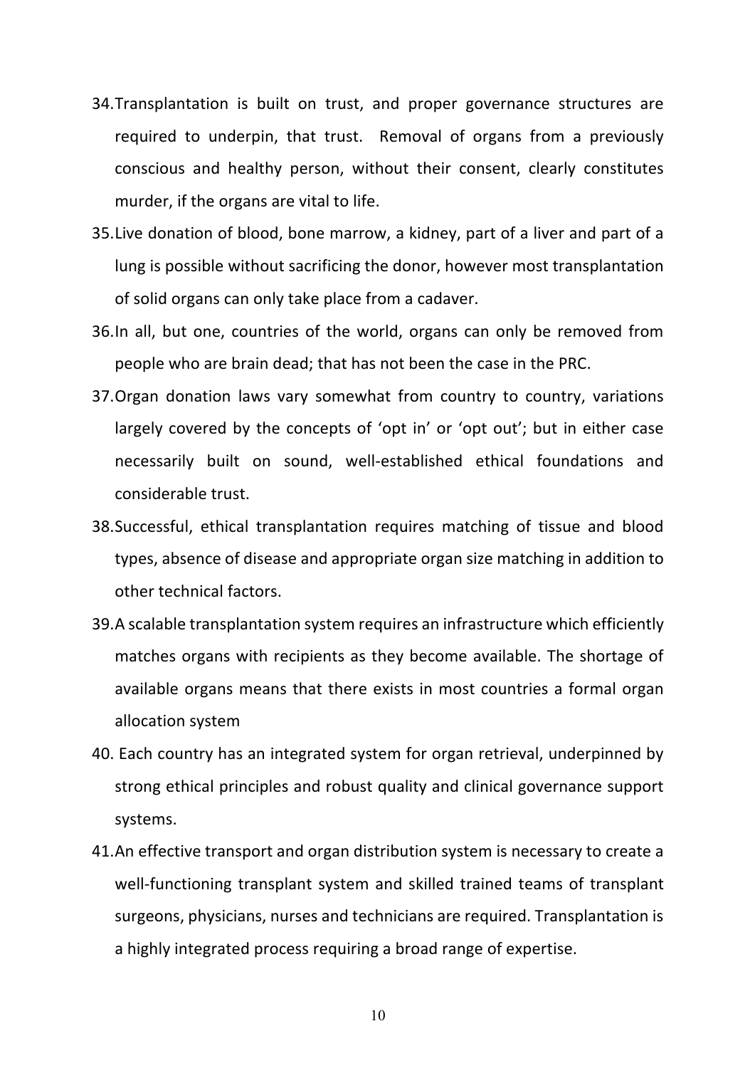34. Transplantation is built on trust, and proper governance structures are required to underpin, that trust. Removal of organs from a previously conscious and healthy person, without their consent, clearly constitutes murder, if the organs are vital to life.
35. Live donation of blood, bone marrow, a kidney, part of a liver and part of a lung is possible without sacrificing the donor, however most transplantation of solid organs can only take place from a cadaver.
36. In all, but one, countries of the world, organs can only be removed from people who are brain dead; that has not been the case in the PRC.
37. Organ donation laws vary somewhat from country to country, variations largely covered by the concepts of 'opt in' or 'opt out'; but in either case necessarily built on sound, well-established ethical foundations and considerable trust.
38. Successful, ethical transplantation requires matching of tissue and blood types, absence of disease and appropriate organ size matching in addition to other technical factors.
39. A scalable transplantation system requires an infrastructure which efficiently matches organs with recipients as they become available. The shortage of available organs means that there exists in most countries a formal organ allocation system
40. Each country has an integrated system for organ retrieval, underpinned by strong ethical principles and robust quality and clinical governance support systems.
41. An effective transport and organ distribution system is necessary to create a well-functioning transplant system and skilled trained teams of transplant surgeons, physicians, nurses and technicians are required. Transplantation is a highly integrated process requiring a broad range of expertise.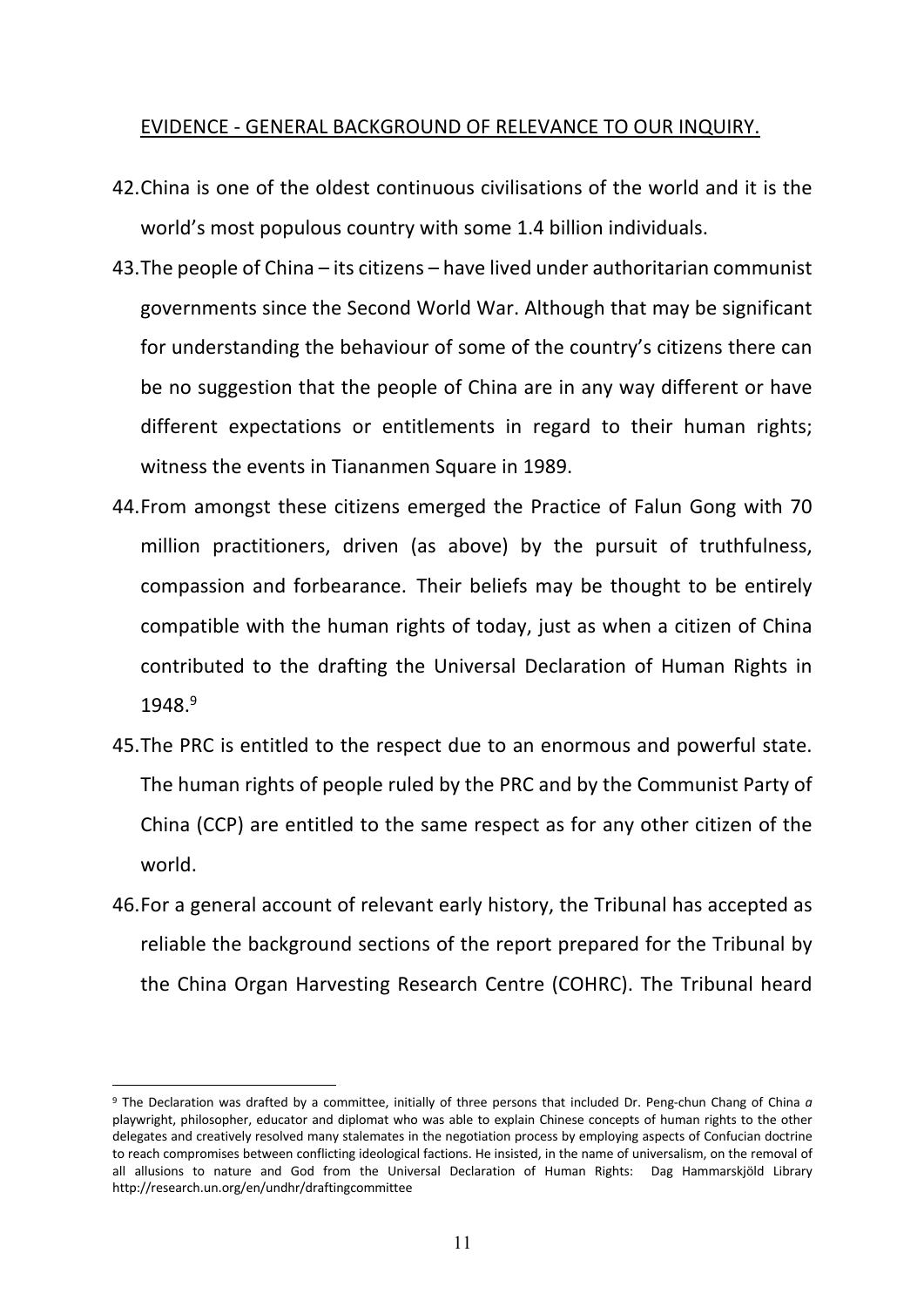EVIDENCE - GENERAL BACKGROUND OF RELEVANCE TO OUR INQUIRY.

42. China is one of the oldest continuous civilisations of the world and it is the world's most populous country with some 1.4 billion individuals.

43. The people of China – its citizens – have lived under authoritarian communist governments since the Second World War. Although that may be significant for understanding the behaviour of some of the country's citizens there can be no suggestion that the people of China are in any way different or have different expectations or entitlements in regard to their human rights; witness the events in Tiananmen Square in 1989.

44. From amongst these citizens emerged the Practice of Falun Gong with 70 million practitioners, driven (as above) by the pursuit of truthfulness, compassion and forbearance. Their beliefs may be thought to be entirely compatible with the human rights of today, just as when a citizen of China contributed to the drafting the Universal Declaration of Human Rights in 1948.[9]

45. The PRC is entitled to the respect due to an enormous and powerful state. The human rights of people ruled by the PRC and by the Communist Party of China (CCP) are entitled to the same respect as for any other citizen of the world.

46. For a general account of relevant early history, the Tribunal has accepted as reliable the background sections of the report prepared for the Tribunal by the China Organ Harvesting Research Centre (COHRC). The Tribunal heard

---

[9] The Declaration was drafted by a committee, initially of three persons that included Dr. Peng-chun Chang of China *a* playwright, philosopher, educator and diplomat who was able to explain Chinese concepts of human rights to the other delegates and creatively resolved many stalemates in the negotiation process by employing aspects of Confucian doctrine to reach compromises between conflicting ideological factions. He insisted, in the name of universalism, on the removal of all allusions to nature and God from the Universal Declaration of Human Rights: Dag Hammarskjöld Library http://research.un.org/en/undhr/draftingcommittee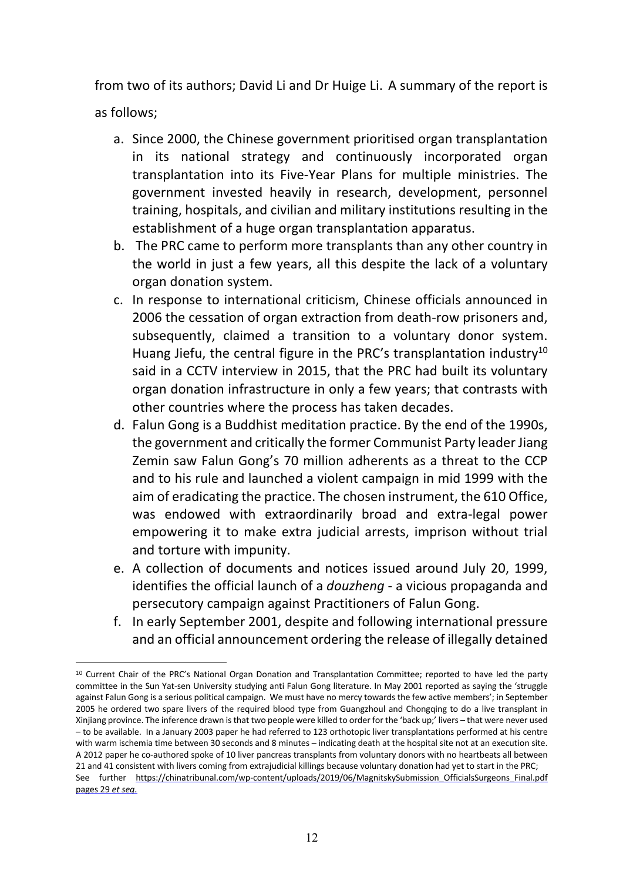from two of its authors; David Li and Dr Huige Li. A summary of the report is as follows;

a. Since 2000, the Chinese government prioritised organ transplantation in its national strategy and continuously incorporated organ transplantation into its Five-Year Plans for multiple ministries. The government invested heavily in research, development, personnel training, hospitals, and civilian and military institutions resulting in the establishment of a huge organ transplantation apparatus.
b. The PRC came to perform more transplants than any other country in the world in just a few years, all this despite the lack of a voluntary organ donation system.
c. In response to international criticism, Chinese officials announced in 2006 the cessation of organ extraction from death-row prisoners and, subsequently, claimed a transition to a voluntary donor system. Huang Jiefu, the central figure in the PRC's transplantation industry[10] said in a CCTV interview in 2015, that the PRC had built its voluntary organ donation infrastructure in only a few years; that contrasts with other countries where the process has taken decades.
d. Falun Gong is a Buddhist meditation practice. By the end of the 1990s, the government and critically the former Communist Party leader Jiang Zemin saw Falun Gong's 70 million adherents as a threat to the CCP and to his rule and launched a violent campaign in mid 1999 with the aim of eradicating the practice. The chosen instrument, the 610 Office, was endowed with extraordinarily broad and extra-legal power empowering it to make extra judicial arrests, imprison without trial and torture with impunity.
e. A collection of documents and notices issued around July 20, 1999, identifies the official launch of a *douzheng* - a vicious propaganda and persecutory campaign against Practitioners of Falun Gong.
f. In early September 2001, despite and following international pressure and an official announcement ordering the release of illegally detained

---

[10] Current Chair of the PRC's National Organ Donation and Transplantation Committee; reported to have led the party committee in the Sun Yat-sen University studying anti Falun Gong literature. In May 2001 reported as saying the 'struggle against Falun Gong is a serious political campaign. We must have no mercy towards the few active members'; in September 2005 he ordered two spare livers of the required blood type from Guangzhoul and Chongqing to do a live transplant in Xinjiang province. The inference drawn is that two people were killed to order for the 'back up;' livers – that were never used – to be available. In a January 2003 paper he had referred to 123 orthotopic liver transplantations performed at his centre with warm ischemia time between 30 seconds and 8 minutes – indicating death at the hospital site not at an execution site. A 2012 paper he co-authored spoke of 10 liver pancreas transplants from voluntary donors with no heartbeats all between 21 and 41 consistent with livers coming from extrajudicial killings because voluntary donation had yet to start in the PRC; See further https://chinatribunal.com/wp-content/uploads/2019/06/MagnitskySubmission_OfficialsSurgeons_Final.pdf pages 29 *et seq*.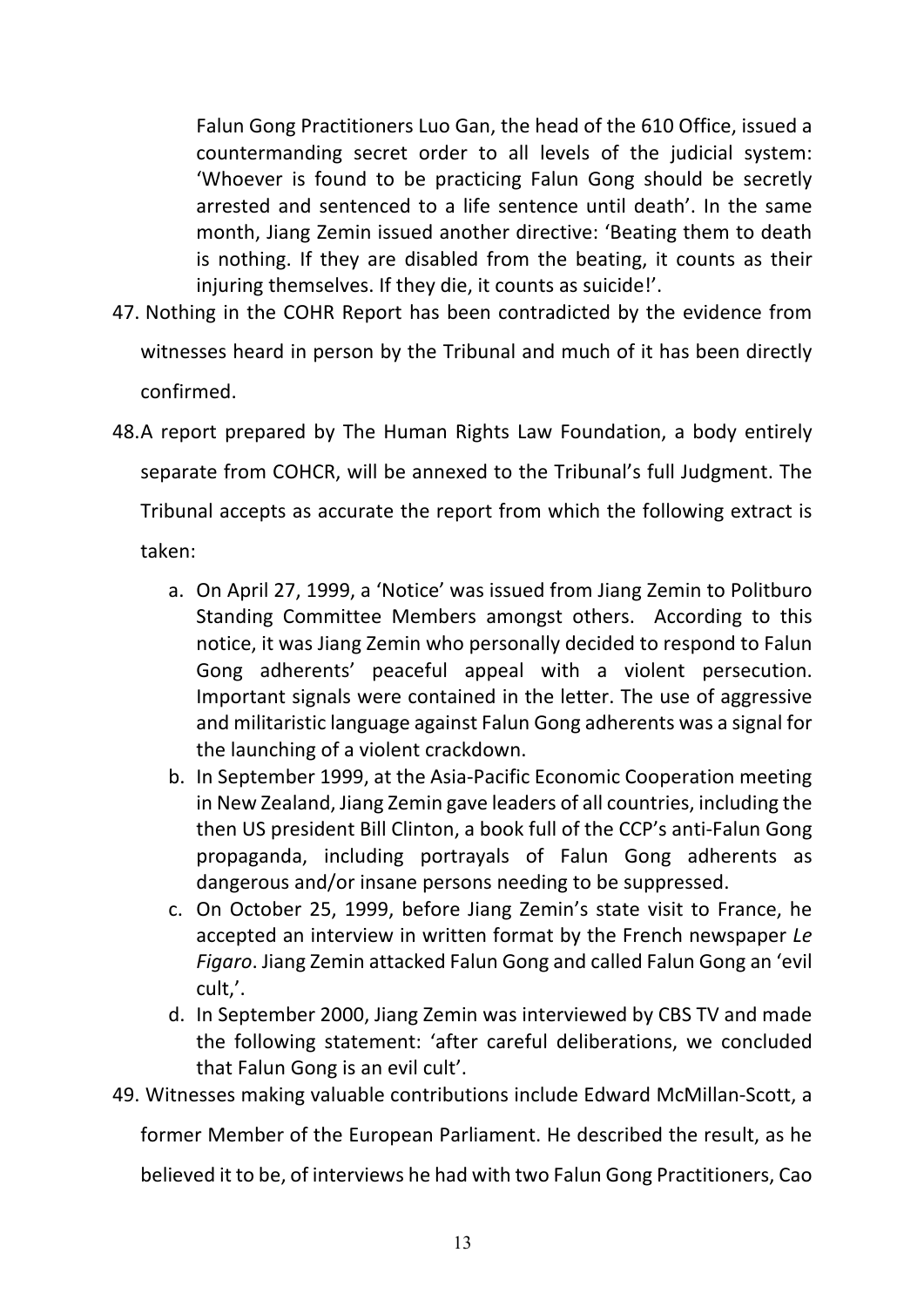Falun Gong Practitioners Luo Gan, the head of the 610 Office, issued a countermanding secret order to all levels of the judicial system: 'Whoever is found to be practicing Falun Gong should be secretly arrested and sentenced to a life sentence until death'. In the same month, Jiang Zemin issued another directive: 'Beating them to death is nothing. If they are disabled from the beating, it counts as their injuring themselves. If they die, it counts as suicide!'.

47. Nothing in the COHR Report has been contradicted by the evidence from witnesses heard in person by the Tribunal and much of it has been directly confirmed.

48. A report prepared by The Human Rights Law Foundation, a body entirely separate from COHCR, will be annexed to the Tribunal's full Judgment. The Tribunal accepts as accurate the report from which the following extract is taken:

    a. On April 27, 1999, a 'Notice' was issued from Jiang Zemin to Politburo Standing Committee Members amongst others. According to this notice, it was Jiang Zemin who personally decided to respond to Falun Gong adherents' peaceful appeal with a violent persecution. Important signals were contained in the letter. The use of aggressive and militaristic language against Falun Gong adherents was a signal for the launching of a violent crackdown.
    b. In September 1999, at the Asia-Pacific Economic Cooperation meeting in New Zealand, Jiang Zemin gave leaders of all countries, including the then US president Bill Clinton, a book full of the CCP's anti-Falun Gong propaganda, including portrayals of Falun Gong adherents as dangerous and/or insane persons needing to be suppressed.
    c. On October 25, 1999, before Jiang Zemin's state visit to France, he accepted an interview in written format by the French newspaper *Le Figaro*. Jiang Zemin attacked Falun Gong and called Falun Gong an 'evil cult,'.
    d. In September 2000, Jiang Zemin was interviewed by CBS TV and made the following statement: 'after careful deliberations, we concluded that Falun Gong is an evil cult'.

49. Witnesses making valuable contributions include Edward McMillan-Scott, a former Member of the European Parliament. He described the result, as he believed it to be, of interviews he had with two Falun Gong Practitioners, Cao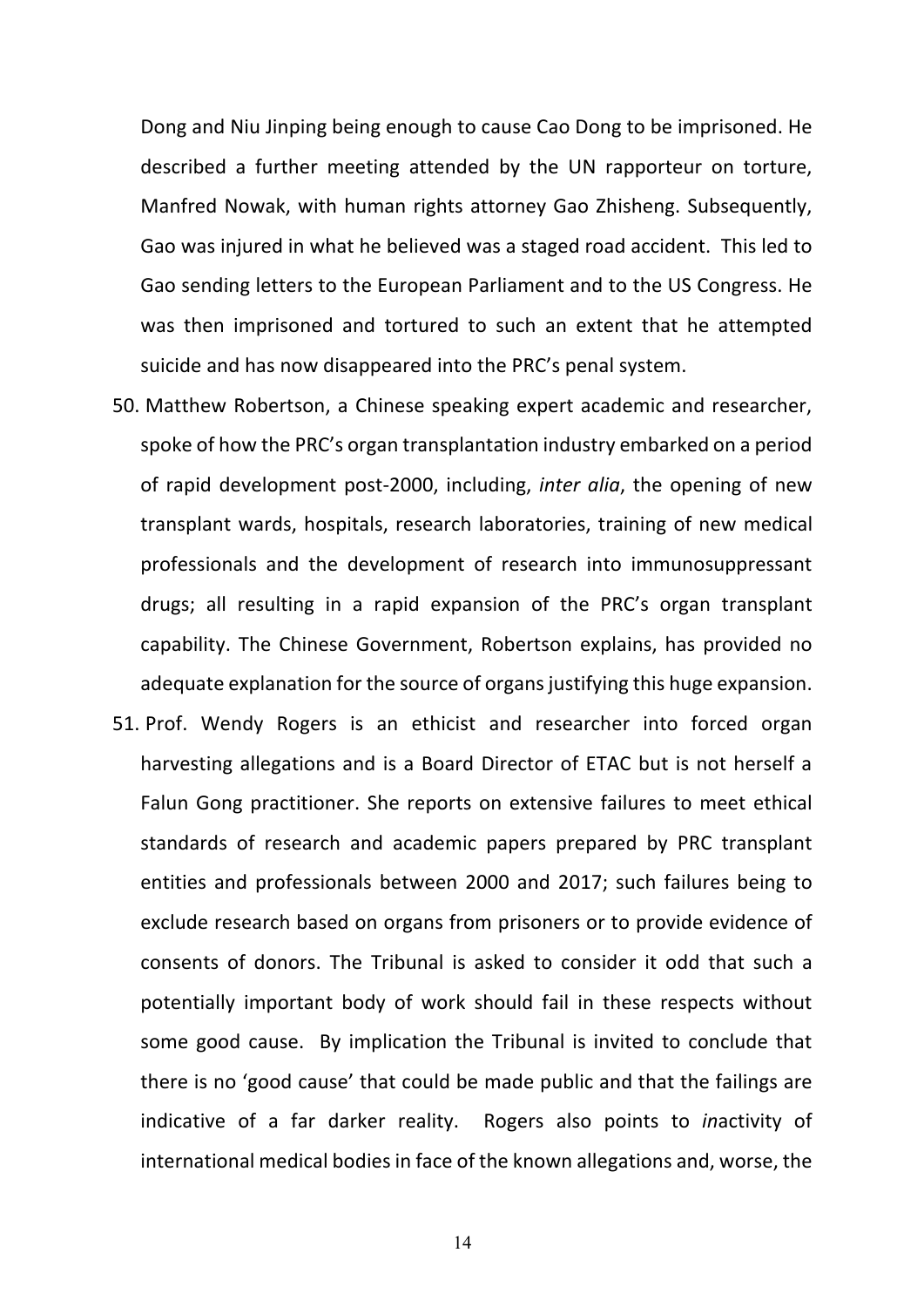Dong and Niu Jinping being enough to cause Cao Dong to be imprisoned. He described a further meeting attended by the UN rapporteur on torture, Manfred Nowak, with human rights attorney Gao Zhisheng. Subsequently, Gao was injured in what he believed was a staged road accident. This led to Gao sending letters to the European Parliament and to the US Congress. He was then imprisoned and tortured to such an extent that he attempted suicide and has now disappeared into the PRC's penal system.

50. Matthew Robertson, a Chinese speaking expert academic and researcher, spoke of how the PRC's organ transplantation industry embarked on a period of rapid development post-2000, including, *inter alia*, the opening of new transplant wards, hospitals, research laboratories, training of new medical professionals and the development of research into immunosuppressant drugs; all resulting in a rapid expansion of the PRC's organ transplant capability. The Chinese Government, Robertson explains, has provided no adequate explanation for the source of organs justifying this huge expansion.
51. Prof. Wendy Rogers is an ethicist and researcher into forced organ harvesting allegations and is a Board Director of ETAC but is not herself a Falun Gong practitioner. She reports on extensive failures to meet ethical standards of research and academic papers prepared by PRC transplant entities and professionals between 2000 and 2017; such failures being to exclude research based on organs from prisoners or to provide evidence of consents of donors. The Tribunal is asked to consider it odd that such a potentially important body of work should fail in these respects without some good cause. By implication the Tribunal is invited to conclude that there is no 'good cause' that could be made public and that the failings are indicative of a far darker reality. Rogers also points to *in*activity of international medical bodies in face of the known allegations and, worse, the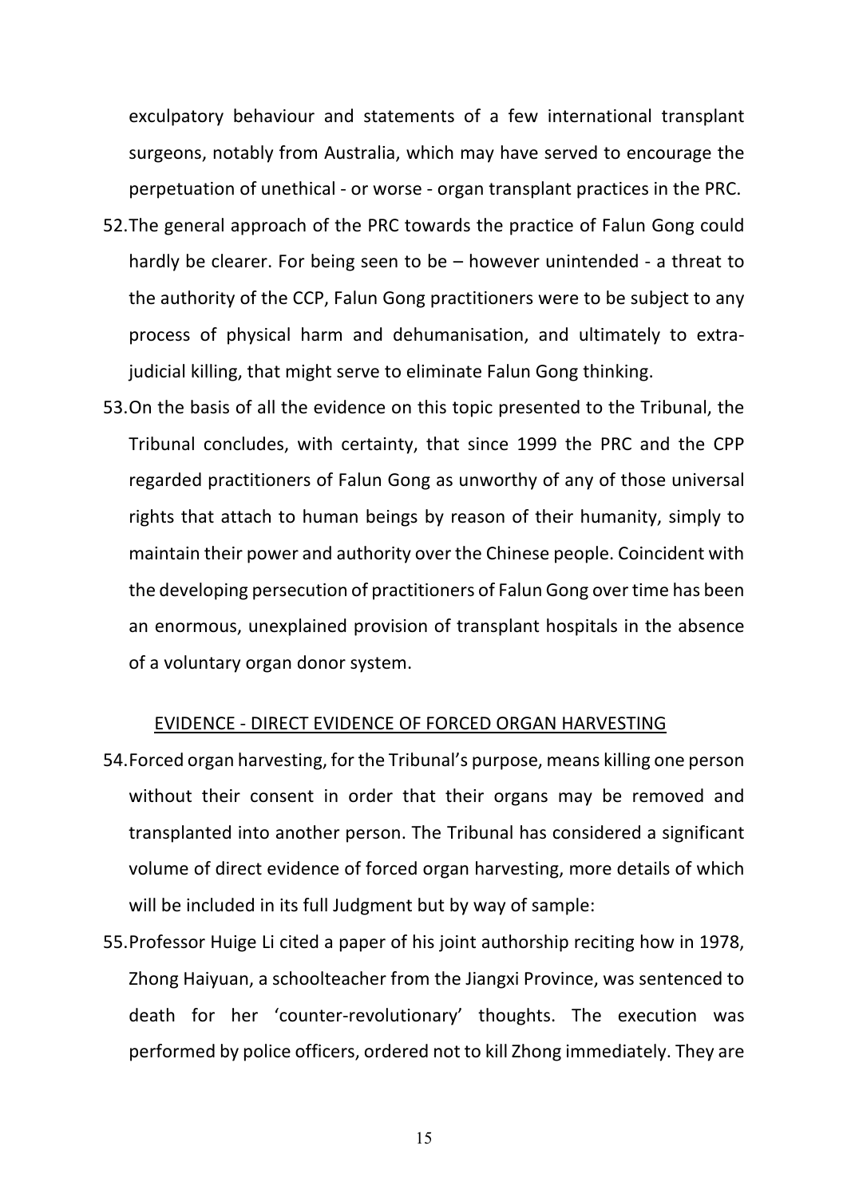exculpatory behaviour and statements of a few international transplant surgeons, notably from Australia, which may have served to encourage the perpetuation of unethical - or worse - organ transplant practices in the PRC.

52. The general approach of the PRC towards the practice of Falun Gong could hardly be clearer. For being seen to be – however unintended - a threat to the authority of the CCP, Falun Gong practitioners were to be subject to any process of physical harm and dehumanisation, and ultimately to extra-judicial killing, that might serve to eliminate Falun Gong thinking.

53. On the basis of all the evidence on this topic presented to the Tribunal, the Tribunal concludes, with certainty, that since 1999 the PRC and the CPP regarded practitioners of Falun Gong as unworthy of any of those universal rights that attach to human beings by reason of their humanity, simply to maintain their power and authority over the Chinese people. Coincident with the developing persecution of practitioners of Falun Gong over time has been an enormous, unexplained provision of transplant hospitals in the absence of a voluntary organ donor system.

<u>EVIDENCE - DIRECT EVIDENCE OF FORCED ORGAN HARVESTING</u>

54. Forced organ harvesting, for the Tribunal's purpose, means killing one person without their consent in order that their organs may be removed and transplanted into another person. The Tribunal has considered a significant volume of direct evidence of forced organ harvesting, more details of which will be included in its full Judgment but by way of sample:

55. Professor Huige Li cited a paper of his joint authorship reciting how in 1978, Zhong Haiyuan, a schoolteacher from the Jiangxi Province, was sentenced to death for her 'counter-revolutionary' thoughts. The execution was performed by police officers, ordered not to kill Zhong immediately. They are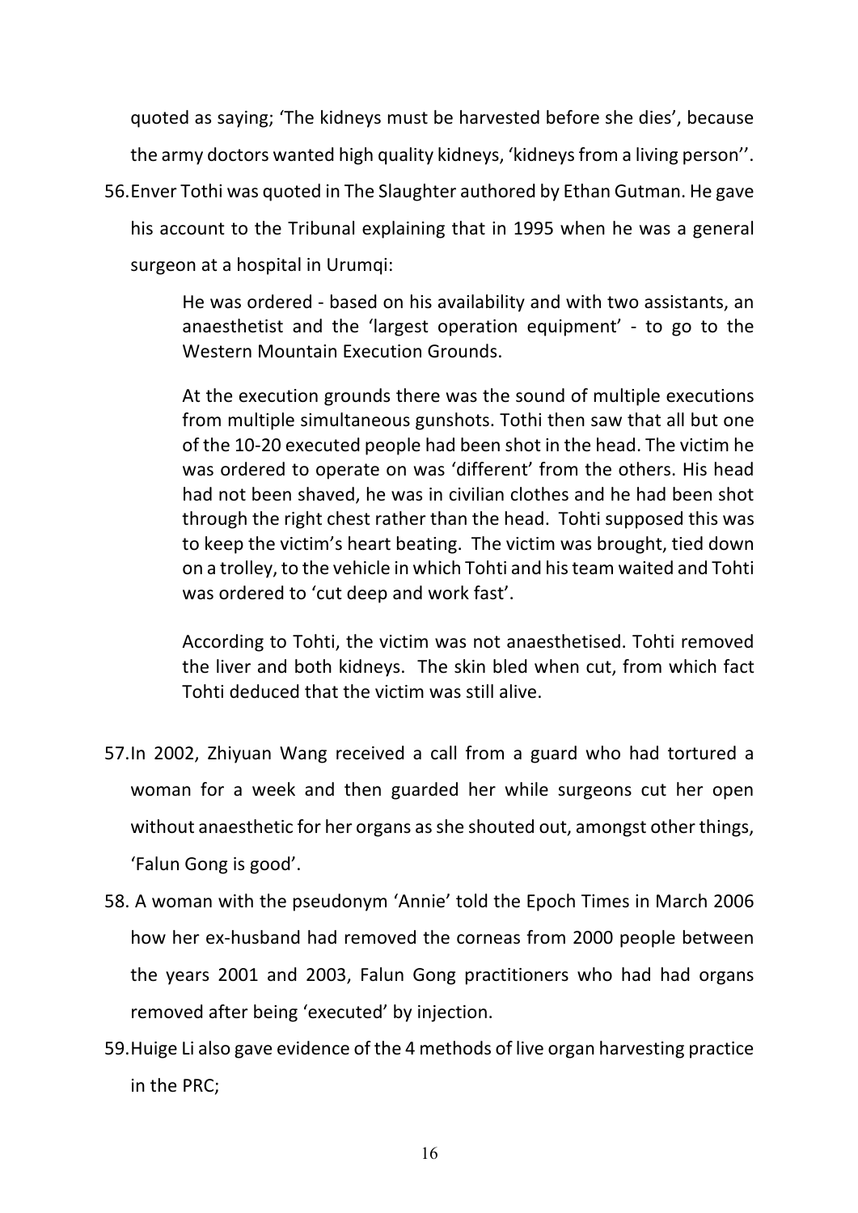quoted as saying; 'The kidneys must be harvested before she dies', because the army doctors wanted high quality kidneys, 'kidneys from a living person''.

56. Enver Tothi was quoted in The Slaughter authored by Ethan Gutman. He gave his account to the Tribunal explaining that in 1995 when he was a general surgeon at a hospital in Urumqi:

> He was ordered - based on his availability and with two assistants, an anaesthetist and the 'largest operation equipment' - to go to the Western Mountain Execution Grounds.
>
> At the execution grounds there was the sound of multiple executions from multiple simultaneous gunshots. Tothi then saw that all but one of the 10-20 executed people had been shot in the head. The victim he was ordered to operate on was 'different' from the others. His head had not been shaved, he was in civilian clothes and he had been shot through the right chest rather than the head. Tohti supposed this was to keep the victim's heart beating. The victim was brought, tied down on a trolley, to the vehicle in which Tohti and his team waited and Tohti was ordered to 'cut deep and work fast'.
>
> According to Tohti, the victim was not anaesthetised. Tohti removed the liver and both kidneys. The skin bled when cut, from which fact Tohti deduced that the victim was still alive.

57. In 2002, Zhiyuan Wang received a call from a guard who had tortured a woman for a week and then guarded her while surgeons cut her open without anaesthetic for her organs as she shouted out, amongst other things, 'Falun Gong is good'.

58. A woman with the pseudonym 'Annie' told the Epoch Times in March 2006 how her ex-husband had removed the corneas from 2000 people between the years 2001 and 2003, Falun Gong practitioners who had had organs removed after being 'executed' by injection.

59. Huige Li also gave evidence of the 4 methods of live organ harvesting practice in the PRC;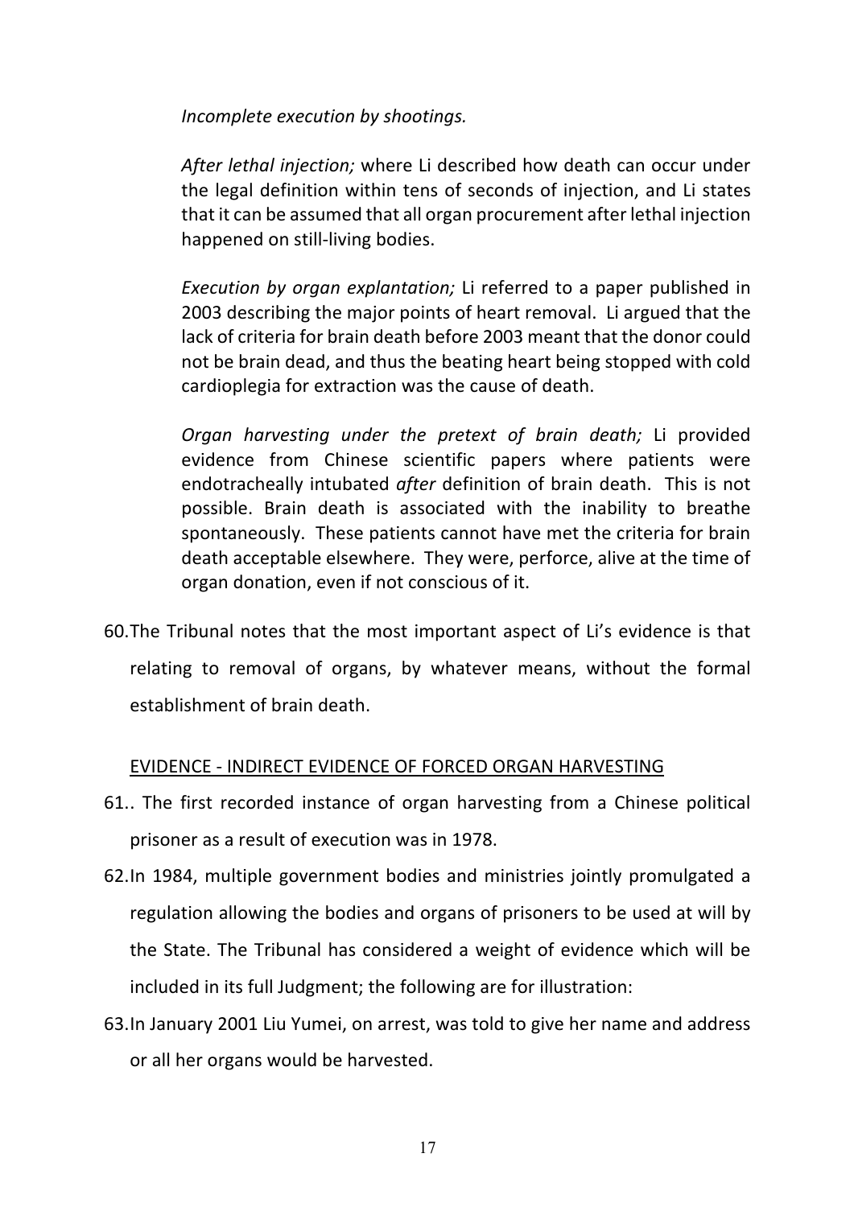*Incomplete execution by shootings.*

*After lethal injection;* where Li described how death can occur under the legal definition within tens of seconds of injection, and Li states that it can be assumed that all organ procurement after lethal injection happened on still-living bodies.

*Execution by organ explantation;* Li referred to a paper published in 2003 describing the major points of heart removal. Li argued that the lack of criteria for brain death before 2003 meant that the donor could not be brain dead, and thus the beating heart being stopped with cold cardioplegia for extraction was the cause of death.

*Organ harvesting under the pretext of brain death;* Li provided evidence from Chinese scientific papers where patients were endotracheally intubated *after* definition of brain death. This is not possible. Brain death is associated with the inability to breathe spontaneously. These patients cannot have met the criteria for brain death acceptable elsewhere. They were, perforce, alive at the time of organ donation, even if not conscious of it.

60. The Tribunal notes that the most important aspect of Li's evidence is that relating to removal of organs, by whatever means, without the formal establishment of brain death.

EVIDENCE - INDIRECT EVIDENCE OF FORCED ORGAN HARVESTING

61.. The first recorded instance of organ harvesting from a Chinese political prisoner as a result of execution was in 1978.

62. In 1984, multiple government bodies and ministries jointly promulgated a regulation allowing the bodies and organs of prisoners to be used at will by the State. The Tribunal has considered a weight of evidence which will be included in its full Judgment; the following are for illustration:

63. In January 2001 Liu Yumei, on arrest, was told to give her name and address or all her organs would be harvested.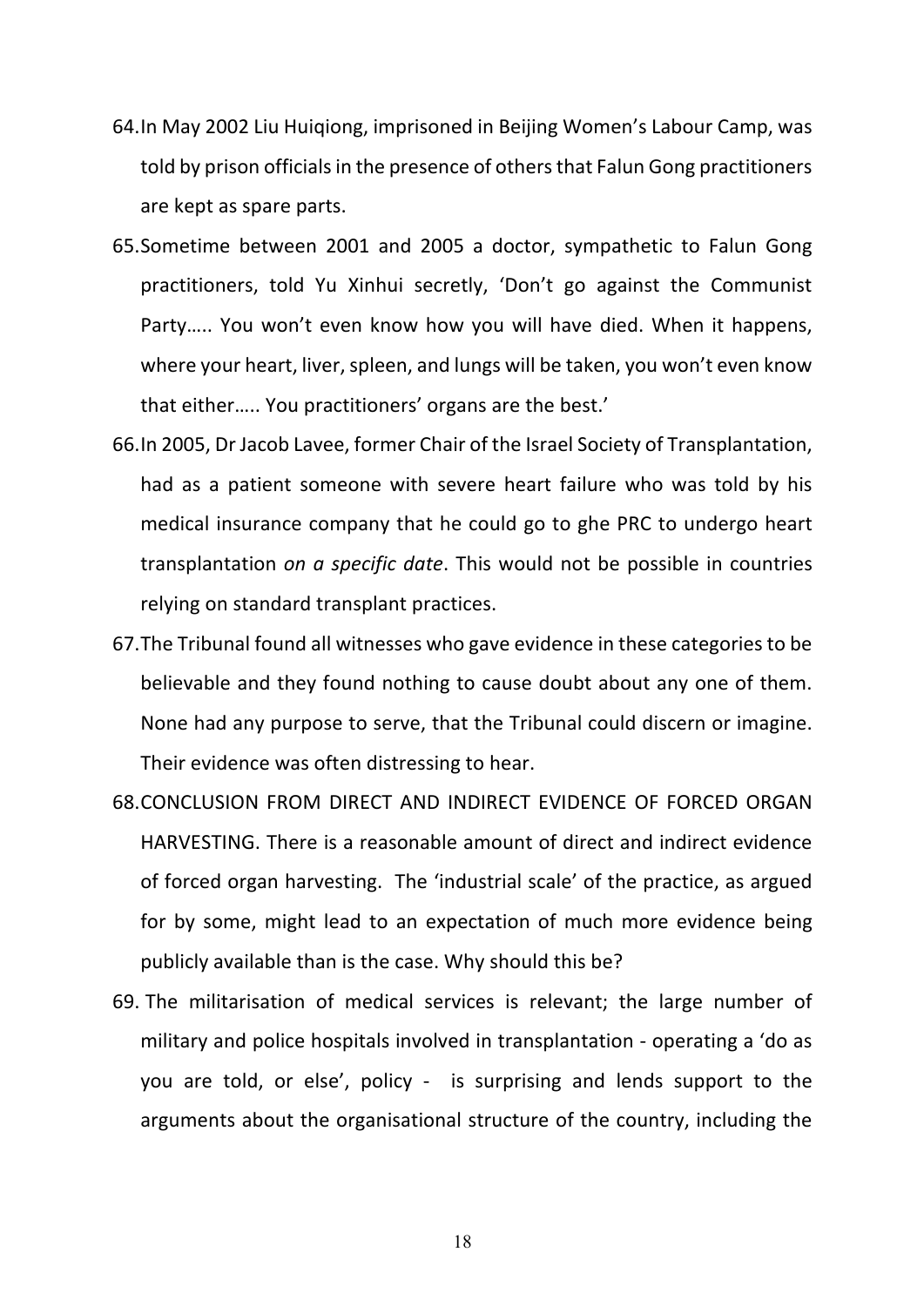64. In May 2002 Liu Huiqiong, imprisoned in Beijing Women's Labour Camp, was told by prison officials in the presence of others that Falun Gong practitioners are kept as spare parts.

65. Sometime between 2001 and 2005 a doctor, sympathetic to Falun Gong practitioners, told Yu Xinhui secretly, 'Don't go against the Communist Party….. You won't even know how you will have died. When it happens, where your heart, liver, spleen, and lungs will be taken, you won't even know that either….. You practitioners' organs are the best.'

66. In 2005, Dr Jacob Lavee, former Chair of the Israel Society of Transplantation, had as a patient someone with severe heart failure who was told by his medical insurance company that he could go to ghe PRC to undergo heart transplantation *on a specific date*. This would not be possible in countries relying on standard transplant practices.

67. The Tribunal found all witnesses who gave evidence in these categories to be believable and they found nothing to cause doubt about any one of them. None had any purpose to serve, that the Tribunal could discern or imagine. Their evidence was often distressing to hear.

68. CONCLUSION FROM DIRECT AND INDIRECT EVIDENCE OF FORCED ORGAN HARVESTING. There is a reasonable amount of direct and indirect evidence of forced organ harvesting. The 'industrial scale' of the practice, as argued for by some, might lead to an expectation of much more evidence being publicly available than is the case. Why should this be?

69. The militarisation of medical services is relevant; the large number of military and police hospitals involved in transplantation - operating a 'do as you are told, or else', policy - is surprising and lends support to the arguments about the organisational structure of the country, including the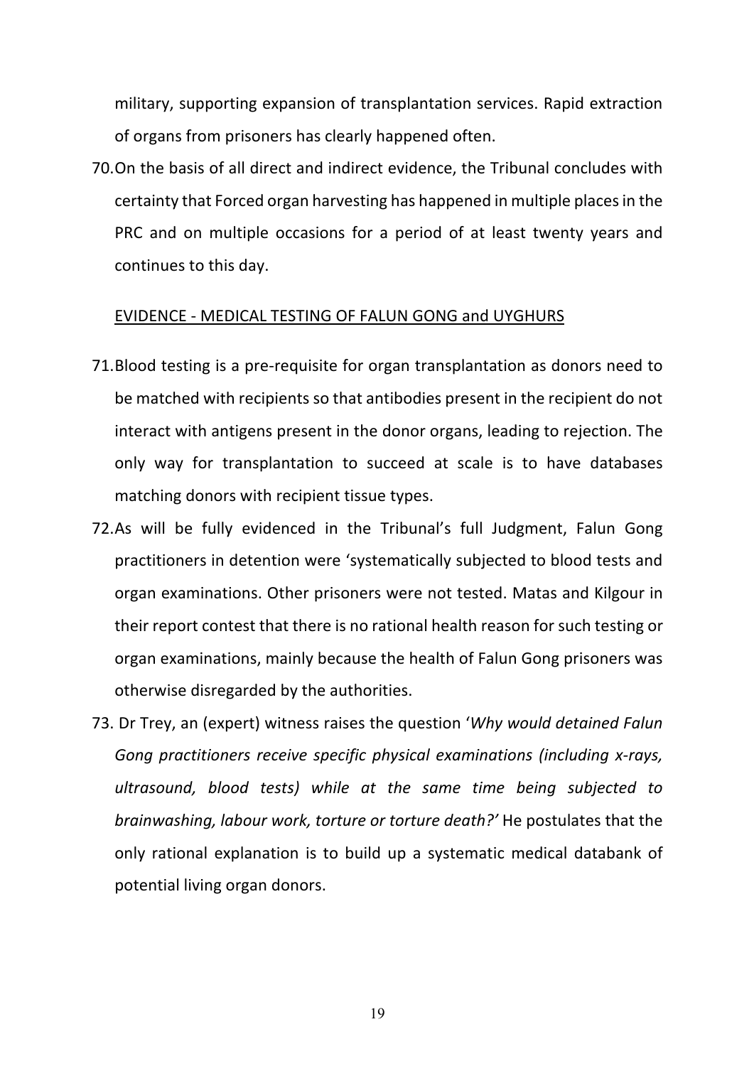military, supporting expansion of transplantation services. Rapid extraction of organs from prisoners has clearly happened often.

70. On the basis of all direct and indirect evidence, the Tribunal concludes with certainty that Forced organ harvesting has happened in multiple places in the PRC and on multiple occasions for a period of at least twenty years and continues to this day.

EVIDENCE - MEDICAL TESTING OF FALUN GONG and UYGHURS

71. Blood testing is a pre-requisite for organ transplantation as donors need to be matched with recipients so that antibodies present in the recipient do not interact with antigens present in the donor organs, leading to rejection. The only way for transplantation to succeed at scale is to have databases matching donors with recipient tissue types.

72. As will be fully evidenced in the Tribunal's full Judgment, Falun Gong practitioners in detention were 'systematically subjected to blood tests and organ examinations. Other prisoners were not tested. Matas and Kilgour in their report contest that there is no rational health reason for such testing or organ examinations, mainly because the health of Falun Gong prisoners was otherwise disregarded by the authorities.

73. Dr Trey, an (expert) witness raises the question '*Why would detained Falun Gong practitioners receive specific physical examinations (including x-rays, ultrasound, blood tests) while at the same time being subjected to brainwashing, labour work, torture or torture death?'* He postulates that the only rational explanation is to build up a systematic medical databank of potential living organ donors.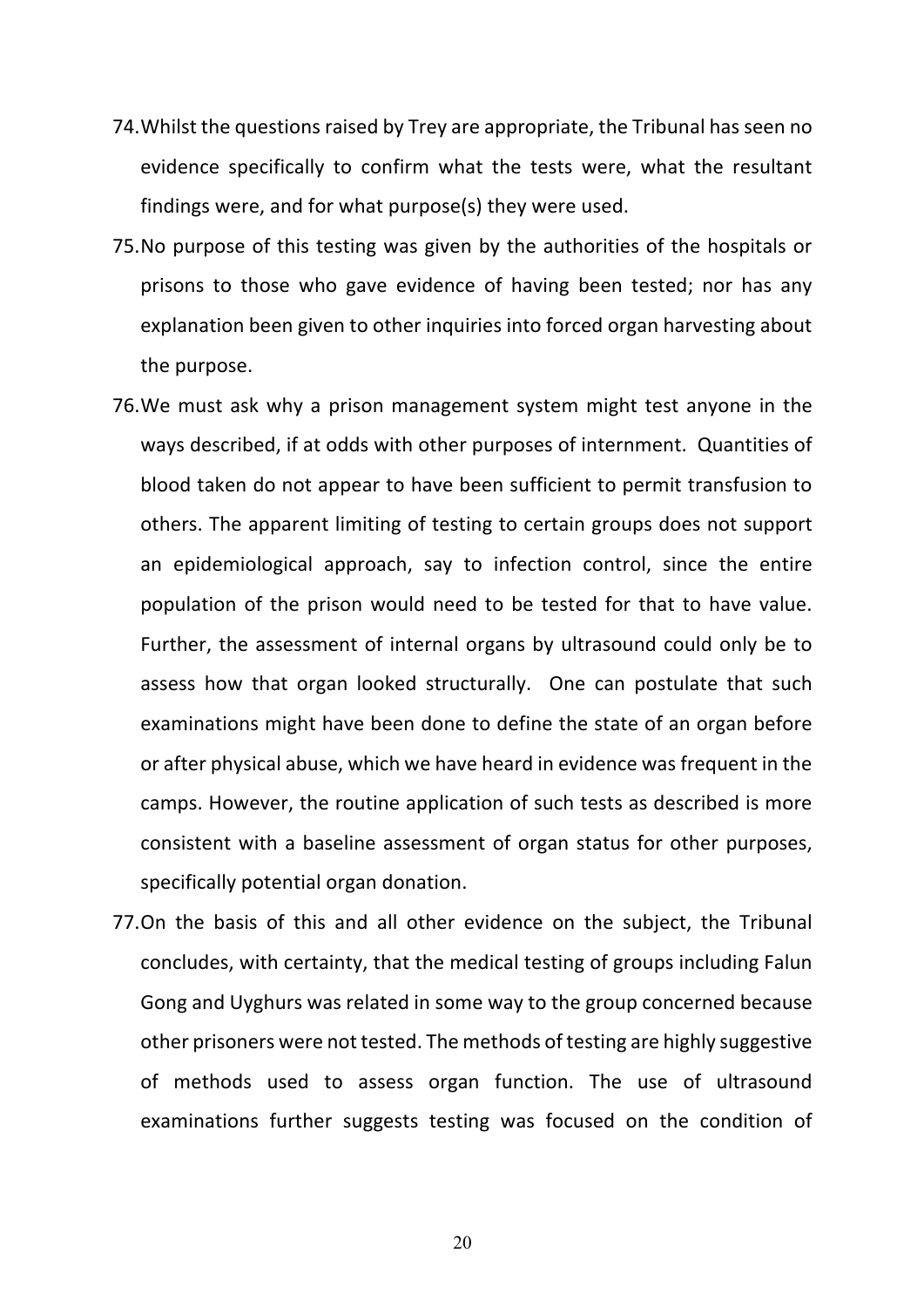74. Whilst the questions raised by Trey are appropriate, the Tribunal has seen no evidence specifically to confirm what the tests were, what the resultant findings were, and for what purpose(s) they were used.

75. No purpose of this testing was given by the authorities of the hospitals or prisons to those who gave evidence of having been tested; nor has any explanation been given to other inquiries into forced organ harvesting about the purpose.

76. We must ask why a prison management system might test anyone in the ways described, if at odds with other purposes of internment. Quantities of blood taken do not appear to have been sufficient to permit transfusion to others. The apparent limiting of testing to certain groups does not support an epidemiological approach, say to infection control, since the entire population of the prison would need to be tested for that to have value. Further, the assessment of internal organs by ultrasound could only be to assess how that organ looked structurally. One can postulate that such examinations might have been done to define the state of an organ before or after physical abuse, which we have heard in evidence was frequent in the camps. However, the routine application of such tests as described is more consistent with a baseline assessment of organ status for other purposes, specifically potential organ donation.

77. On the basis of this and all other evidence on the subject, the Tribunal concludes, with certainty, that the medical testing of groups including Falun Gong and Uyghurs was related in some way to the group concerned because other prisoners were not tested. The methods of testing are highly suggestive of methods used to assess organ function. The use of ultrasound examinations further suggests testing was focused on the condition of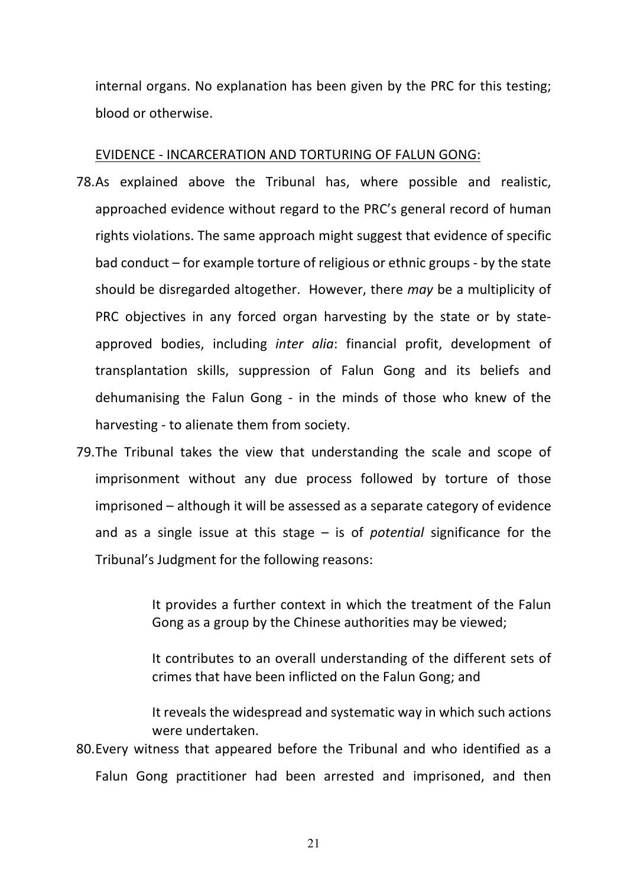internal organs. No explanation has been given by the PRC for this testing; blood or otherwise.

EVIDENCE - INCARCERATION AND TORTURING OF FALUN GONG:

78. As explained above the Tribunal has, where possible and realistic, approached evidence without regard to the PRC's general record of human rights violations. The same approach might suggest that evidence of specific bad conduct – for example torture of religious or ethnic groups - by the state should be disregarded altogether. However, there *may* be a multiplicity of PRC objectives in any forced organ harvesting by the state or by state-approved bodies, including *inter alia*: financial profit, development of transplantation skills, suppression of Falun Gong and its beliefs and dehumanising the Falun Gong - in the minds of those who knew of the harvesting - to alienate them from society.

79. The Tribunal takes the view that understanding the scale and scope of imprisonment without any due process followed by torture of those imprisoned – although it will be assessed as a separate category of evidence and as a single issue at this stage – is of *potential* significance for the Tribunal's Judgment for the following reasons:

    It provides a further context in which the treatment of the Falun Gong as a group by the Chinese authorities may be viewed;

    It contributes to an overall understanding of the different sets of crimes that have been inflicted on the Falun Gong; and

    It reveals the widespread and systematic way in which such actions were undertaken.

80. Every witness that appeared before the Tribunal and who identified as a Falun Gong practitioner had been arrested and imprisoned, and then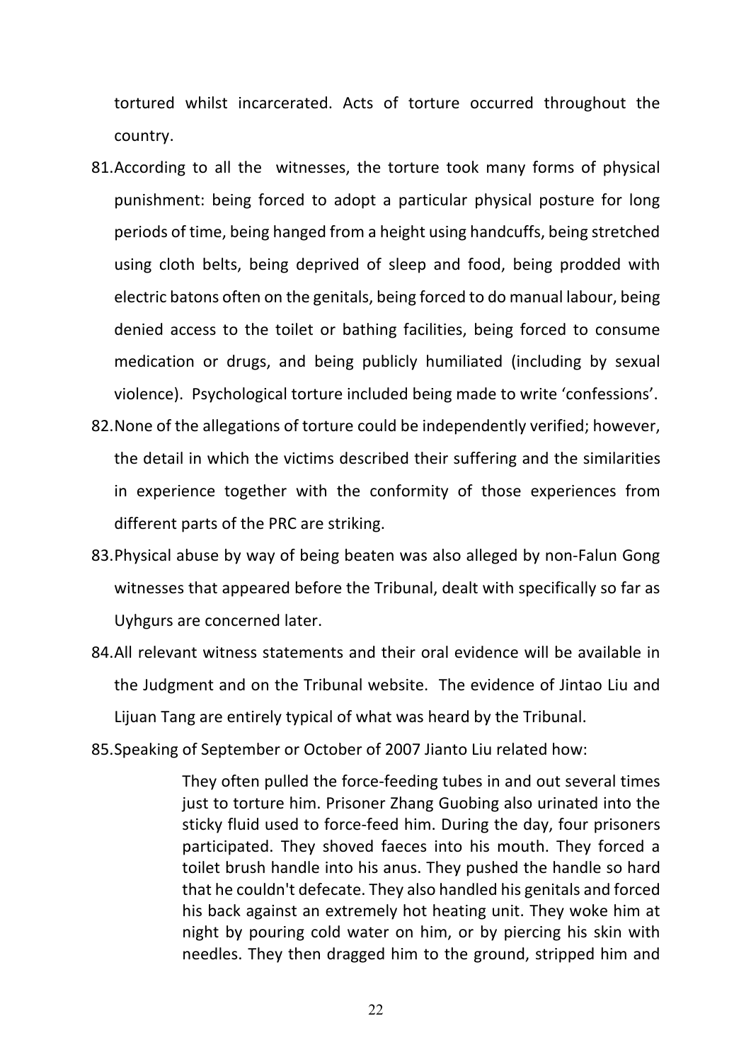tortured whilst incarcerated. Acts of torture occurred throughout the country.

81. According to all the witnesses, the torture took many forms of physical punishment: being forced to adopt a particular physical posture for long periods of time, being hanged from a height using handcuffs, being stretched using cloth belts, being deprived of sleep and food, being prodded with electric batons often on the genitals, being forced to do manual labour, being denied access to the toilet or bathing facilities, being forced to consume medication or drugs, and being publicly humiliated (including by sexual violence). Psychological torture included being made to write 'confessions'.

82. None of the allegations of torture could be independently verified; however, the detail in which the victims described their suffering and the similarities in experience together with the conformity of those experiences from different parts of the PRC are striking.

83. Physical abuse by way of being beaten was also alleged by non-Falun Gong witnesses that appeared before the Tribunal, dealt with specifically so far as Uyhgurs are concerned later.

84. All relevant witness statements and their oral evidence will be available in the Judgment and on the Tribunal website. The evidence of Jintao Liu and Lijuan Tang are entirely typical of what was heard by the Tribunal.

85. Speaking of September or October of 2007 Jianto Liu related how:

> They often pulled the force-feeding tubes in and out several times just to torture him. Prisoner Zhang Guobing also urinated into the sticky fluid used to force-feed him. During the day, four prisoners participated. They shoved faeces into his mouth. They forced a toilet brush handle into his anus. They pushed the handle so hard that he couldn't defecate. They also handled his genitals and forced his back against an extremely hot heating unit. They woke him at night by pouring cold water on him, or by piercing his skin with needles. They then dragged him to the ground, stripped him and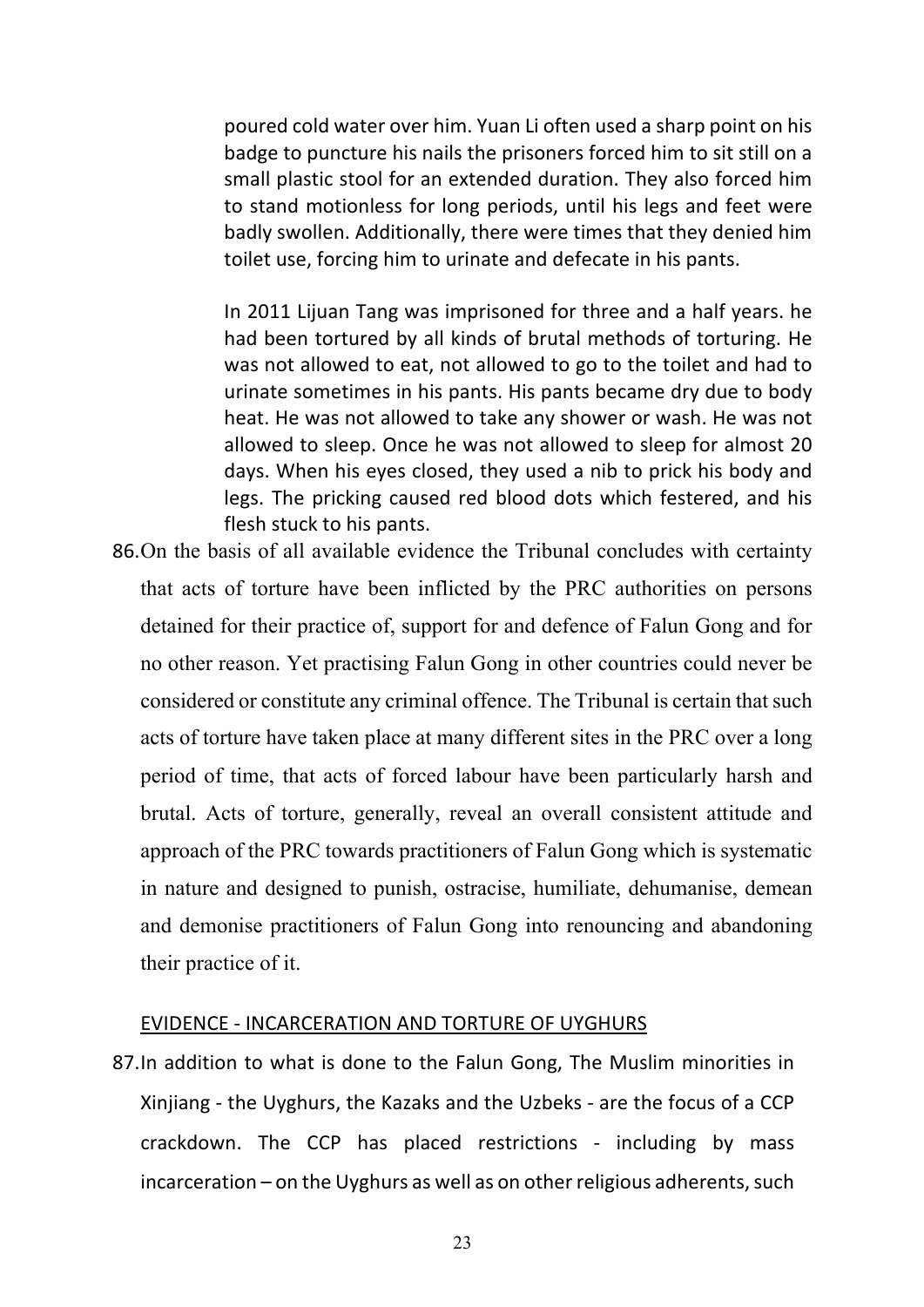> poured cold water over him. Yuan Li often used a sharp point on his badge to puncture his nails the prisoners forced him to sit still on a small plastic stool for an extended duration. They also forced him to stand motionless for long periods, until his legs and feet were badly swollen. Additionally, there were times that they denied him toilet use, forcing him to urinate and defecate in his pants.
>
> In 2011 Lijuan Tang was imprisoned for three and a half years. he had been tortured by all kinds of brutal methods of torturing. He was not allowed to eat, not allowed to go to the toilet and had to urinate sometimes in his pants. His pants became dry due to body heat. He was not allowed to take any shower or wash. He was not allowed to sleep. Once he was not allowed to sleep for almost 20 days. When his eyes closed, they used a nib to prick his body and legs. The pricking caused red blood dots which festered, and his flesh stuck to his pants.

86. On the basis of all available evidence the Tribunal concludes with certainty that acts of torture have been inflicted by the PRC authorities on persons detained for their practice of, support for and defence of Falun Gong and for no other reason. Yet practising Falun Gong in other countries could never be considered or constitute any criminal offence. The Tribunal is certain that such acts of torture have taken place at many different sites in the PRC over a long period of time, that acts of forced labour have been particularly harsh and brutal. Acts of torture, generally, reveal an overall consistent attitude and approach of the PRC towards practitioners of Falun Gong which is systematic in nature and designed to punish, ostracise, humiliate, dehumanise, demean and demonise practitioners of Falun Gong into renouncing and abandoning their practice of it.

## EVIDENCE - INCARCERATION AND TORTURE OF UYGHURS

87. In addition to what is done to the Falun Gong, The Muslim minorities in Xinjiang - the Uyghurs, the Kazaks and the Uzbeks - are the focus of a CCP crackdown. The CCP has placed restrictions - including by mass incarceration – on the Uyghurs as well as on other religious adherents, such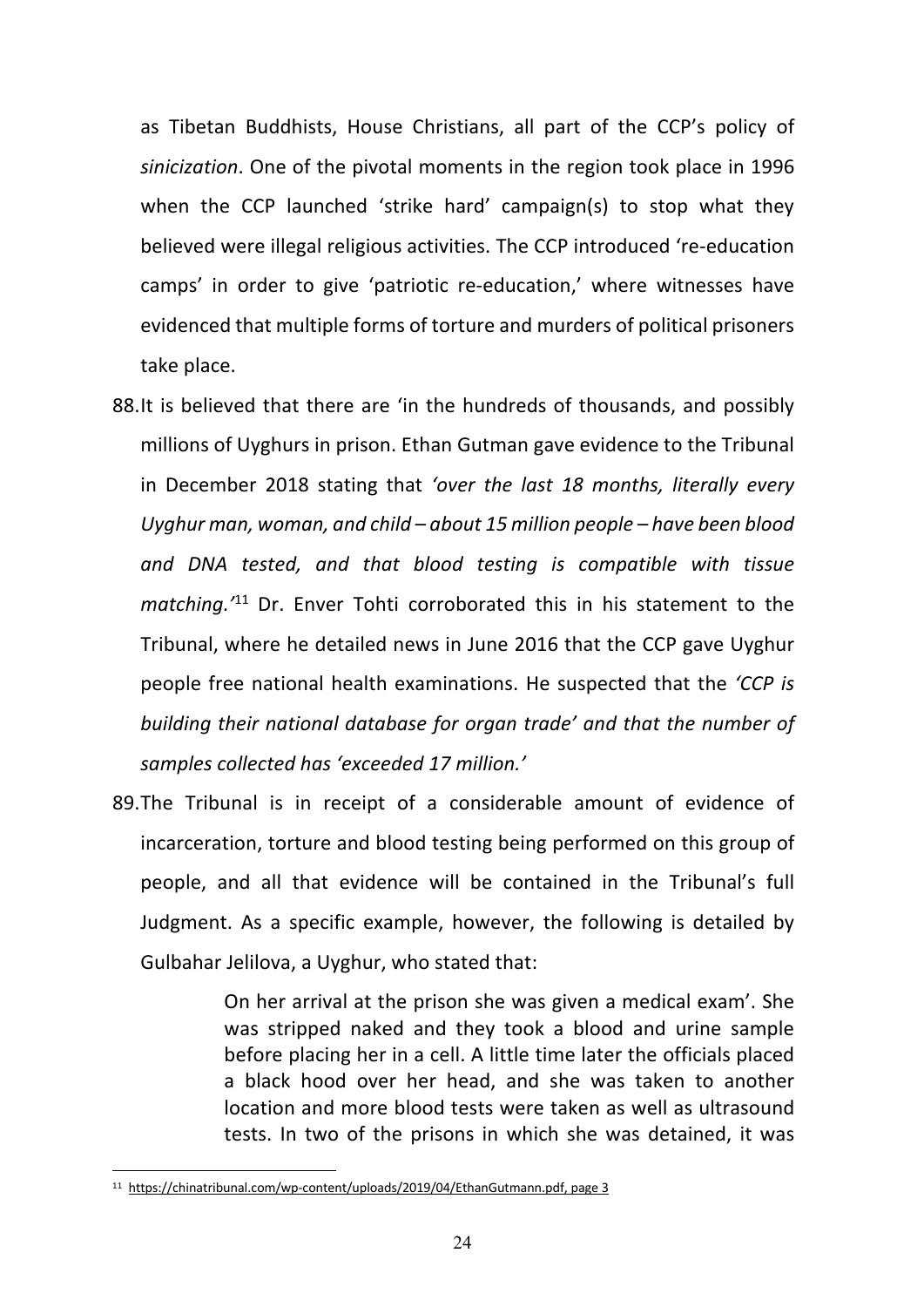as Tibetan Buddhists, House Christians, all part of the CCP's policy of *sinicization*. One of the pivotal moments in the region took place in 1996 when the CCP launched 'strike hard' campaign(s) to stop what they believed were illegal religious activities. The CCP introduced 're-education camps' in order to give 'patriotic re-education,' where witnesses have evidenced that multiple forms of torture and murders of political prisoners take place.

88. It is believed that there are 'in the hundreds of thousands, and possibly millions of Uyghurs in prison. Ethan Gutman gave evidence to the Tribunal in December 2018 stating that *'over the last 18 months, literally every Uyghur man, woman, and child – about 15 million people – have been blood and DNA tested, and that blood testing is compatible with tissue matching.'*[11] Dr. Enver Tohti corroborated this in his statement to the Tribunal, where he detailed news in June 2016 that the CCP gave Uyghur people free national health examinations. He suspected that the *'CCP is building their national database for organ trade' and that the number of samples collected has 'exceeded 17 million.'*

89. The Tribunal is in receipt of a considerable amount of evidence of incarceration, torture and blood testing being performed on this group of people, and all that evidence will be contained in the Tribunal's full Judgment. As a specific example, however, the following is detailed by Gulbahar Jelilova, a Uyghur, who stated that:

> On her arrival at the prison she was given a medical exam'. She was stripped naked and they took a blood and urine sample before placing her in a cell. A little time later the officials placed a black hood over her head, and she was taken to another location and more blood tests were taken as well as ultrasound tests. In two of the prisons in which she was detained, it was

[11] https://chinatribunal.com/wp-content/uploads/2019/04/EthanGutmann.pdf, page 3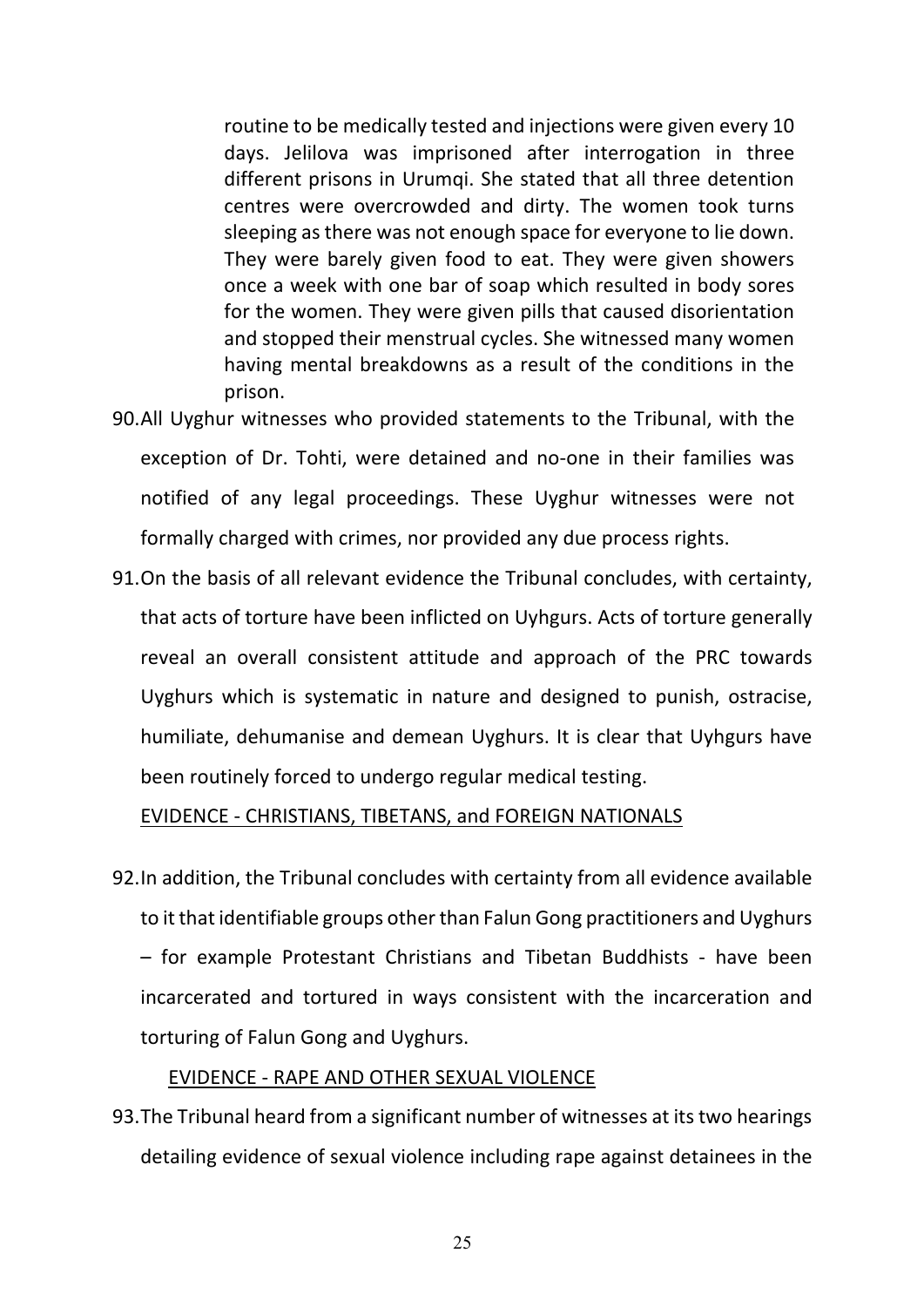routine to be medically tested and injections were given every 10 days. Jelilova was imprisoned after interrogation in three different prisons in Urumqi. She stated that all three detention centres were overcrowded and dirty. The women took turns sleeping as there was not enough space for everyone to lie down. They were barely given food to eat. They were given showers once a week with one bar of soap which resulted in body sores for the women. They were given pills that caused disorientation and stopped their menstrual cycles. She witnessed many women having mental breakdowns as a result of the conditions in the prison.

90. All Uyghur witnesses who provided statements to the Tribunal, with the exception of Dr. Tohti, were detained and no-one in their families was notified of any legal proceedings. These Uyghur witnesses were not formally charged with crimes, nor provided any due process rights.

91. On the basis of all relevant evidence the Tribunal concludes, with certainty, that acts of torture have been inflicted on Uyhgurs. Acts of torture generally reveal an overall consistent attitude and approach of the PRC towards Uyghurs which is systematic in nature and designed to punish, ostracise, humiliate, dehumanise and demean Uyghurs. It is clear that Uyhgurs have been routinely forced to undergo regular medical testing.

<u>EVIDENCE - CHRISTIANS, TIBETANS, and FOREIGN NATIONALS</u>

92. In addition, the Tribunal concludes with certainty from all evidence available to it that identifiable groups other than Falun Gong practitioners and Uyghurs – for example Protestant Christians and Tibetan Buddhists - have been incarcerated and tortured in ways consistent with the incarceration and torturing of Falun Gong and Uyghurs.

<u>EVIDENCE - RAPE AND OTHER SEXUAL VIOLENCE</u>

93. The Tribunal heard from a significant number of witnesses at its two hearings detailing evidence of sexual violence including rape against detainees in the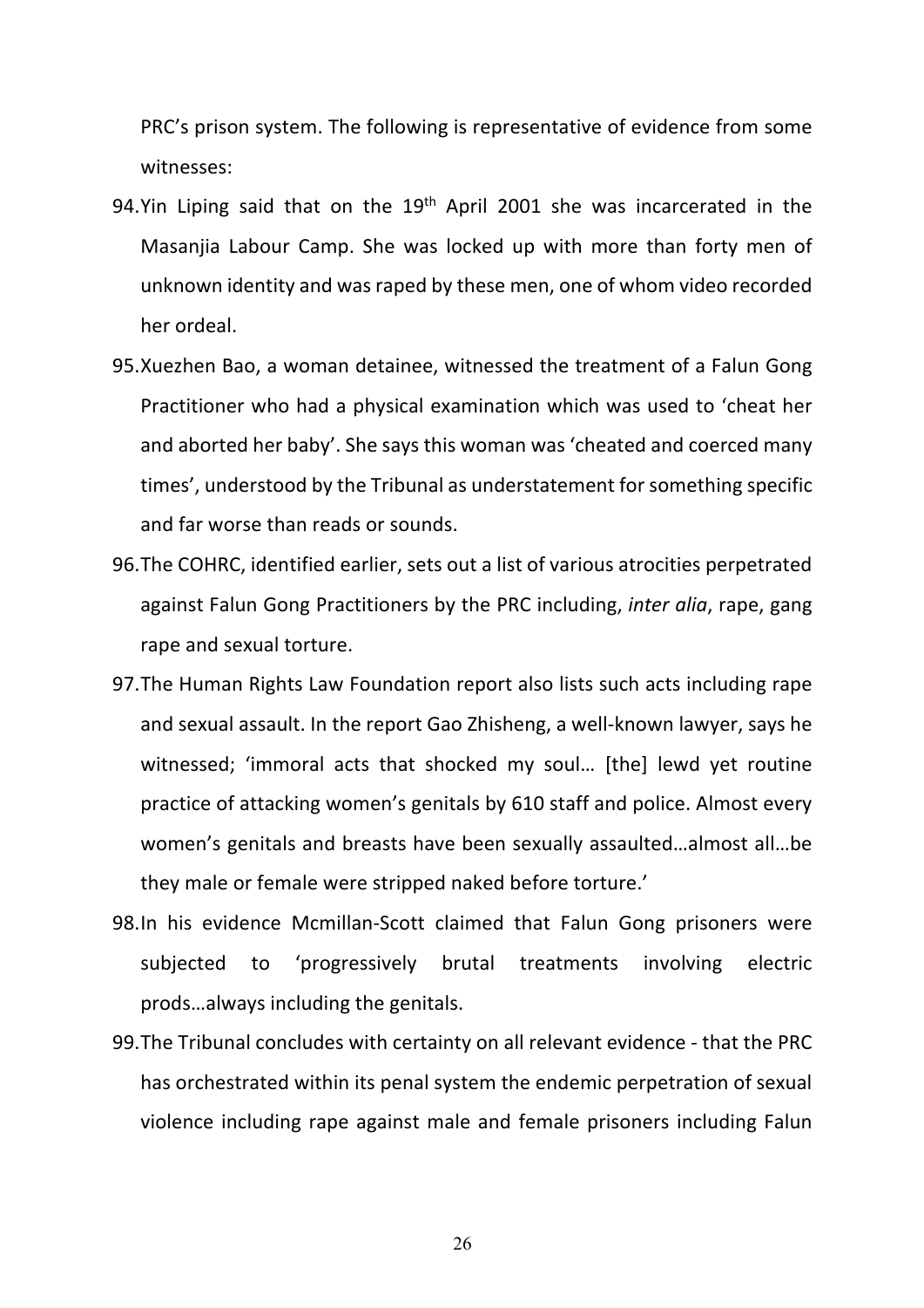PRC's prison system. The following is representative of evidence from some witnesses:

94. Yin Liping said that on the 19th April 2001 she was incarcerated in the Masanjia Labour Camp. She was locked up with more than forty men of unknown identity and was raped by these men, one of whom video recorded her ordeal.

95. Xuezhen Bao, a woman detainee, witnessed the treatment of a Falun Gong Practitioner who had a physical examination which was used to 'cheat her and aborted her baby'. She says this woman was 'cheated and coerced many times', understood by the Tribunal as understatement for something specific and far worse than reads or sounds.

96. The COHRC, identified earlier, sets out a list of various atrocities perpetrated against Falun Gong Practitioners by the PRC including, *inter alia*, rape, gang rape and sexual torture.

97. The Human Rights Law Foundation report also lists such acts including rape and sexual assault. In the report Gao Zhisheng, a well-known lawyer, says he witnessed; 'immoral acts that shocked my soul… [the] lewd yet routine practice of attacking women's genitals by 610 staff and police. Almost every women's genitals and breasts have been sexually assaulted…almost all…be they male or female were stripped naked before torture.'

98. In his evidence Mcmillan-Scott claimed that Falun Gong prisoners were subjected to 'progressively brutal treatments involving electric prods…always including the genitals.

99. The Tribunal concludes with certainty on all relevant evidence - that the PRC has orchestrated within its penal system the endemic perpetration of sexual violence including rape against male and female prisoners including Falun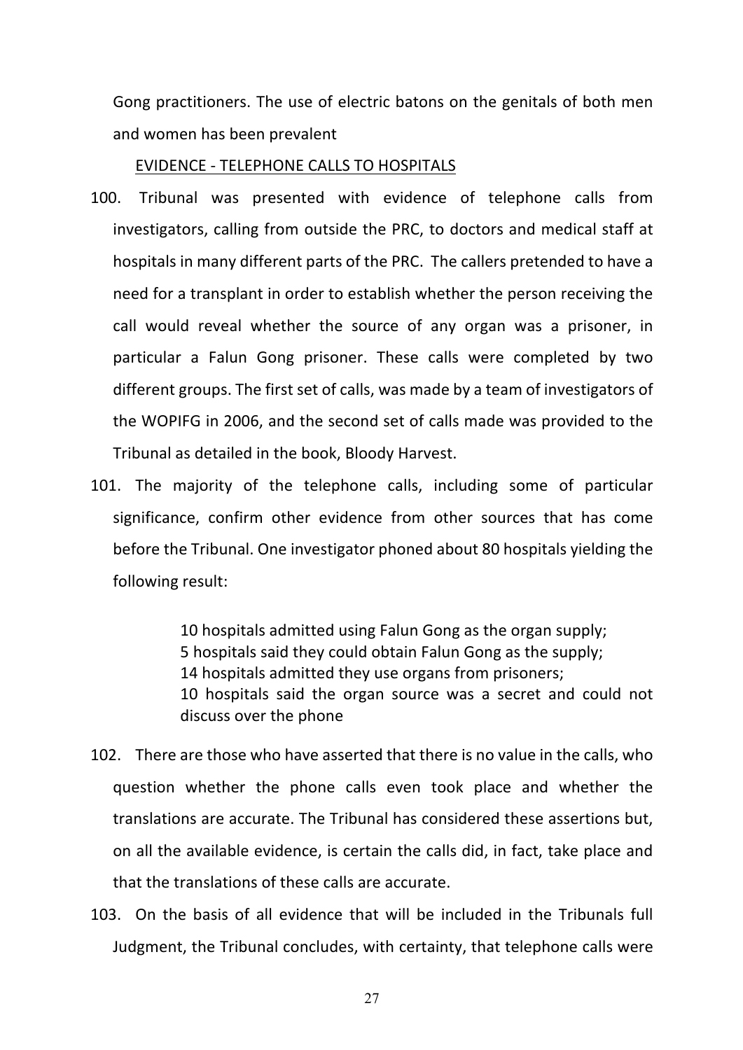Gong practitioners. The use of electric batons on the genitals of both men and women has been prevalent

EVIDENCE - TELEPHONE CALLS TO HOSPITALS

100. Tribunal was presented with evidence of telephone calls from investigators, calling from outside the PRC, to doctors and medical staff at hospitals in many different parts of the PRC. The callers pretended to have a need for a transplant in order to establish whether the person receiving the call would reveal whether the source of any organ was a prisoner, in particular a Falun Gong prisoner. These calls were completed by two different groups. The first set of calls, was made by a team of investigators of the WOPIFG in 2006, and the second set of calls made was provided to the Tribunal as detailed in the book, Bloody Harvest.

101. The majority of the telephone calls, including some of particular significance, confirm other evidence from other sources that has come before the Tribunal. One investigator phoned about 80 hospitals yielding the following result:

> 10 hospitals admitted using Falun Gong as the organ supply;
> 5 hospitals said they could obtain Falun Gong as the supply;
> 14 hospitals admitted they use organs from prisoners;
> 10 hospitals said the organ source was a secret and could not discuss over the phone

102. There are those who have asserted that there is no value in the calls, who question whether the phone calls even took place and whether the translations are accurate. The Tribunal has considered these assertions but, on all the available evidence, is certain the calls did, in fact, take place and that the translations of these calls are accurate.

103. On the basis of all evidence that will be included in the Tribunals full Judgment, the Tribunal concludes, with certainty, that telephone calls were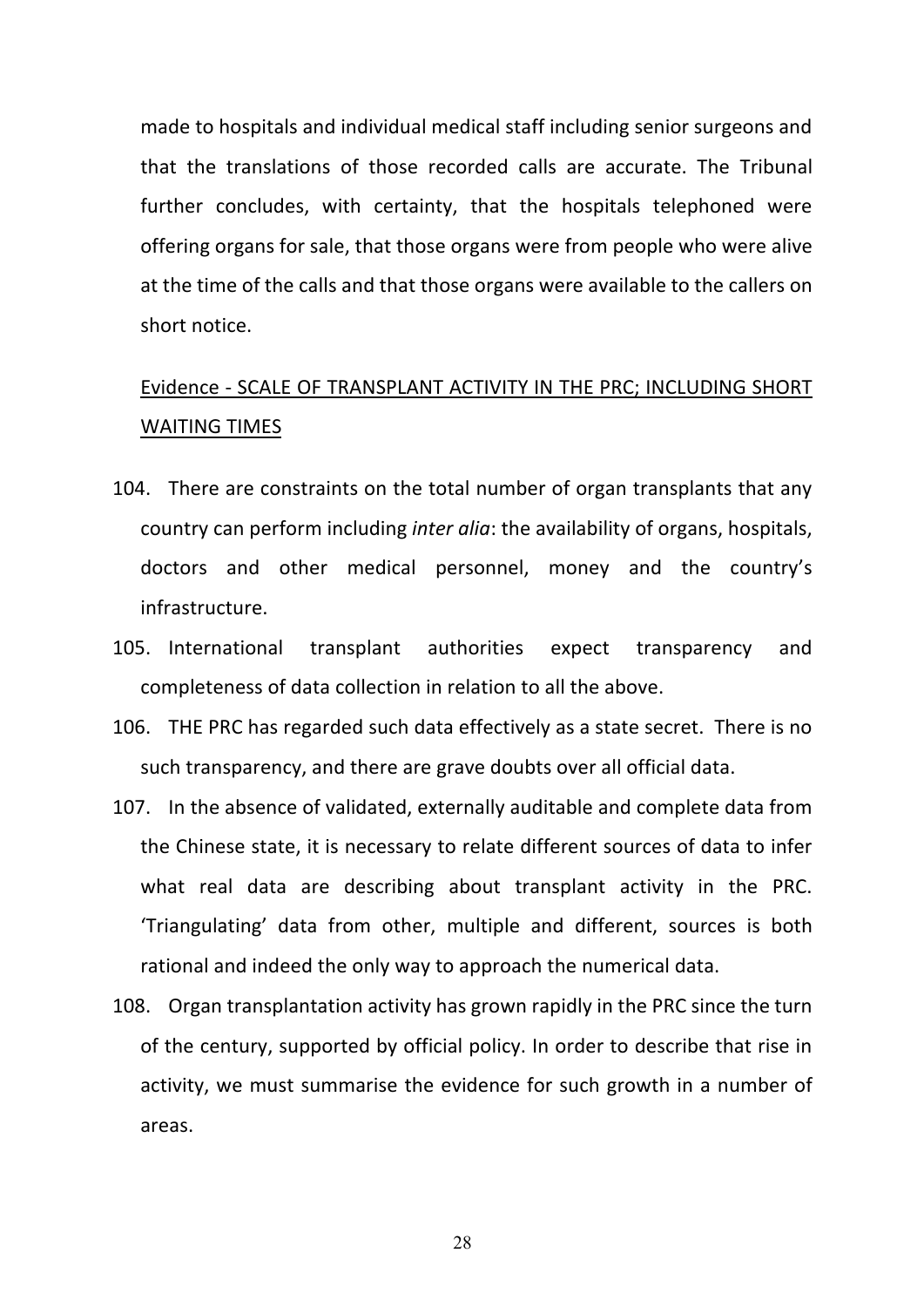made to hospitals and individual medical staff including senior surgeons and that the translations of those recorded calls are accurate. The Tribunal further concludes, with certainty, that the hospitals telephoned were offering organs for sale, that those organs were from people who were alive at the time of the calls and that those organs were available to the callers on short notice.

<u>Evidence - SCALE OF TRANSPLANT ACTIVITY IN THE PRC; INCLUDING SHORT WAITING TIMES</u>

104. There are constraints on the total number of organ transplants that any country can perform including *inter alia*: the availability of organs, hospitals, doctors and other medical personnel, money and the country's infrastructure.

105. International transplant authorities expect transparency and completeness of data collection in relation to all the above.

106. THE PRC has regarded such data effectively as a state secret. There is no such transparency, and there are grave doubts over all official data.

107. In the absence of validated, externally auditable and complete data from the Chinese state, it is necessary to relate different sources of data to infer what real data are describing about transplant activity in the PRC. 'Triangulating' data from other, multiple and different, sources is both rational and indeed the only way to approach the numerical data.

108. Organ transplantation activity has grown rapidly in the PRC since the turn of the century, supported by official policy. In order to describe that rise in activity, we must summarise the evidence for such growth in a number of areas.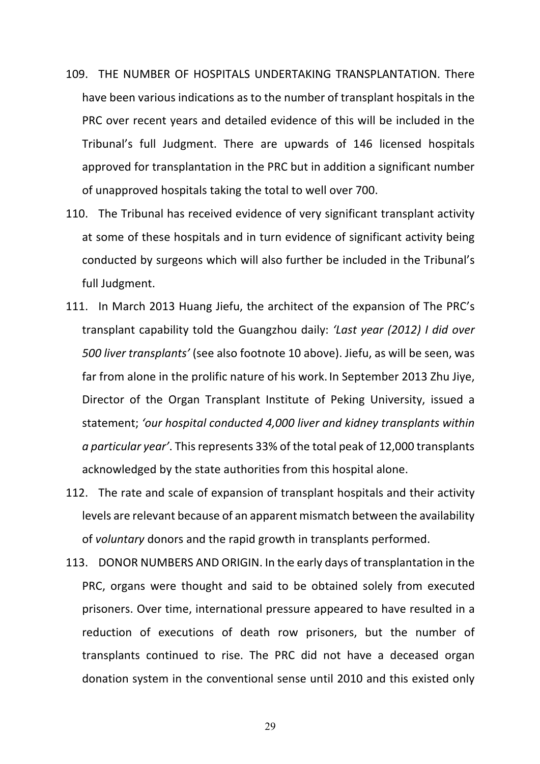109. THE NUMBER OF HOSPITALS UNDERTAKING TRANSPLANTATION. There have been various indications as to the number of transplant hospitals in the PRC over recent years and detailed evidence of this will be included in the Tribunal's full Judgment. There are upwards of 146 licensed hospitals approved for transplantation in the PRC but in addition a significant number of unapproved hospitals taking the total to well over 700.

110. The Tribunal has received evidence of very significant transplant activity at some of these hospitals and in turn evidence of significant activity being conducted by surgeons which will also further be included in the Tribunal's full Judgment.

111. In March 2013 Huang Jiefu, the architect of the expansion of The PRC's transplant capability told the Guangzhou daily: *'Last year (2012) I did over 500 liver transplants'* (see also footnote 10 above). Jiefu, as will be seen, was far from alone in the prolific nature of his work. In September 2013 Zhu Jiye, Director of the Organ Transplant Institute of Peking University, issued a statement; *'our hospital conducted 4,000 liver and kidney transplants within a particular year'*. This represents 33% of the total peak of 12,000 transplants acknowledged by the state authorities from this hospital alone.

112. The rate and scale of expansion of transplant hospitals and their activity levels are relevant because of an apparent mismatch between the availability of *voluntary* donors and the rapid growth in transplants performed.

113. DONOR NUMBERS AND ORIGIN. In the early days of transplantation in the PRC, organs were thought and said to be obtained solely from executed prisoners. Over time, international pressure appeared to have resulted in a reduction of executions of death row prisoners, but the number of transplants continued to rise. The PRC did not have a deceased organ donation system in the conventional sense until 2010 and this existed only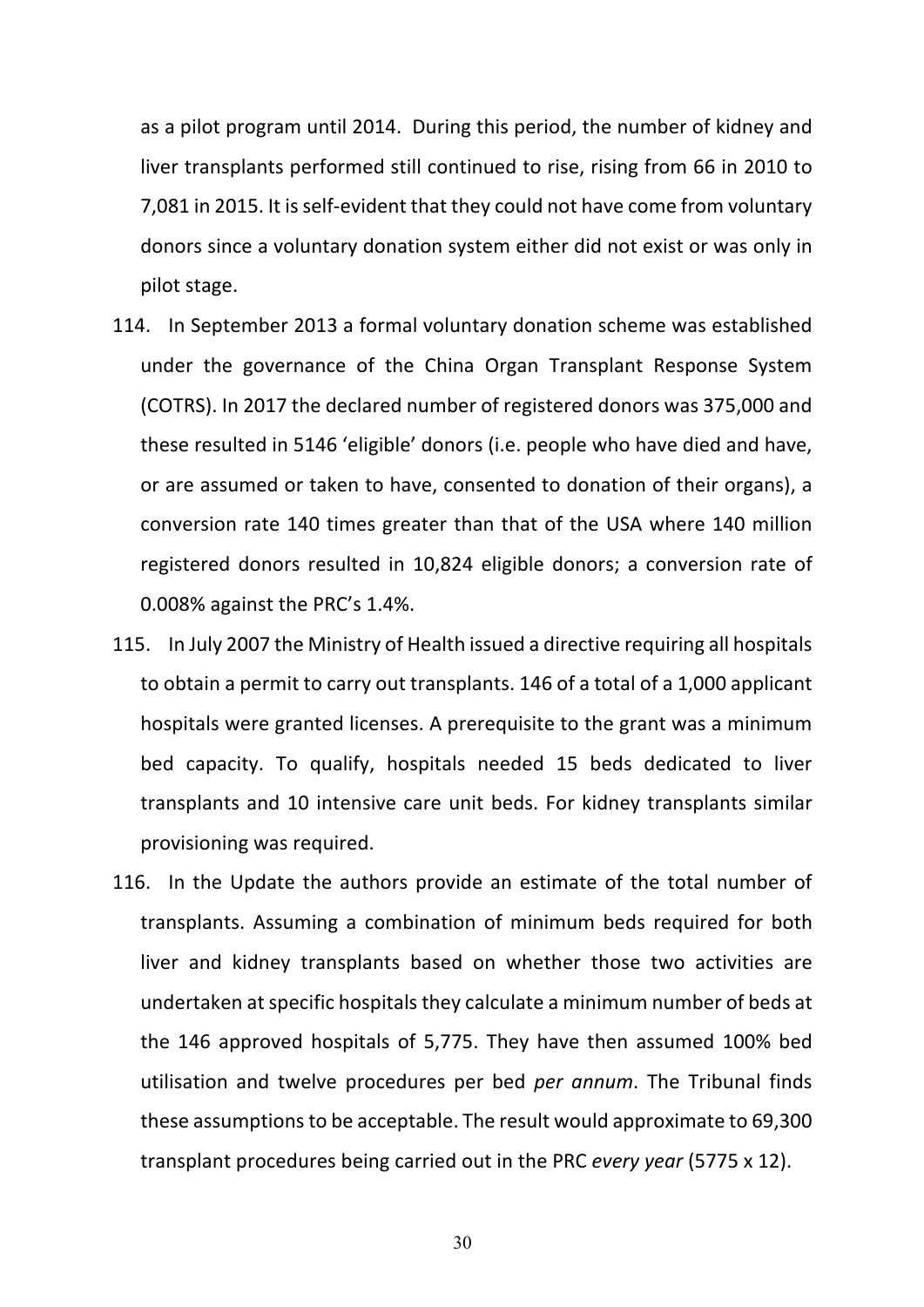as a pilot program until 2014. During this period, the number of kidney and liver transplants performed still continued to rise, rising from 66 in 2010 to 7,081 in 2015. It is self-evident that they could not have come from voluntary donors since a voluntary donation system either did not exist or was only in pilot stage.

114. In September 2013 a formal voluntary donation scheme was established under the governance of the China Organ Transplant Response System (COTRS). In 2017 the declared number of registered donors was 375,000 and these resulted in 5146 'eligible' donors (i.e. people who have died and have, or are assumed or taken to have, consented to donation of their organs), a conversion rate 140 times greater than that of the USA where 140 million registered donors resulted in 10,824 eligible donors; a conversion rate of 0.008% against the PRC's 1.4%.

115. In July 2007 the Ministry of Health issued a directive requiring all hospitals to obtain a permit to carry out transplants. 146 of a total of a 1,000 applicant hospitals were granted licenses. A prerequisite to the grant was a minimum bed capacity. To qualify, hospitals needed 15 beds dedicated to liver transplants and 10 intensive care unit beds. For kidney transplants similar provisioning was required.

116. In the Update the authors provide an estimate of the total number of transplants. Assuming a combination of minimum beds required for both liver and kidney transplants based on whether those two activities are undertaken at specific hospitals they calculate a minimum number of beds at the 146 approved hospitals of 5,775. They have then assumed 100% bed utilisation and twelve procedures per bed *per annum*. The Tribunal finds these assumptions to be acceptable. The result would approximate to 69,300 transplant procedures being carried out in the PRC *every year* (5775 x 12).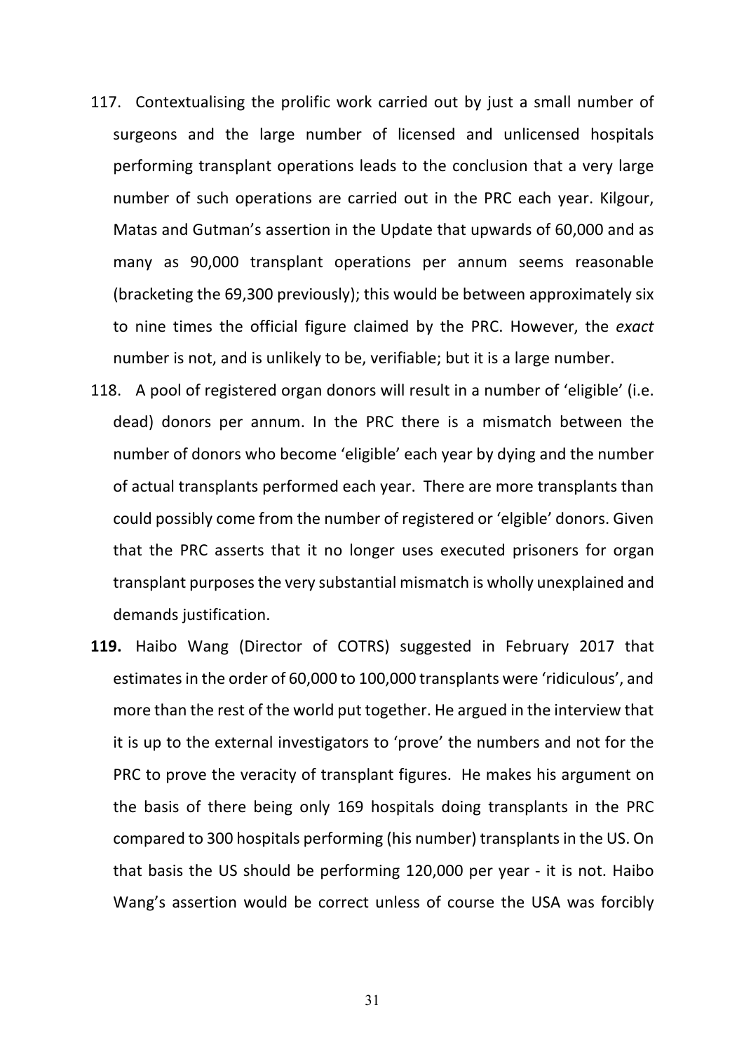117. Contextualising the prolific work carried out by just a small number of surgeons and the large number of licensed and unlicensed hospitals performing transplant operations leads to the conclusion that a very large number of such operations are carried out in the PRC each year. Kilgour, Matas and Gutman's assertion in the Update that upwards of 60,000 and as many as 90,000 transplant operations per annum seems reasonable (bracketing the 69,300 previously); this would be between approximately six to nine times the official figure claimed by the PRC. However, the *exact* number is not, and is unlikely to be, verifiable; but it is a large number.

118. A pool of registered organ donors will result in a number of 'eligible' (i.e. dead) donors per annum. In the PRC there is a mismatch between the number of donors who become 'eligible' each year by dying and the number of actual transplants performed each year. There are more transplants than could possibly come from the number of registered or 'elgible' donors. Given that the PRC asserts that it no longer uses executed prisoners for organ transplant purposes the very substantial mismatch is wholly unexplained and demands justification.

**119.** Haibo Wang (Director of COTRS) suggested in February 2017 that estimates in the order of 60,000 to 100,000 transplants were 'ridiculous', and more than the rest of the world put together. He argued in the interview that it is up to the external investigators to 'prove' the numbers and not for the PRC to prove the veracity of transplant figures. He makes his argument on the basis of there being only 169 hospitals doing transplants in the PRC compared to 300 hospitals performing (his number) transplants in the US. On that basis the US should be performing 120,000 per year - it is not. Haibo Wang's assertion would be correct unless of course the USA was forcibly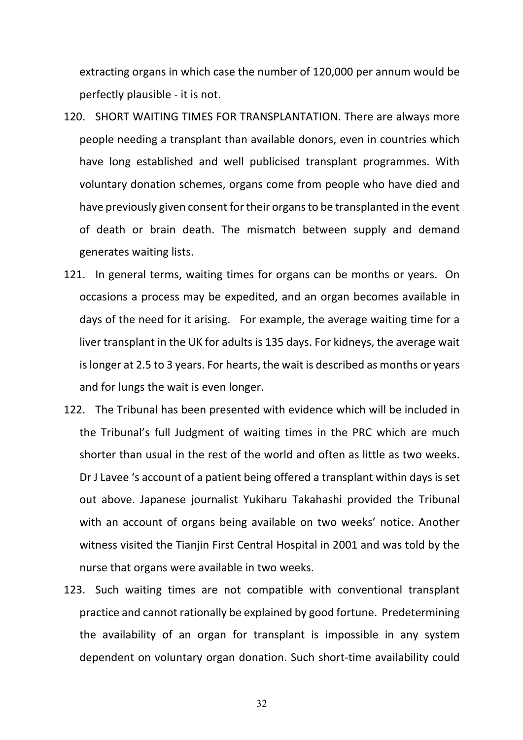extracting organs in which case the number of 120,000 per annum would be perfectly plausible - it is not.

120. SHORT WAITING TIMES FOR TRANSPLANTATION. There are always more people needing a transplant than available donors, even in countries which have long established and well publicised transplant programmes. With voluntary donation schemes, organs come from people who have died and have previously given consent for their organs to be transplanted in the event of death or brain death. The mismatch between supply and demand generates waiting lists.

121. In general terms, waiting times for organs can be months or years. On occasions a process may be expedited, and an organ becomes available in days of the need for it arising. For example, the average waiting time for a liver transplant in the UK for adults is 135 days. For kidneys, the average wait is longer at 2.5 to 3 years. For hearts, the wait is described as months or years and for lungs the wait is even longer.

122. The Tribunal has been presented with evidence which will be included in the Tribunal's full Judgment of waiting times in the PRC which are much shorter than usual in the rest of the world and often as little as two weeks. Dr J Lavee 's account of a patient being offered a transplant within days is set out above. Japanese journalist Yukiharu Takahashi provided the Tribunal with an account of organs being available on two weeks' notice. Another witness visited the Tianjin First Central Hospital in 2001 and was told by the nurse that organs were available in two weeks.

123. Such waiting times are not compatible with conventional transplant practice and cannot rationally be explained by good fortune. Predetermining the availability of an organ for transplant is impossible in any system dependent on voluntary organ donation. Such short-time availability could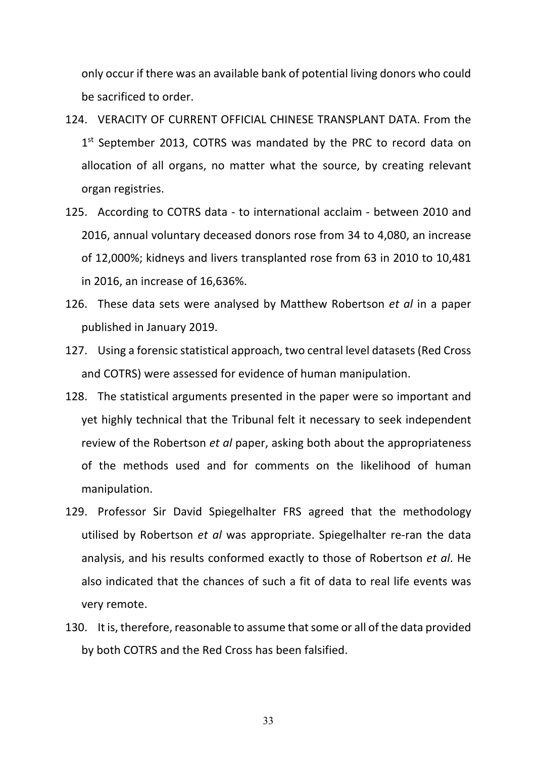only occur if there was an available bank of potential living donors who could be sacrificed to order.

124. VERACITY OF CURRENT OFFICIAL CHINESE TRANSPLANT DATA. From the 1st September 2013, COTRS was mandated by the PRC to record data on allocation of all organs, no matter what the source, by creating relevant organ registries.

125. According to COTRS data - to international acclaim - between 2010 and 2016, annual voluntary deceased donors rose from 34 to 4,080, an increase of 12,000%; kidneys and livers transplanted rose from 63 in 2010 to 10,481 in 2016, an increase of 16,636%.

126. These data sets were analysed by Matthew Robertson *et al* in a paper published in January 2019.

127. Using a forensic statistical approach, two central level datasets (Red Cross and COTRS) were assessed for evidence of human manipulation.

128. The statistical arguments presented in the paper were so important and yet highly technical that the Tribunal felt it necessary to seek independent review of the Robertson *et al* paper, asking both about the appropriateness of the methods used and for comments on the likelihood of human manipulation.

129. Professor Sir David Spiegelhalter FRS agreed that the methodology utilised by Robertson *et al* was appropriate. Spiegelhalter re-ran the data analysis, and his results conformed exactly to those of Robertson *et al*. He also indicated that the chances of such a fit of data to real life events was very remote.

130. It is, therefore, reasonable to assume that some or all of the data provided by both COTRS and the Red Cross has been falsified.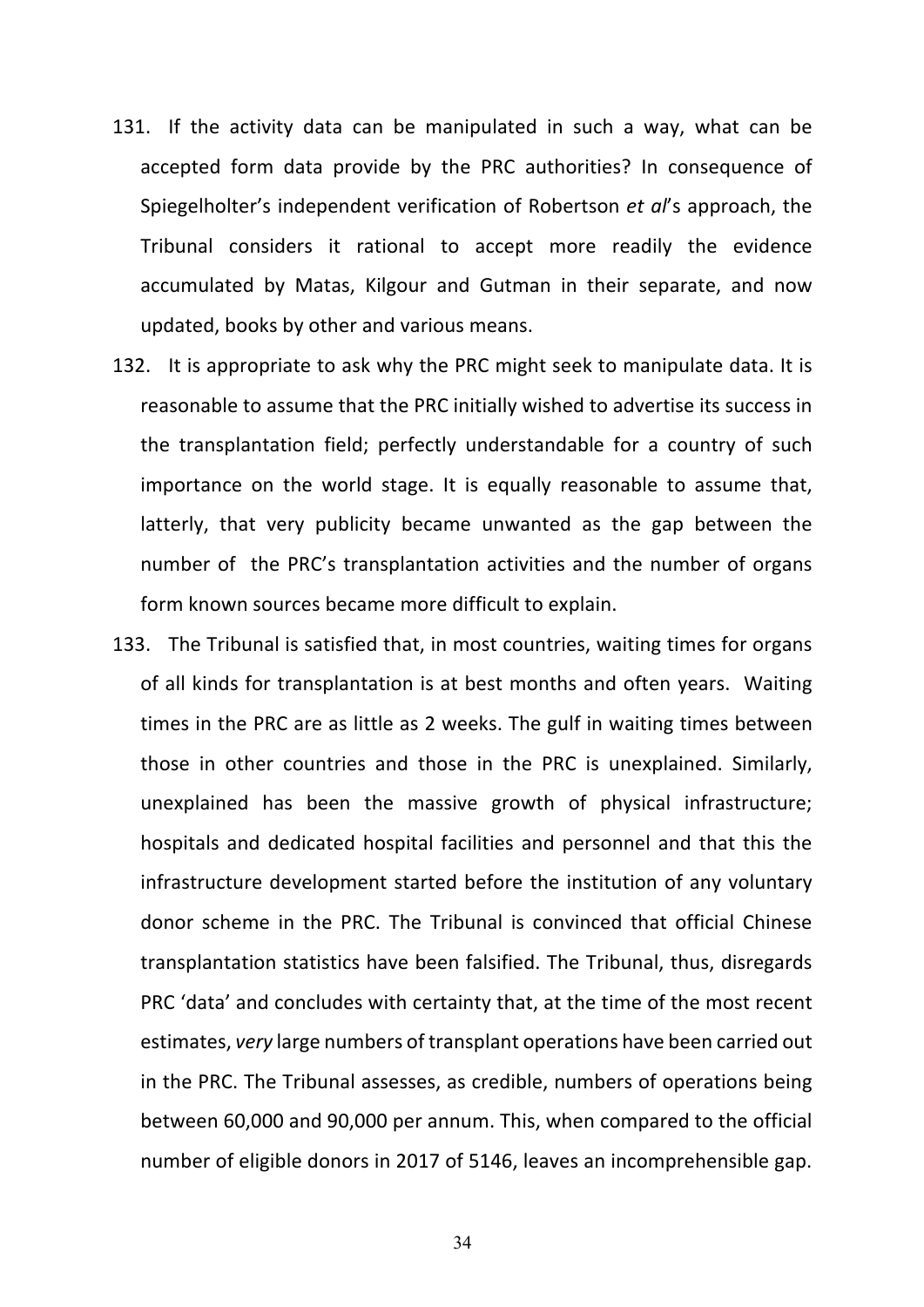131. If the activity data can be manipulated in such a way, what can be accepted form data provide by the PRC authorities? In consequence of Spiegelholter's independent verification of Robertson *et al*'s approach, the Tribunal considers it rational to accept more readily the evidence accumulated by Matas, Kilgour and Gutman in their separate, and now updated, books by other and various means.

132. It is appropriate to ask why the PRC might seek to manipulate data. It is reasonable to assume that the PRC initially wished to advertise its success in the transplantation field; perfectly understandable for a country of such importance on the world stage. It is equally reasonable to assume that, latterly, that very publicity became unwanted as the gap between the number of the PRC's transplantation activities and the number of organs form known sources became more difficult to explain.

133. The Tribunal is satisfied that, in most countries, waiting times for organs of all kinds for transplantation is at best months and often years. Waiting times in the PRC are as little as 2 weeks. The gulf in waiting times between those in other countries and those in the PRC is unexplained. Similarly, unexplained has been the massive growth of physical infrastructure; hospitals and dedicated hospital facilities and personnel and that this the infrastructure development started before the institution of any voluntary donor scheme in the PRC. The Tribunal is convinced that official Chinese transplantation statistics have been falsified. The Tribunal, thus, disregards PRC 'data' and concludes with certainty that, at the time of the most recent estimates, *very* large numbers of transplant operations have been carried out in the PRC. The Tribunal assesses, as credible, numbers of operations being between 60,000 and 90,000 per annum. This, when compared to the official number of eligible donors in 2017 of 5146, leaves an incomprehensible gap.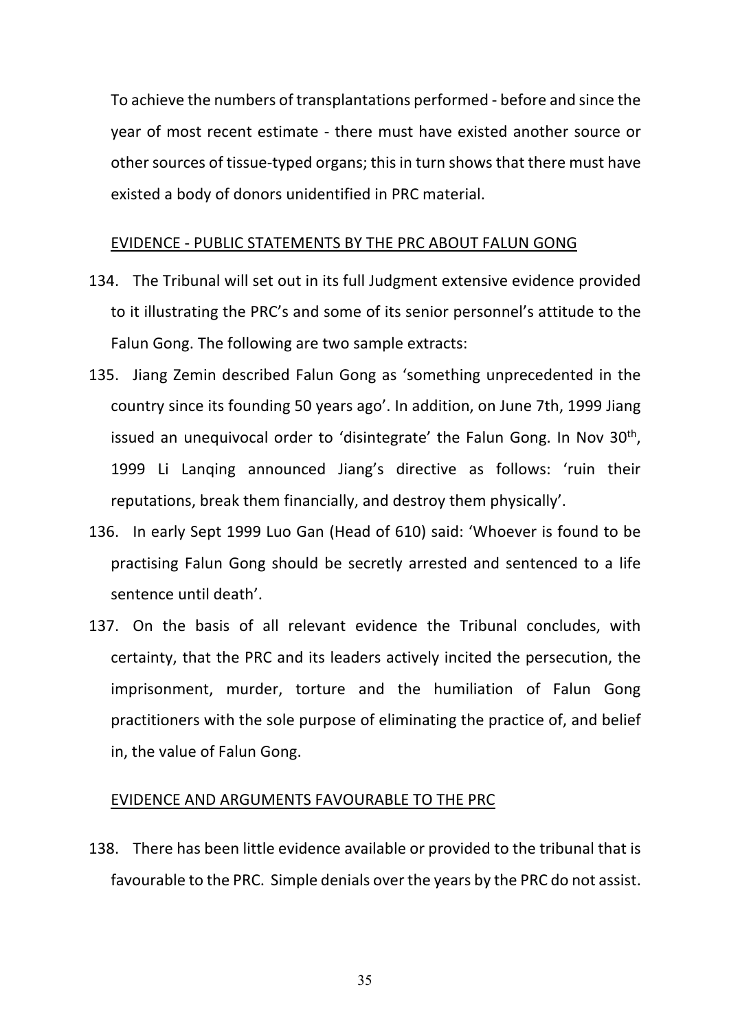To achieve the numbers of transplantations performed - before and since the year of most recent estimate - there must have existed another source or other sources of tissue-typed organs; this in turn shows that there must have existed a body of donors unidentified in PRC material.

## EVIDENCE - PUBLIC STATEMENTS BY THE PRC ABOUT FALUN GONG

134. The Tribunal will set out in its full Judgment extensive evidence provided to it illustrating the PRC's and some of its senior personnel's attitude to the Falun Gong. The following are two sample extracts:

135. Jiang Zemin described Falun Gong as 'something unprecedented in the country since its founding 50 years ago'. In addition, on June 7th, 1999 Jiang issued an unequivocal order to 'disintegrate' the Falun Gong. In Nov 30th, 1999 Li Lanqing announced Jiang's directive as follows: 'ruin their reputations, break them financially, and destroy them physically'.

136. In early Sept 1999 Luo Gan (Head of 610) said: 'Whoever is found to be practising Falun Gong should be secretly arrested and sentenced to a life sentence until death'.

137. On the basis of all relevant evidence the Tribunal concludes, with certainty, that the PRC and its leaders actively incited the persecution, the imprisonment, murder, torture and the humiliation of Falun Gong practitioners with the sole purpose of eliminating the practice of, and belief in, the value of Falun Gong.

## EVIDENCE AND ARGUMENTS FAVOURABLE TO THE PRC

138. There has been little evidence available or provided to the tribunal that is favourable to the PRC. Simple denials over the years by the PRC do not assist.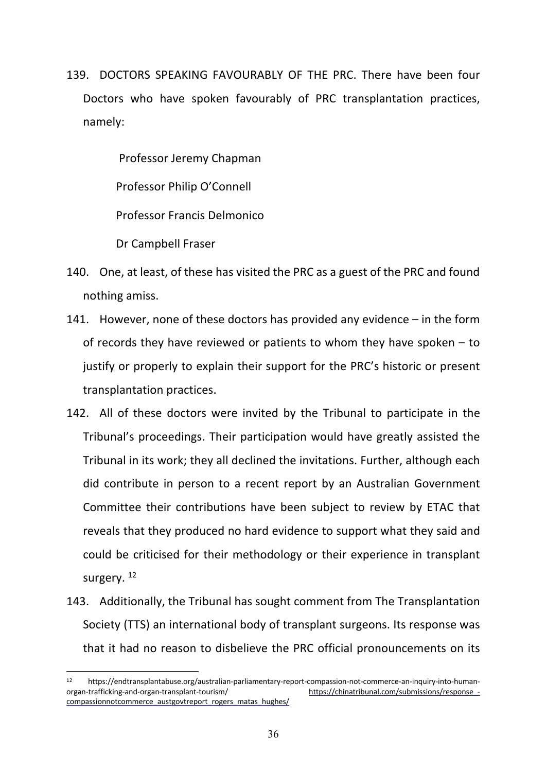139. DOCTORS SPEAKING FAVOURABLY OF THE PRC. There have been four Doctors who have spoken favourably of PRC transplantation practices, namely:

    Professor Jeremy Chapman

    Professor Philip O'Connell

    Professor Francis Delmonico

    Dr Campbell Fraser

140. One, at least, of these has visited the PRC as a guest of the PRC and found nothing amiss.

141. However, none of these doctors has provided any evidence – in the form of records they have reviewed or patients to whom they have spoken – to justify or properly to explain their support for the PRC's historic or present transplantation practices.

142. All of these doctors were invited by the Tribunal to participate in the Tribunal's proceedings. Their participation would have greatly assisted the Tribunal in its work; they all declined the invitations. Further, although each did contribute in person to a recent report by an Australian Government Committee their contributions have been subject to review by ETAC that reveals that they produced no hard evidence to support what they said and could be criticised for their methodology or their experience in transplant surgery. [12]

143. Additionally, the Tribunal has sought comment from The Transplantation Society (TTS) an international body of transplant surgeons. Its response was that it had no reason to disbelieve the PRC official pronouncements on its

---

[12] https://endtransplantabuse.org/australian-parliamentary-report-compassion-not-commerce-an-inquiry-into-human-organ-trafficking-and-organ-transplant-tourism/ https://chinatribunal.com/submissions/response_-compassionnotcommerce_austgovtreport_rogers_matas_hughes/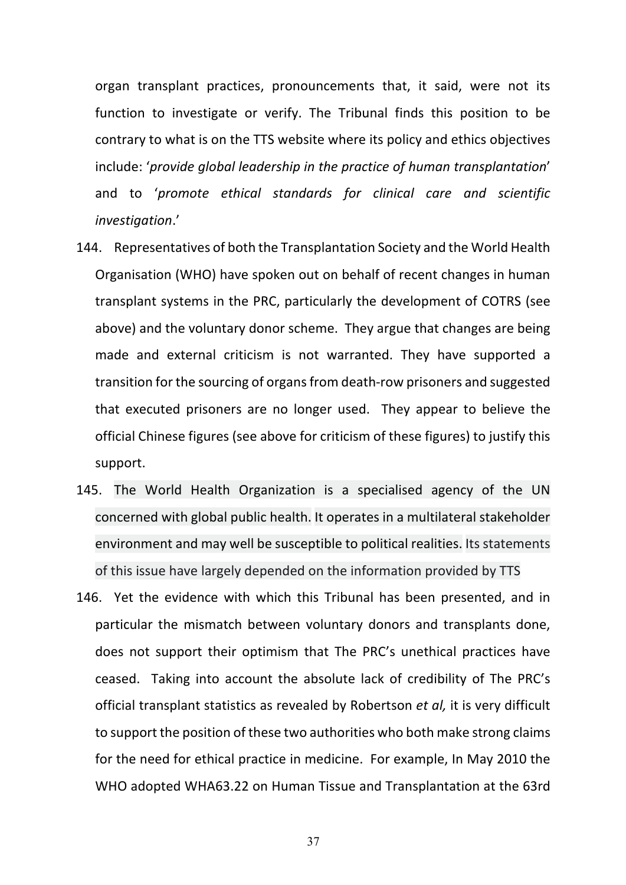organ transplant practices, pronouncements that, it said, were not its function to investigate or verify. The Tribunal finds this position to be contrary to what is on the TTS website where its policy and ethics objectives include: '*provide global leadership in the practice of human transplantation*' and to '*promote ethical standards for clinical care and scientific investigation*.'

144. Representatives of both the Transplantation Society and the World Health Organisation (WHO) have spoken out on behalf of recent changes in human transplant systems in the PRC, particularly the development of COTRS (see above) and the voluntary donor scheme. They argue that changes are being made and external criticism is not warranted. They have supported a transition for the sourcing of organs from death-row prisoners and suggested that executed prisoners are no longer used. They appear to believe the official Chinese figures (see above for criticism of these figures) to justify this support.

145. The World Health Organization is a specialised agency of the UN concerned with global public health. It operates in a multilateral stakeholder environment and may well be susceptible to political realities. Its statements of this issue have largely depended on the information provided by TTS

146. Yet the evidence with which this Tribunal has been presented, and in particular the mismatch between voluntary donors and transplants done, does not support their optimism that The PRC's unethical practices have ceased. Taking into account the absolute lack of credibility of The PRC's official transplant statistics as revealed by Robertson *et al,* it is very difficult to support the position of these two authorities who both make strong claims for the need for ethical practice in medicine. For example, In May 2010 the WHO adopted WHA63.22 on Human Tissue and Transplantation at the 63rd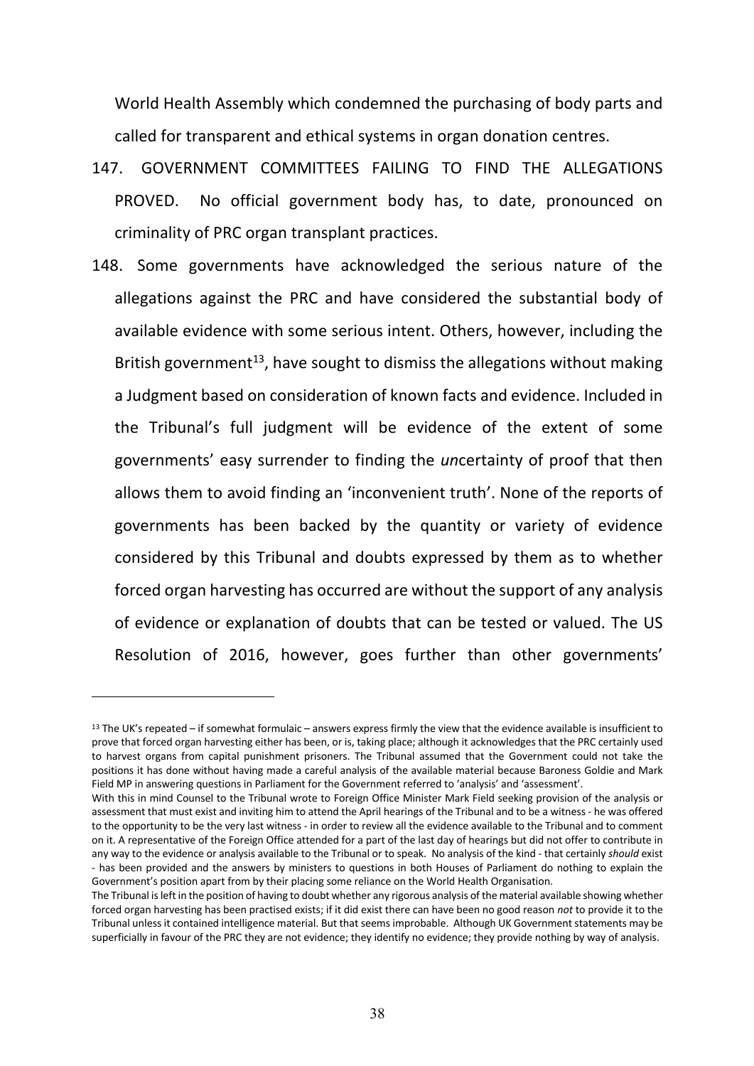World Health Assembly which condemned the purchasing of body parts and called for transparent and ethical systems in organ donation centres.

147. GOVERNMENT COMMITTEES FAILING TO FIND THE ALLEGATIONS PROVED. No official government body has, to date, pronounced on criminality of PRC organ transplant practices.

148. Some governments have acknowledged the serious nature of the allegations against the PRC and have considered the substantial body of available evidence with some serious intent. Others, however, including the British government[13], have sought to dismiss the allegations without making a Judgment based on consideration of known facts and evidence. Included in the Tribunal's full judgment will be evidence of the extent of some governments' easy surrender to finding the *un*certainty of proof that then allows them to avoid finding an 'inconvenient truth'. None of the reports of governments has been backed by the quantity or variety of evidence considered by this Tribunal and doubts expressed by them as to whether forced organ harvesting has occurred are without the support of any analysis of evidence or explanation of doubts that can be tested or valued. The US Resolution of 2016, however, goes further than other governments'

---

[13] The UK's repeated – if somewhat formulaic – answers express firmly the view that the evidence available is insufficient to prove that forced organ harvesting either has been, or is, taking place; although it acknowledges that the PRC certainly used to harvest organs from capital punishment prisoners. The Tribunal assumed that the Government could not take the positions it has done without having made a careful analysis of the available material because Baroness Goldie and Mark Field MP in answering questions in Parliament for the Government referred to 'analysis' and 'assessment'.

With this in mind Counsel to the Tribunal wrote to Foreign Office Minister Mark Field seeking provision of the analysis or assessment that must exist and inviting him to attend the April hearings of the Tribunal and to be a witness - he was offered to the opportunity to be the very last witness - in order to review all the evidence available to the Tribunal and to comment on it. A representative of the Foreign Office attended for a part of the last day of hearings but did not offer to contribute in any way to the evidence or analysis available to the Tribunal or to speak. No analysis of the kind - that certainly *should* exist - has been provided and the answers by ministers to questions in both Houses of Parliament do nothing to explain the Government's position apart from by their placing some reliance on the World Health Organisation.

The Tribunal is left in the position of having to doubt whether any rigorous analysis of the material available showing whether forced organ harvesting has been practised exists; if it did exist there can have been no good reason *not* to provide it to the Tribunal unless it contained intelligence material. But that seems improbable. Although UK Government statements may be superficially in favour of the PRC they are not evidence; they identify no evidence; they provide nothing by way of analysis.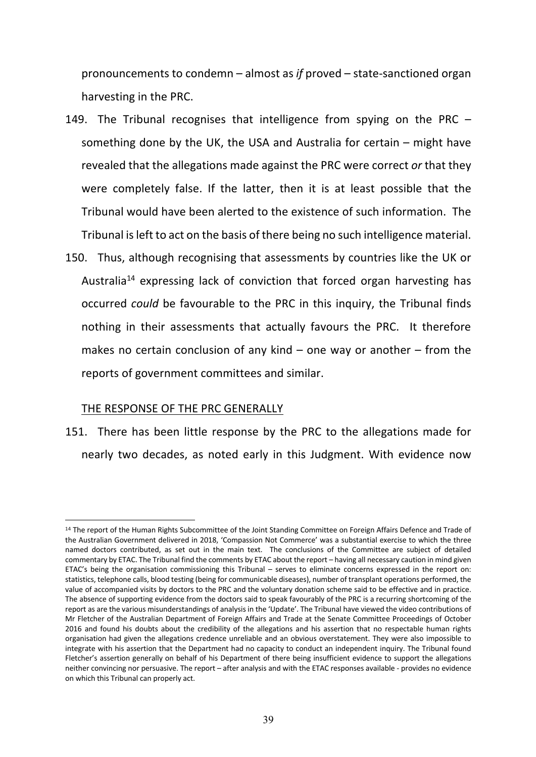pronouncements to condemn – almost as *if* proved – state-sanctioned organ harvesting in the PRC.

149. The Tribunal recognises that intelligence from spying on the PRC – something done by the UK, the USA and Australia for certain – might have revealed that the allegations made against the PRC were correct *or* that they were completely false. If the latter, then it is at least possible that the Tribunal would have been alerted to the existence of such information. The Tribunal is left to act on the basis of there being no such intelligence material.

150. Thus, although recognising that assessments by countries like the UK or Australia[14] expressing lack of conviction that forced organ harvesting has occurred *could* be favourable to the PRC in this inquiry, the Tribunal finds nothing in their assessments that actually favours the PRC. It therefore makes no certain conclusion of any kind – one way or another – from the reports of government committees and similar.

<u>THE RESPONSE OF THE PRC GENERALLY</u>

151. There has been little response by the PRC to the allegations made for nearly two decades, as noted early in this Judgment. With evidence now

---

[14] The report of the Human Rights Subcommittee of the Joint Standing Committee on Foreign Affairs Defence and Trade of the Australian Government delivered in 2018, 'Compassion Not Commerce' was a substantial exercise to which the three named doctors contributed, as set out in the main text. The conclusions of the Committee are subject of detailed commentary by ETAC. The Tribunal find the comments by ETAC about the report – having all necessary caution in mind given ETAC's being the organisation commissioning this Tribunal – serves to eliminate concerns expressed in the report on: statistics, telephone calls, blood testing (being for communicable diseases), number of transplant operations performed, the value of accompanied visits by doctors to the PRC and the voluntary donation scheme said to be effective and in practice. The absence of supporting evidence from the doctors said to speak favourably of the PRC is a recurring shortcoming of the report as are the various misunderstandings of analysis in the 'Update'. The Tribunal have viewed the video contributions of Mr Fletcher of the Australian Department of Foreign Affairs and Trade at the Senate Committee Proceedings of October 2016 and found his doubts about the credibility of the allegations and his assertion that no respectable human rights organisation had given the allegations credence unreliable and an obvious overstatement. They were also impossible to integrate with his assertion that the Department had no capacity to conduct an independent inquiry. The Tribunal found Fletcher's assertion generally on behalf of his Department of there being insufficient evidence to support the allegations neither convincing nor persuasive. The report – after analysis and with the ETAC responses available - provides no evidence on which this Tribunal can properly act.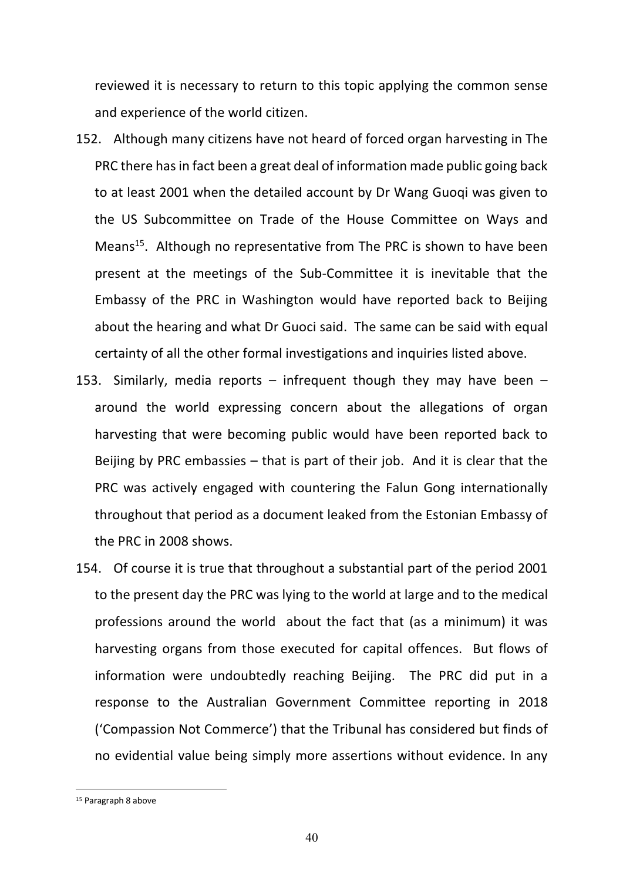reviewed it is necessary to return to this topic applying the common sense and experience of the world citizen.

152. Although many citizens have not heard of forced organ harvesting in The PRC there has in fact been a great deal of information made public going back to at least 2001 when the detailed account by Dr Wang Guoqi was given to the US Subcommittee on Trade of the House Committee on Ways and Means[15]. Although no representative from The PRC is shown to have been present at the meetings of the Sub-Committee it is inevitable that the Embassy of the PRC in Washington would have reported back to Beijing about the hearing and what Dr Guoci said. The same can be said with equal certainty of all the other formal investigations and inquiries listed above.

153. Similarly, media reports – infrequent though they may have been – around the world expressing concern about the allegations of organ harvesting that were becoming public would have been reported back to Beijing by PRC embassies – that is part of their job. And it is clear that the PRC was actively engaged with countering the Falun Gong internationally throughout that period as a document leaked from the Estonian Embassy of the PRC in 2008 shows.

154. Of course it is true that throughout a substantial part of the period 2001 to the present day the PRC was lying to the world at large and to the medical professions around the world about the fact that (as a minimum) it was harvesting organs from those executed for capital offences. But flows of information were undoubtedly reaching Beijing. The PRC did put in a response to the Australian Government Committee reporting in 2018 ('Compassion Not Commerce') that the Tribunal has considered but finds of no evidential value being simply more assertions without evidence. In any

[15] Paragraph 8 above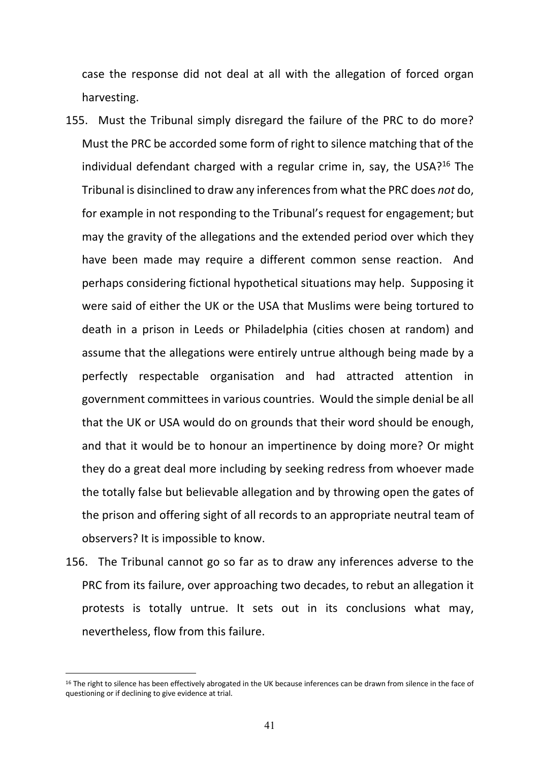case the response did not deal at all with the allegation of forced organ harvesting.

155. Must the Tribunal simply disregard the failure of the PRC to do more? Must the PRC be accorded some form of right to silence matching that of the individual defendant charged with a regular crime in, say, the USA?[16] The Tribunal is disinclined to draw any inferences from what the PRC does *not* do, for example in not responding to the Tribunal's request for engagement; but may the gravity of the allegations and the extended period over which they have been made may require a different common sense reaction. And perhaps considering fictional hypothetical situations may help. Supposing it were said of either the UK or the USA that Muslims were being tortured to death in a prison in Leeds or Philadelphia (cities chosen at random) and assume that the allegations were entirely untrue although being made by a perfectly respectable organisation and had attracted attention in government committees in various countries. Would the simple denial be all that the UK or USA would do on grounds that their word should be enough, and that it would be to honour an impertinence by doing more? Or might they do a great deal more including by seeking redress from whoever made the totally false but believable allegation and by throwing open the gates of the prison and offering sight of all records to an appropriate neutral team of observers? It is impossible to know.

156. The Tribunal cannot go so far as to draw any inferences adverse to the PRC from its failure, over approaching two decades, to rebut an allegation it protests is totally untrue. It sets out in its conclusions what may, nevertheless, flow from this failure.

[16] The right to silence has been effectively abrogated in the UK because inferences can be drawn from silence in the face of questioning or if declining to give evidence at trial.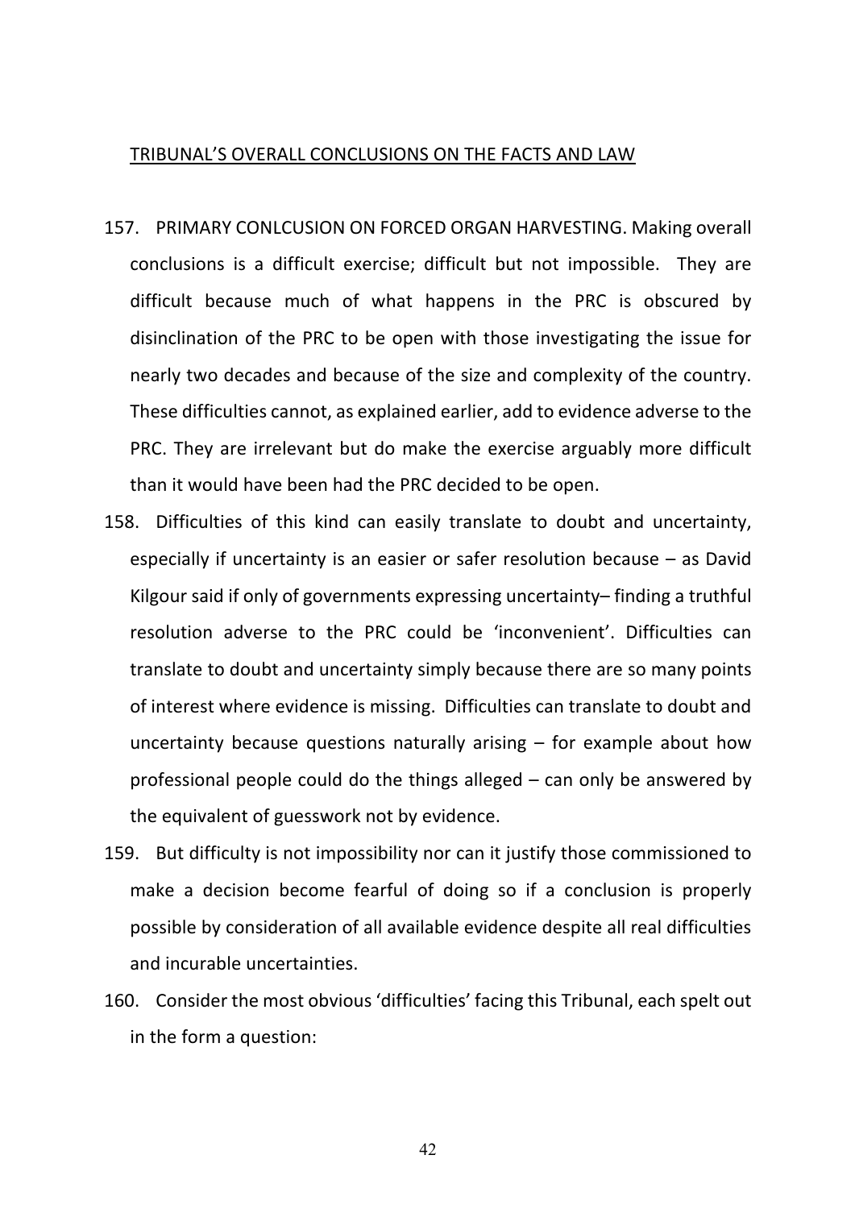<u>TRIBUNAL'S OVERALL CONCLUSIONS ON THE FACTS AND LAW</u>

157. PRIMARY CONLCUSION ON FORCED ORGAN HARVESTING. Making overall conclusions is a difficult exercise; difficult but not impossible. They are difficult because much of what happens in the PRC is obscured by disinclination of the PRC to be open with those investigating the issue for nearly two decades and because of the size and complexity of the country. These difficulties cannot, as explained earlier, add to evidence adverse to the PRC. They are irrelevant but do make the exercise arguably more difficult than it would have been had the PRC decided to be open.

158. Difficulties of this kind can easily translate to doubt and uncertainty, especially if uncertainty is an easier or safer resolution because – as David Kilgour said if only of governments expressing uncertainty– finding a truthful resolution adverse to the PRC could be 'inconvenient'. Difficulties can translate to doubt and uncertainty simply because there are so many points of interest where evidence is missing. Difficulties can translate to doubt and uncertainty because questions naturally arising – for example about how professional people could do the things alleged – can only be answered by the equivalent of guesswork not by evidence.

159. But difficulty is not impossibility nor can it justify those commissioned to make a decision become fearful of doing so if a conclusion is properly possible by consideration of all available evidence despite all real difficulties and incurable uncertainties.

160. Consider the most obvious 'difficulties' facing this Tribunal, each spelt out in the form a question: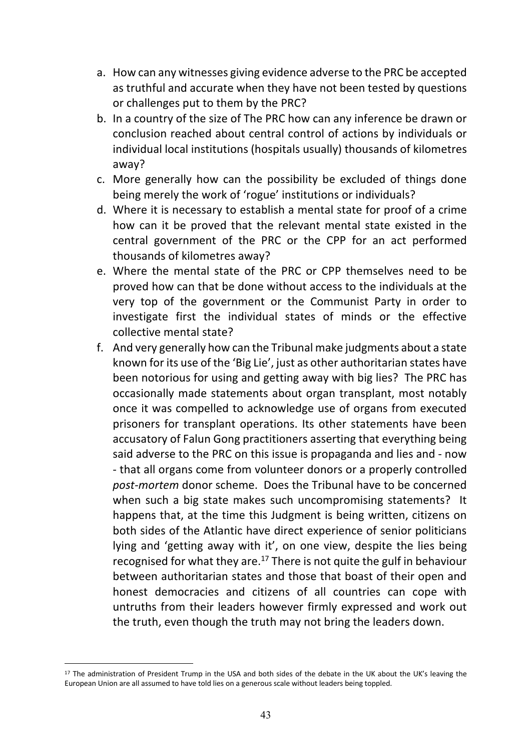a. How can any witnesses giving evidence adverse to the PRC be accepted as truthful and accurate when they have not been tested by questions or challenges put to them by the PRC?
b. In a country of the size of The PRC how can any inference be drawn or conclusion reached about central control of actions by individuals or individual local institutions (hospitals usually) thousands of kilometres away?
c. More generally how can the possibility be excluded of things done being merely the work of 'rogue' institutions or individuals?
d. Where it is necessary to establish a mental state for proof of a crime how can it be proved that the relevant mental state existed in the central government of the PRC or the CPP for an act performed thousands of kilometres away?
e. Where the mental state of the PRC or CPP themselves need to be proved how can that be done without access to the individuals at the very top of the government or the Communist Party in order to investigate first the individual states of minds or the effective collective mental state?
f. And very generally how can the Tribunal make judgments about a state known for its use of the 'Big Lie', just as other authoritarian states have been notorious for using and getting away with big lies? The PRC has occasionally made statements about organ transplant, most notably once it was compelled to acknowledge use of organs from executed prisoners for transplant operations. Its other statements have been accusatory of Falun Gong practitioners asserting that everything being said adverse to the PRC on this issue is propaganda and lies and - now - that all organs come from volunteer donors or a properly controlled *post-mortem* donor scheme. Does the Tribunal have to be concerned when such a big state makes such uncompromising statements? It happens that, at the time this Judgment is being written, citizens on both sides of the Atlantic have direct experience of senior politicians lying and 'getting away with it', on one view, despite the lies being recognised for what they are.[17] There is not quite the gulf in behaviour between authoritarian states and those that boast of their open and honest democracies and citizens of all countries can cope with untruths from their leaders however firmly expressed and work out the truth, even though the truth may not bring the leaders down.

---

[17] The administration of President Trump in the USA and both sides of the debate in the UK about the UK's leaving the European Union are all assumed to have told lies on a generous scale without leaders being toppled.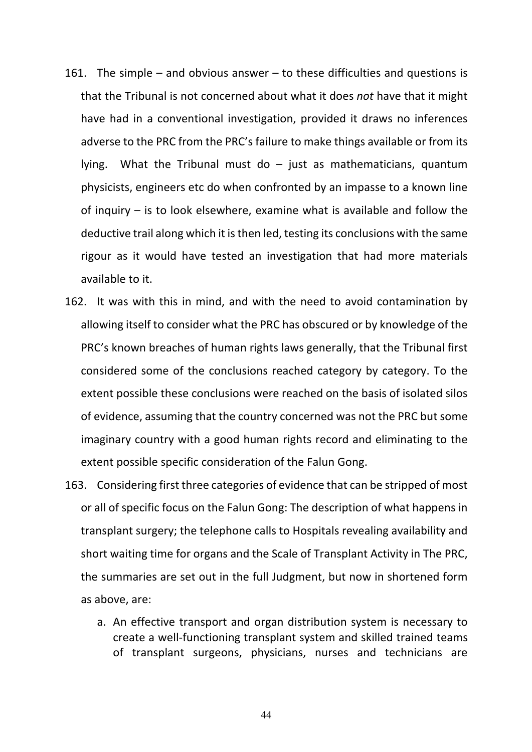161. The simple – and obvious answer – to these difficulties and questions is that the Tribunal is not concerned about what it does *not* have that it might have had in a conventional investigation, provided it draws no inferences adverse to the PRC from the PRC's failure to make things available or from its lying. What the Tribunal must do – just as mathematicians, quantum physicists, engineers etc do when confronted by an impasse to a known line of inquiry – is to look elsewhere, examine what is available and follow the deductive trail along which it is then led, testing its conclusions with the same rigour as it would have tested an investigation that had more materials available to it.

162. It was with this in mind, and with the need to avoid contamination by allowing itself to consider what the PRC has obscured or by knowledge of the PRC's known breaches of human rights laws generally, that the Tribunal first considered some of the conclusions reached category by category. To the extent possible these conclusions were reached on the basis of isolated silos of evidence, assuming that the country concerned was not the PRC but some imaginary country with a good human rights record and eliminating to the extent possible specific consideration of the Falun Gong.

163. Considering first three categories of evidence that can be stripped of most or all of specific focus on the Falun Gong: The description of what happens in transplant surgery; the telephone calls to Hospitals revealing availability and short waiting time for organs and the Scale of Transplant Activity in The PRC, the summaries are set out in the full Judgment, but now in shortened form as above, are:

    a. An effective transport and organ distribution system is necessary to create a well-functioning transplant system and skilled trained teams of transplant surgeons, physicians, nurses and technicians are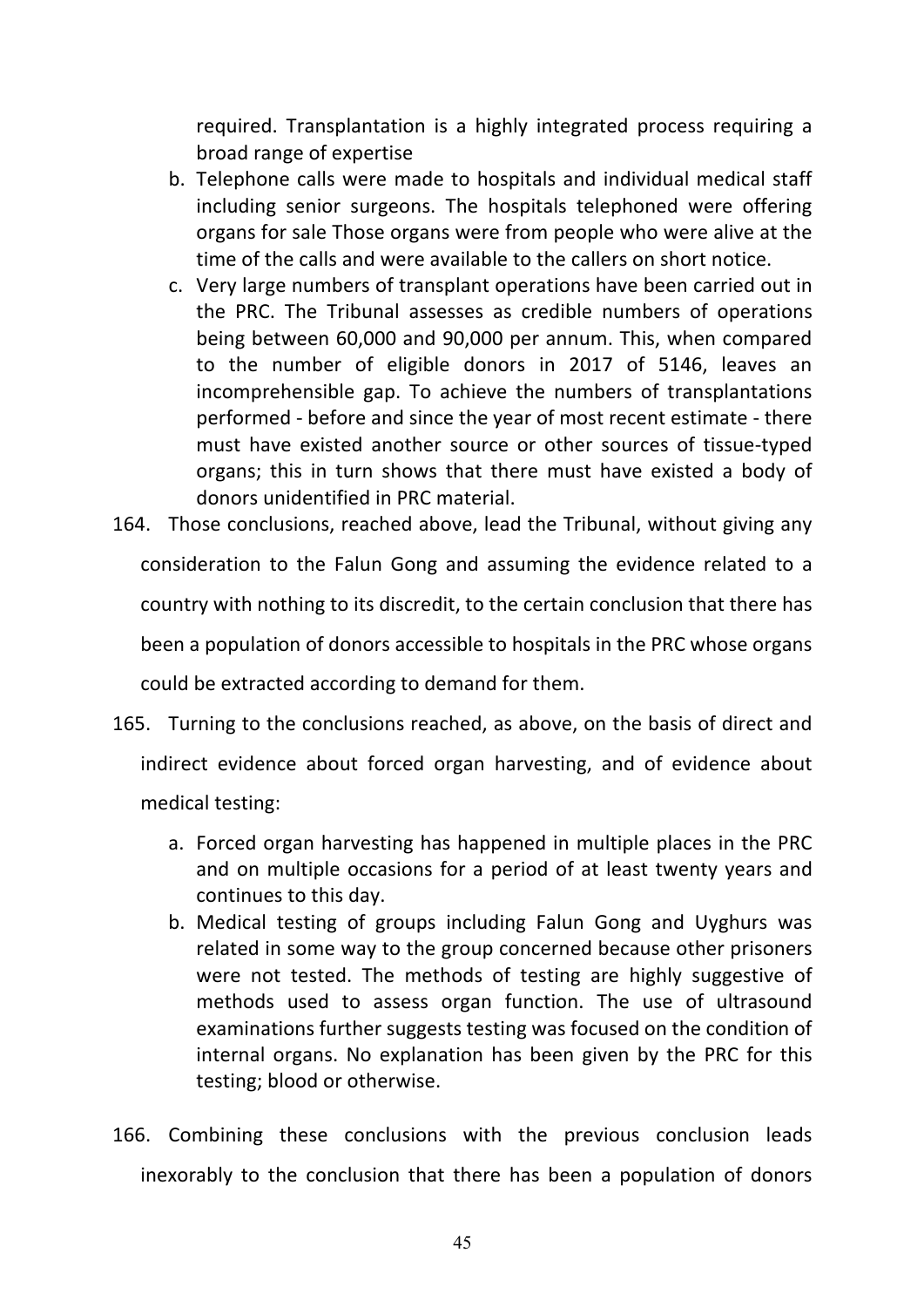required. Transplantation is a highly integrated process requiring a broad range of expertise

b. Telephone calls were made to hospitals and individual medical staff including senior surgeons. The hospitals telephoned were offering organs for sale Those organs were from people who were alive at the time of the calls and were available to the callers on short notice.

c. Very large numbers of transplant operations have been carried out in the PRC. The Tribunal assesses as credible numbers of operations being between 60,000 and 90,000 per annum. This, when compared to the number of eligible donors in 2017 of 5146, leaves an incomprehensible gap. To achieve the numbers of transplantations performed - before and since the year of most recent estimate - there must have existed another source or other sources of tissue-typed organs; this in turn shows that there must have existed a body of donors unidentified in PRC material.

164. Those conclusions, reached above, lead the Tribunal, without giving any consideration to the Falun Gong and assuming the evidence related to a country with nothing to its discredit, to the certain conclusion that there has been a population of donors accessible to hospitals in the PRC whose organs could be extracted according to demand for them.

165. Turning to the conclusions reached, as above, on the basis of direct and indirect evidence about forced organ harvesting, and of evidence about medical testing:

a. Forced organ harvesting has happened in multiple places in the PRC and on multiple occasions for a period of at least twenty years and continues to this day.

b. Medical testing of groups including Falun Gong and Uyghurs was related in some way to the group concerned because other prisoners were not tested. The methods of testing are highly suggestive of methods used to assess organ function. The use of ultrasound examinations further suggests testing was focused on the condition of internal organs. No explanation has been given by the PRC for this testing; blood or otherwise.

166. Combining these conclusions with the previous conclusion leads inexorably to the conclusion that there has been a population of donors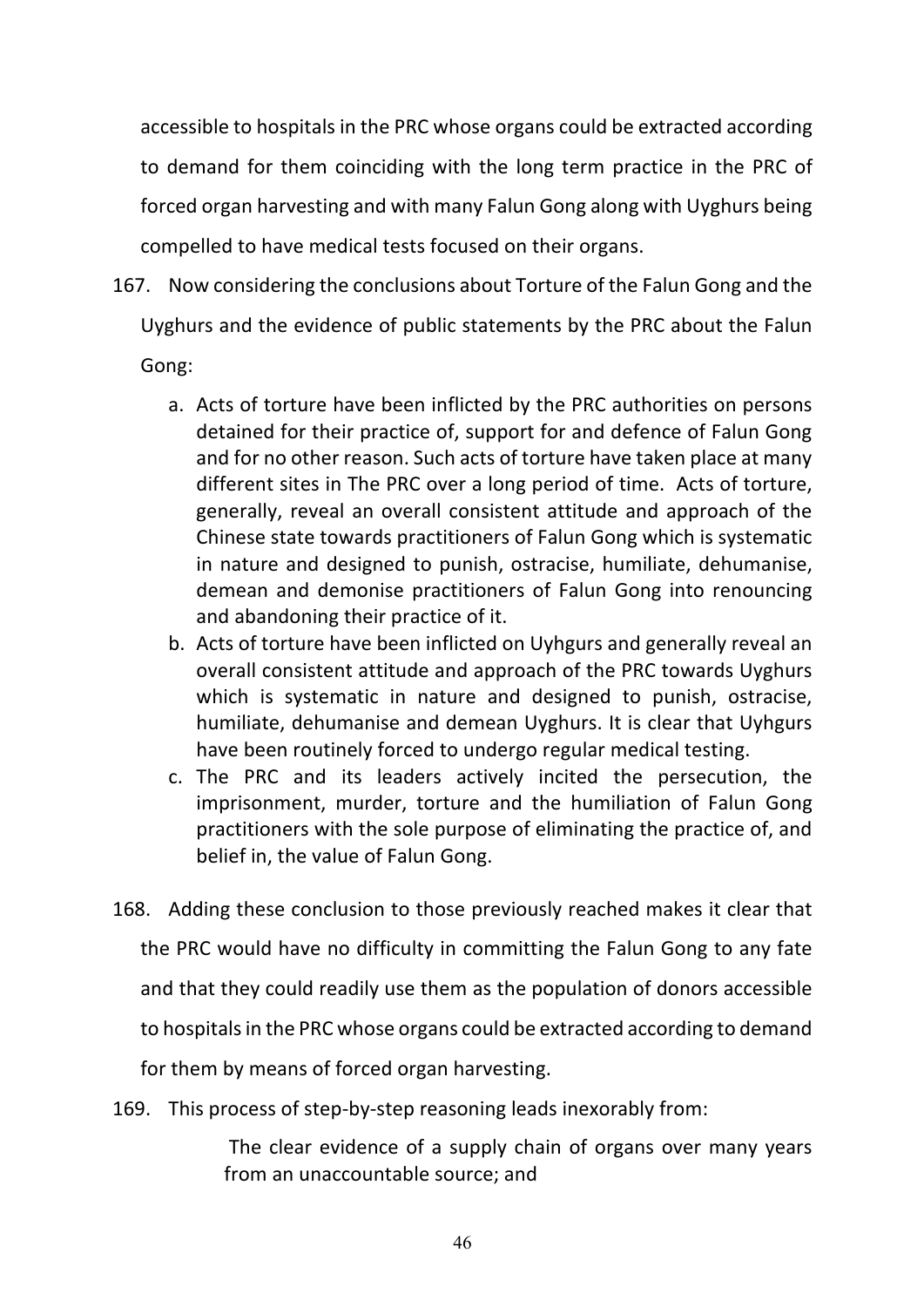accessible to hospitals in the PRC whose organs could be extracted according to demand for them coinciding with the long term practice in the PRC of forced organ harvesting and with many Falun Gong along with Uyghurs being compelled to have medical tests focused on their organs.

167. Now considering the conclusions about Torture of the Falun Gong and the Uyghurs and the evidence of public statements by the PRC about the Falun Gong:

   a. Acts of torture have been inflicted by the PRC authorities on persons detained for their practice of, support for and defence of Falun Gong and for no other reason. Such acts of torture have taken place at many different sites in The PRC over a long period of time. Acts of torture, generally, reveal an overall consistent attitude and approach of the Chinese state towards practitioners of Falun Gong which is systematic in nature and designed to punish, ostracise, humiliate, dehumanise, demean and demonise practitioners of Falun Gong into renouncing and abandoning their practice of it.
   b. Acts of torture have been inflicted on Uyhgurs and generally reveal an overall consistent attitude and approach of the PRC towards Uyghurs which is systematic in nature and designed to punish, ostracise, humiliate, dehumanise and demean Uyghurs. It is clear that Uyhgurs have been routinely forced to undergo regular medical testing.
   c. The PRC and its leaders actively incited the persecution, the imprisonment, murder, torture and the humiliation of Falun Gong practitioners with the sole purpose of eliminating the practice of, and belief in, the value of Falun Gong.

168. Adding these conclusion to those previously reached makes it clear that the PRC would have no difficulty in committing the Falun Gong to any fate and that they could readily use them as the population of donors accessible to hospitals in the PRC whose organs could be extracted according to demand for them by means of forced organ harvesting.

169. This process of step-by-step reasoning leads inexorably from:

   The clear evidence of a supply chain of organs over many years from an unaccountable source; and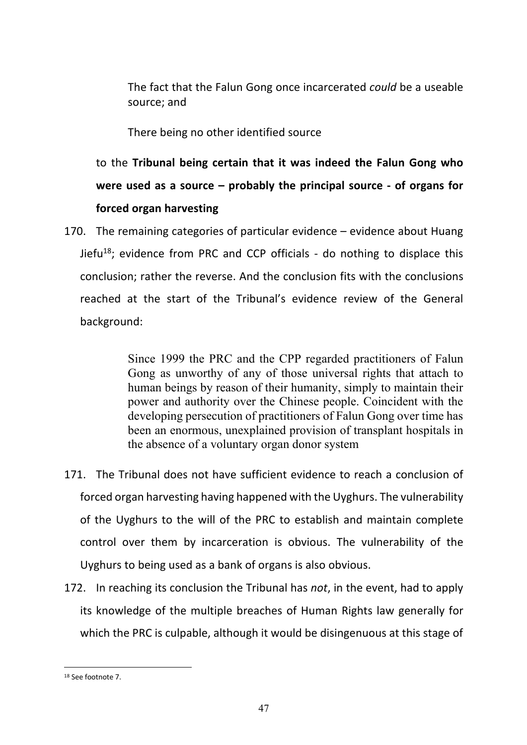The fact that the Falun Gong once incarcerated *could* be a useable source; and

There being no other identified source

to the **Tribunal being certain that it was indeed the Falun Gong who were used as a source – probably the principal source - of organs for forced organ harvesting**

170. The remaining categories of particular evidence – evidence about Huang Jiefu[18]; evidence from PRC and CCP officials - do nothing to displace this conclusion; rather the reverse. And the conclusion fits with the conclusions reached at the start of the Tribunal's evidence review of the General background:

> Since 1999 the PRC and the CPP regarded practitioners of Falun Gong as unworthy of any of those universal rights that attach to human beings by reason of their humanity, simply to maintain their power and authority over the Chinese people. Coincident with the developing persecution of practitioners of Falun Gong over time has been an enormous, unexplained provision of transplant hospitals in the absence of a voluntary organ donor system

171. The Tribunal does not have sufficient evidence to reach a conclusion of forced organ harvesting having happened with the Uyghurs. The vulnerability of the Uyghurs to the will of the PRC to establish and maintain complete control over them by incarceration is obvious. The vulnerability of the Uyghurs to being used as a bank of organs is also obvious.

172. In reaching its conclusion the Tribunal has *not*, in the event, had to apply its knowledge of the multiple breaches of Human Rights law generally for which the PRC is culpable, although it would be disingenuous at this stage of

[18] See footnote 7.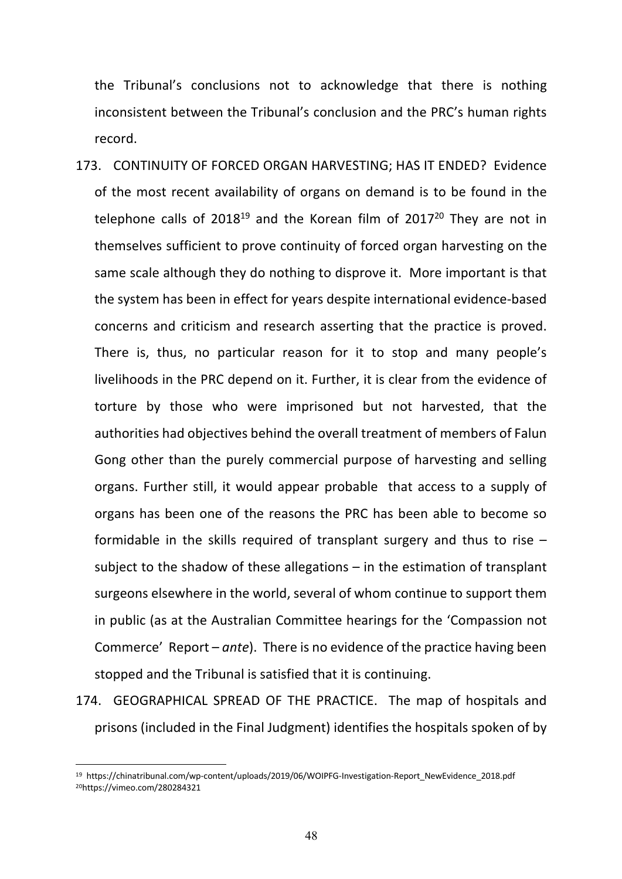the Tribunal's conclusions not to acknowledge that there is nothing inconsistent between the Tribunal's conclusion and the PRC's human rights record.

173. CONTINUITY OF FORCED ORGAN HARVESTING; HAS IT ENDED? Evidence of the most recent availability of organs on demand is to be found in the telephone calls of 2018[19] and the Korean film of 2017[20] They are not in themselves sufficient to prove continuity of forced organ harvesting on the same scale although they do nothing to disprove it. More important is that the system has been in effect for years despite international evidence-based concerns and criticism and research asserting that the practice is proved. There is, thus, no particular reason for it to stop and many people's livelihoods in the PRC depend on it. Further, it is clear from the evidence of torture by those who were imprisoned but not harvested, that the authorities had objectives behind the overall treatment of members of Falun Gong other than the purely commercial purpose of harvesting and selling organs. Further still, it would appear probable that access to a supply of organs has been one of the reasons the PRC has been able to become so formidable in the skills required of transplant surgery and thus to rise – subject to the shadow of these allegations – in the estimation of transplant surgeons elsewhere in the world, several of whom continue to support them in public (as at the Australian Committee hearings for the 'Compassion not Commerce' Report – *ante*). There is no evidence of the practice having been stopped and the Tribunal is satisfied that it is continuing.

174. GEOGRAPHICAL SPREAD OF THE PRACTICE. The map of hospitals and prisons (included in the Final Judgment) identifies the hospitals spoken of by

---

[19] https://chinatribunal.com/wp-content/uploads/2019/06/WOIPFG-Investigation-Report_NewEvidence_2018.pdf

[20] https://vimeo.com/280284321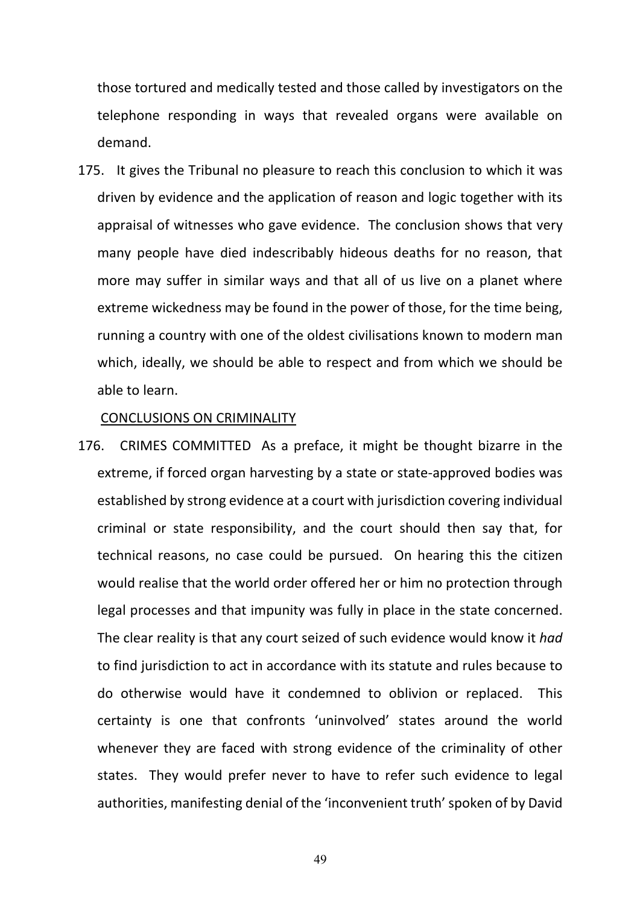those tortured and medically tested and those called by investigators on the telephone responding in ways that revealed organs were available on demand.

175. It gives the Tribunal no pleasure to reach this conclusion to which it was driven by evidence and the application of reason and logic together with its appraisal of witnesses who gave evidence. The conclusion shows that very many people have died indescribably hideous deaths for no reason, that more may suffer in similar ways and that all of us live on a planet where extreme wickedness may be found in the power of those, for the time being, running a country with one of the oldest civilisations known to modern man which, ideally, we should be able to respect and from which we should be able to learn.

CONCLUSIONS ON CRIMINALITY

176. CRIMES COMMITTED As a preface, it might be thought bizarre in the extreme, if forced organ harvesting by a state or state-approved bodies was established by strong evidence at a court with jurisdiction covering individual criminal or state responsibility, and the court should then say that, for technical reasons, no case could be pursued. On hearing this the citizen would realise that the world order offered her or him no protection through legal processes and that impunity was fully in place in the state concerned. The clear reality is that any court seized of such evidence would know it *had* to find jurisdiction to act in accordance with its statute and rules because to do otherwise would have it condemned to oblivion or replaced. This certainty is one that confronts 'uninvolved' states around the world whenever they are faced with strong evidence of the criminality of other states. They would prefer never to have to refer such evidence to legal authorities, manifesting denial of the 'inconvenient truth' spoken of by David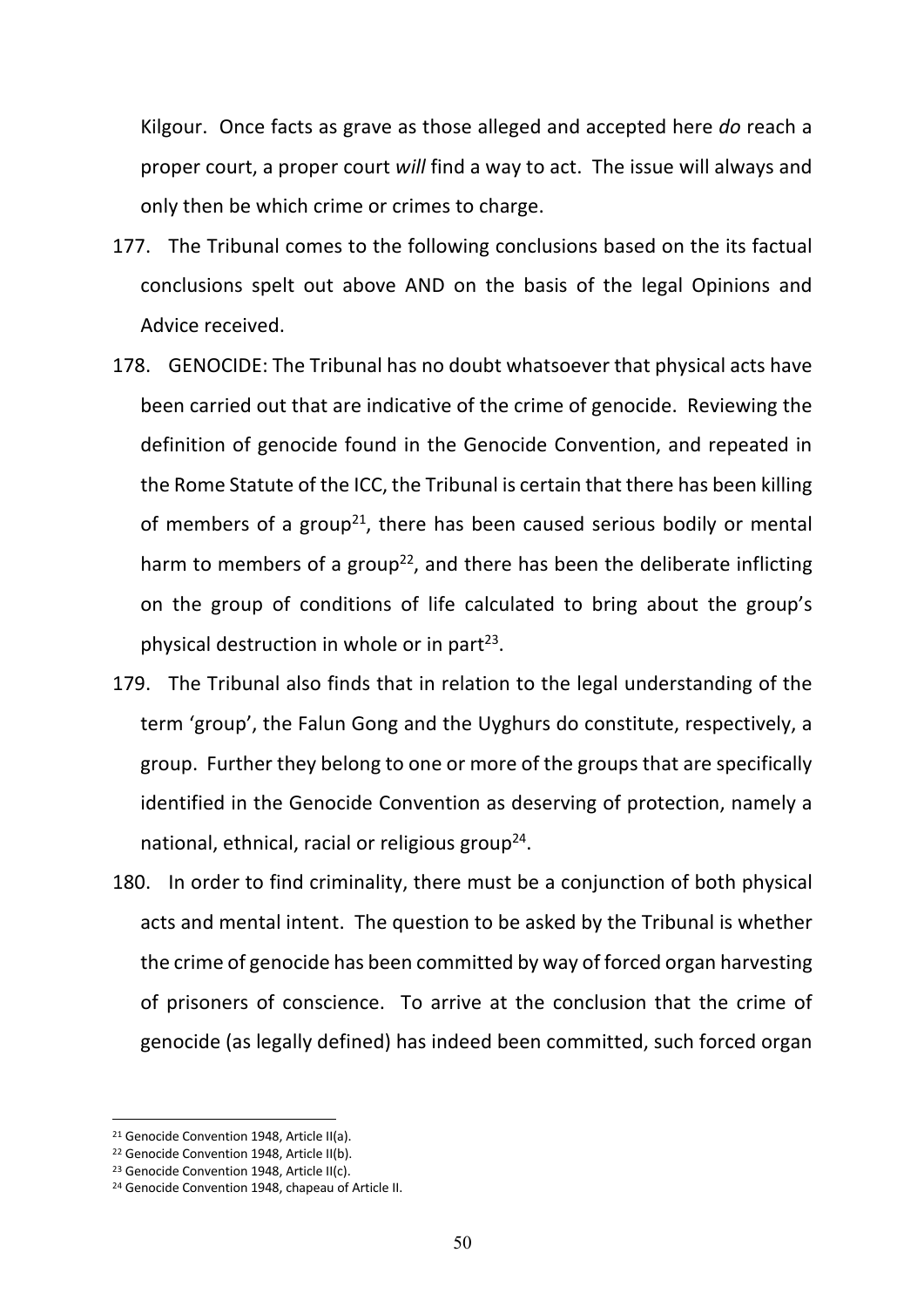Kilgour. Once facts as grave as those alleged and accepted here *do* reach a proper court, a proper court *will* find a way to act. The issue will always and only then be which crime or crimes to charge.

177. The Tribunal comes to the following conclusions based on the its factual conclusions spelt out above AND on the basis of the legal Opinions and Advice received.

178. GENOCIDE: The Tribunal has no doubt whatsoever that physical acts have been carried out that are indicative of the crime of genocide. Reviewing the definition of genocide found in the Genocide Convention, and repeated in the Rome Statute of the ICC, the Tribunal is certain that there has been killing of members of a group[21], there has been caused serious bodily or mental harm to members of a group[22], and there has been the deliberate inflicting on the group of conditions of life calculated to bring about the group's physical destruction in whole or in part[23].

179. The Tribunal also finds that in relation to the legal understanding of the term 'group', the Falun Gong and the Uyghurs do constitute, respectively, a group. Further they belong to one or more of the groups that are specifically identified in the Genocide Convention as deserving of protection, namely a national, ethnical, racial or religious group[24].

180. In order to find criminality, there must be a conjunction of both physical acts and mental intent. The question to be asked by the Tribunal is whether the crime of genocide has been committed by way of forced organ harvesting of prisoners of conscience. To arrive at the conclusion that the crime of genocide (as legally defined) has indeed been committed, such forced organ

---

[21] Genocide Convention 1948, Article II(a).

[22] Genocide Convention 1948, Article II(b).

[23] Genocide Convention 1948, Article II(c).

[24] Genocide Convention 1948, chapeau of Article II.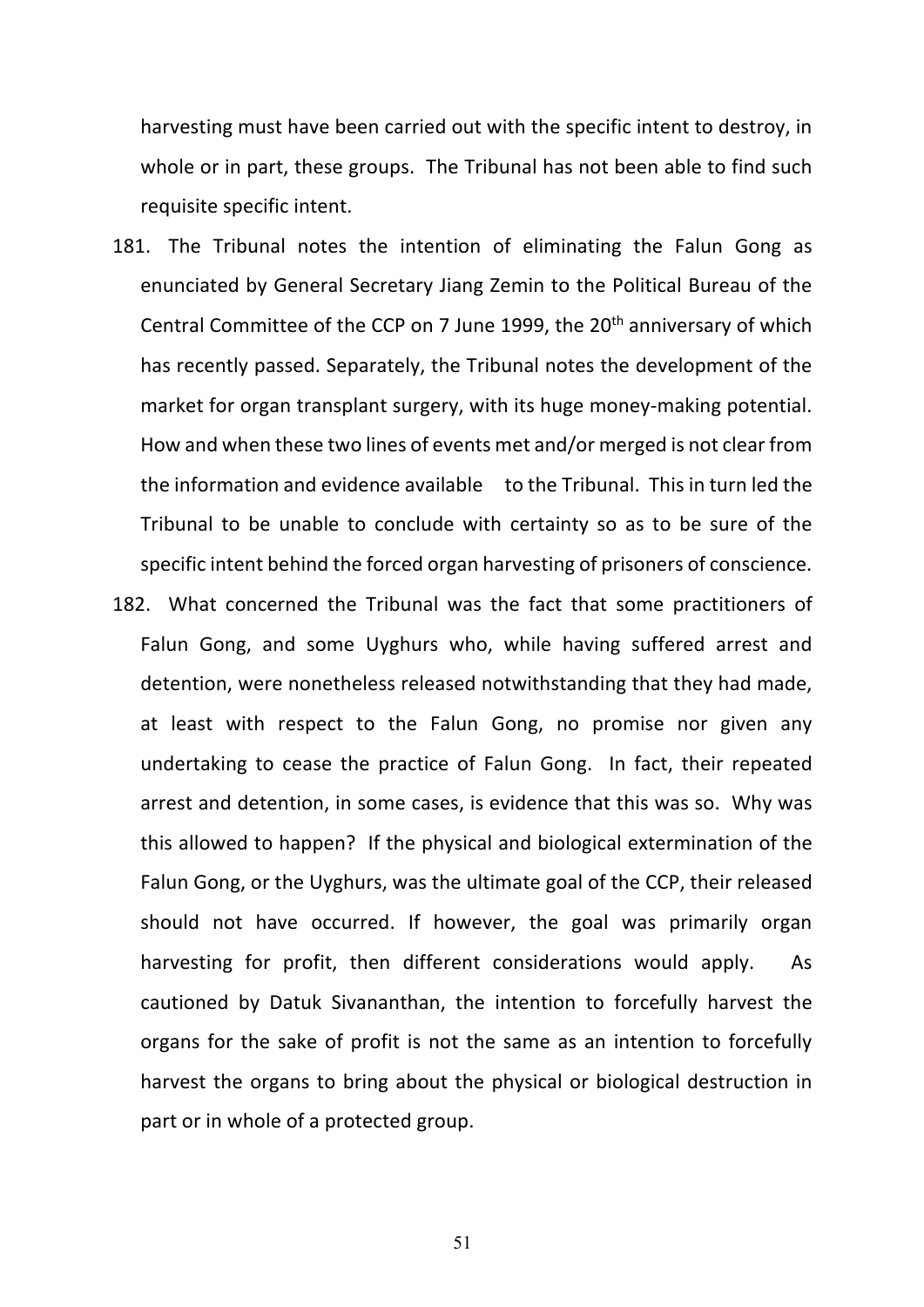harvesting must have been carried out with the specific intent to destroy, in whole or in part, these groups. The Tribunal has not been able to find such requisite specific intent.

181. The Tribunal notes the intention of eliminating the Falun Gong as enunciated by General Secretary Jiang Zemin to the Political Bureau of the Central Committee of the CCP on 7 June 1999, the 20th anniversary of which has recently passed. Separately, the Tribunal notes the development of the market for organ transplant surgery, with its huge money-making potential. How and when these two lines of events met and/or merged is not clear from the information and evidence available to the Tribunal. This in turn led the Tribunal to be unable to conclude with certainty so as to be sure of the specific intent behind the forced organ harvesting of prisoners of conscience.

182. What concerned the Tribunal was the fact that some practitioners of Falun Gong, and some Uyghurs who, while having suffered arrest and detention, were nonetheless released notwithstanding that they had made, at least with respect to the Falun Gong, no promise nor given any undertaking to cease the practice of Falun Gong. In fact, their repeated arrest and detention, in some cases, is evidence that this was so. Why was this allowed to happen? If the physical and biological extermination of the Falun Gong, or the Uyghurs, was the ultimate goal of the CCP, their released should not have occurred. If however, the goal was primarily organ harvesting for profit, then different considerations would apply. As cautioned by Datuk Sivananthan, the intention to forcefully harvest the organs for the sake of profit is not the same as an intention to forcefully harvest the organs to bring about the physical or biological destruction in part or in whole of a protected group.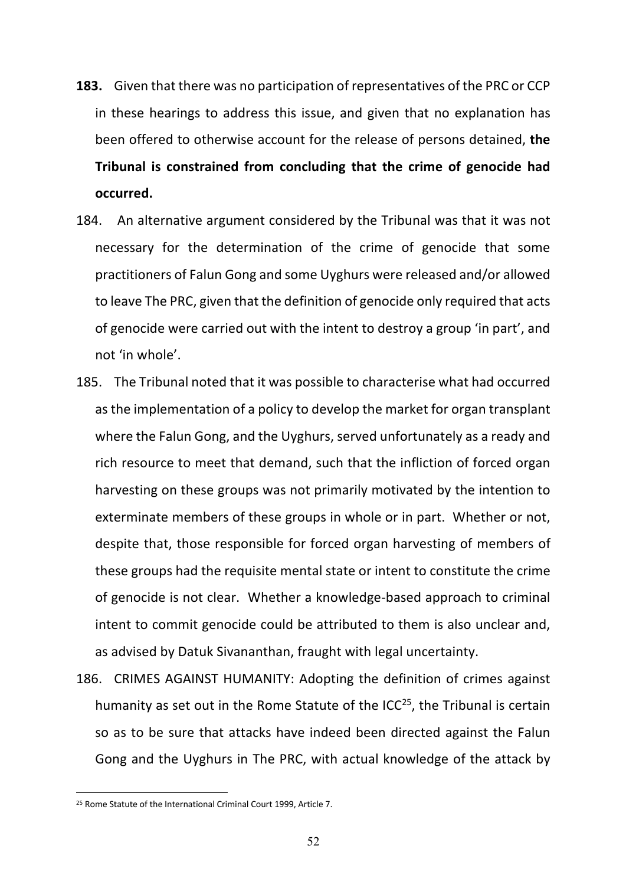**183.** Given that there was no participation of representatives of the PRC or CCP in these hearings to address this issue, and given that no explanation has been offered to otherwise account for the release of persons detained, **the Tribunal is constrained from concluding that the crime of genocide had occurred.**

184. An alternative argument considered by the Tribunal was that it was not necessary for the determination of the crime of genocide that some practitioners of Falun Gong and some Uyghurs were released and/or allowed to leave The PRC, given that the definition of genocide only required that acts of genocide were carried out with the intent to destroy a group 'in part', and not 'in whole'.

185. The Tribunal noted that it was possible to characterise what had occurred as the implementation of a policy to develop the market for organ transplant where the Falun Gong, and the Uyghurs, served unfortunately as a ready and rich resource to meet that demand, such that the infliction of forced organ harvesting on these groups was not primarily motivated by the intention to exterminate members of these groups in whole or in part. Whether or not, despite that, those responsible for forced organ harvesting of members of these groups had the requisite mental state or intent to constitute the crime of genocide is not clear. Whether a knowledge-based approach to criminal intent to commit genocide could be attributed to them is also unclear and, as advised by Datuk Sivananthan, fraught with legal uncertainty.

186. CRIMES AGAINST HUMANITY: Adopting the definition of crimes against humanity as set out in the Rome Statute of the ICC[25], the Tribunal is certain so as to be sure that attacks have indeed been directed against the Falun Gong and the Uyghurs in The PRC, with actual knowledge of the attack by

[25] Rome Statute of the International Criminal Court 1999, Article 7.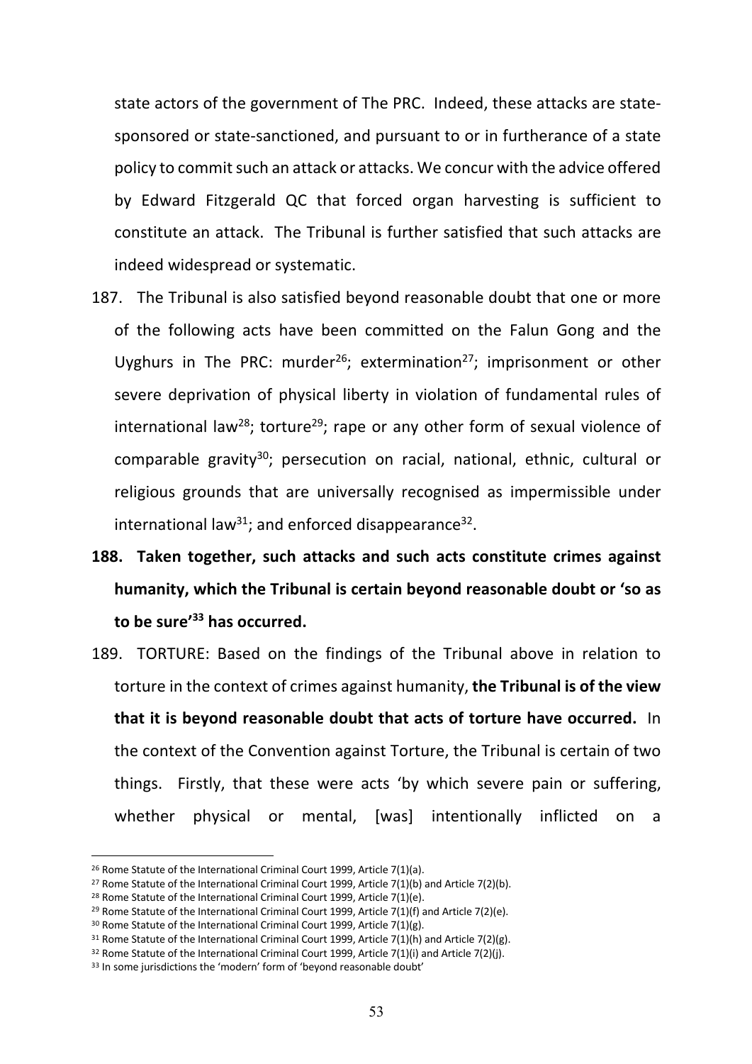state actors of the government of The PRC. Indeed, these attacks are state-sponsored or state-sanctioned, and pursuant to or in furtherance of a state policy to commit such an attack or attacks. We concur with the advice offered by Edward Fitzgerald QC that forced organ harvesting is sufficient to constitute an attack. The Tribunal is further satisfied that such attacks are indeed widespread or systematic.

187. The Tribunal is also satisfied beyond reasonable doubt that one or more of the following acts have been committed on the Falun Gong and the Uyghurs in The PRC: murder[26]; extermination[27]; imprisonment or other severe deprivation of physical liberty in violation of fundamental rules of international law[28]; torture[29]; rape or any other form of sexual violence of comparable gravity[30]; persecution on racial, national, ethnic, cultural or religious grounds that are universally recognised as impermissible under international law[31]; and enforced disappearance[32].

**188. Taken together, such attacks and such acts constitute crimes against humanity, which the Tribunal is certain beyond reasonable doubt or 'so as to be sure'[33] has occurred.**

189. TORTURE: Based on the findings of the Tribunal above in relation to torture in the context of crimes against humanity, **the Tribunal is of the view that it is beyond reasonable doubt that acts of torture have occurred.** In the context of the Convention against Torture, the Tribunal is certain of two things. Firstly, that these were acts 'by which severe pain or suffering, whether physical or mental, [was] intentionally inflicted on a

---

[26] Rome Statute of the International Criminal Court 1999, Article 7(1)(a).

[27] Rome Statute of the International Criminal Court 1999, Article 7(1)(b) and Article 7(2)(b).

[28] Rome Statute of the International Criminal Court 1999, Article 7(1)(e).

[29] Rome Statute of the International Criminal Court 1999, Article 7(1)(f) and Article 7(2)(e).

[30] Rome Statute of the International Criminal Court 1999, Article 7(1)(g).

[31] Rome Statute of the International Criminal Court 1999, Article 7(1)(h) and Article 7(2)(g).

[32] Rome Statute of the International Criminal Court 1999, Article 7(1)(i) and Article 7(2)(j).

[33] In some jurisdictions the 'modern' form of 'beyond reasonable doubt'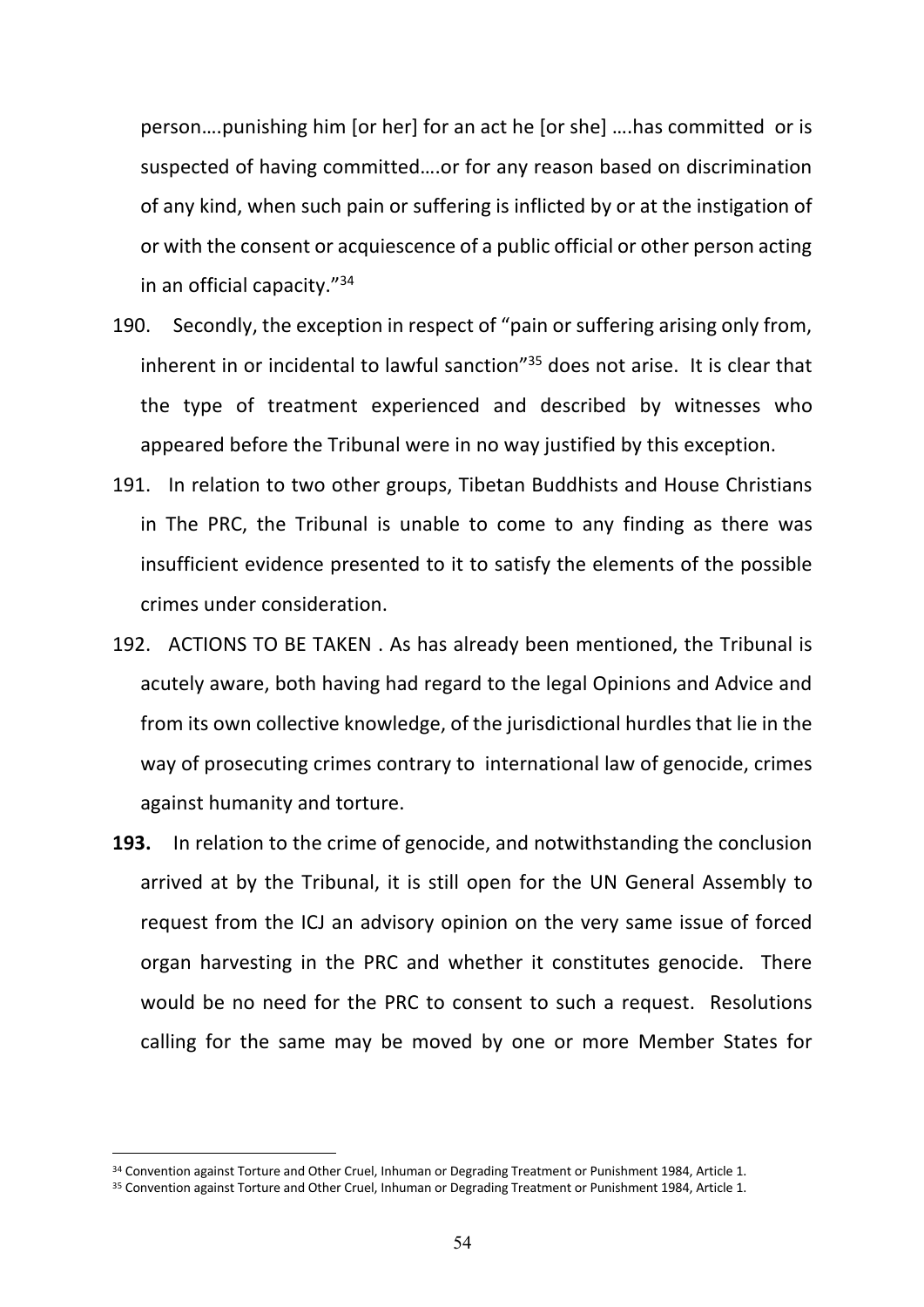person….punishing him [or her] for an act he [or she] ….has committed or is suspected of having committed….or for any reason based on discrimination of any kind, when such pain or suffering is inflicted by or at the instigation of or with the consent or acquiescence of a public official or other person acting in an official capacity."[34]

190. Secondly, the exception in respect of "pain or suffering arising only from, inherent in or incidental to lawful sanction"[35] does not arise. It is clear that the type of treatment experienced and described by witnesses who appeared before the Tribunal were in no way justified by this exception.

191. In relation to two other groups, Tibetan Buddhists and House Christians in The PRC, the Tribunal is unable to come to any finding as there was insufficient evidence presented to it to satisfy the elements of the possible crimes under consideration.

192. ACTIONS TO BE TAKEN . As has already been mentioned, the Tribunal is acutely aware, both having had regard to the legal Opinions and Advice and from its own collective knowledge, of the jurisdictional hurdles that lie in the way of prosecuting crimes contrary to international law of genocide, crimes against humanity and torture.

**193.** In relation to the crime of genocide, and notwithstanding the conclusion arrived at by the Tribunal, it is still open for the UN General Assembly to request from the ICJ an advisory opinion on the very same issue of forced organ harvesting in the PRC and whether it constitutes genocide. There would be no need for the PRC to consent to such a request. Resolutions calling for the same may be moved by one or more Member States for

---

[34] Convention against Torture and Other Cruel, Inhuman or Degrading Treatment or Punishment 1984, Article 1.

[35] Convention against Torture and Other Cruel, Inhuman or Degrading Treatment or Punishment 1984, Article 1.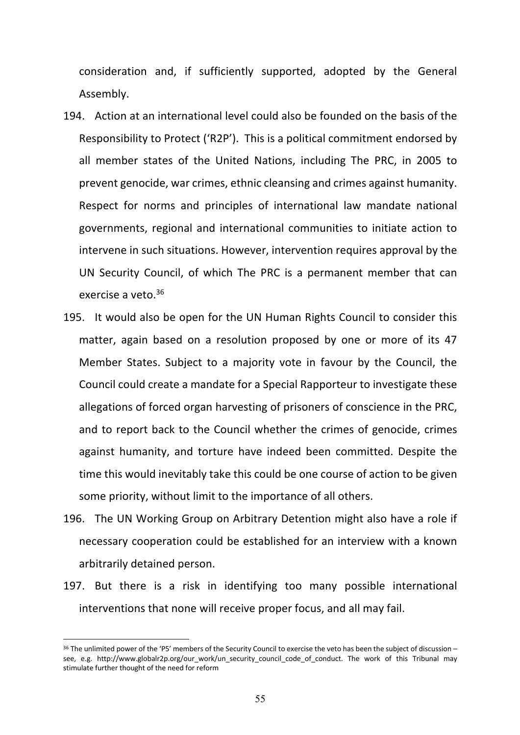consideration and, if sufficiently supported, adopted by the General Assembly.

194. Action at an international level could also be founded on the basis of the Responsibility to Protect ('R2P'). This is a political commitment endorsed by all member states of the United Nations, including The PRC, in 2005 to prevent genocide, war crimes, ethnic cleansing and crimes against humanity. Respect for norms and principles of international law mandate national governments, regional and international communities to initiate action to intervene in such situations. However, intervention requires approval by the UN Security Council, of which The PRC is a permanent member that can exercise a veto.[36]

195. It would also be open for the UN Human Rights Council to consider this matter, again based on a resolution proposed by one or more of its 47 Member States. Subject to a majority vote in favour by the Council, the Council could create a mandate for a Special Rapporteur to investigate these allegations of forced organ harvesting of prisoners of conscience in the PRC, and to report back to the Council whether the crimes of genocide, crimes against humanity, and torture have indeed been committed. Despite the time this would inevitably take this could be one course of action to be given some priority, without limit to the importance of all others.

196. The UN Working Group on Arbitrary Detention might also have a role if necessary cooperation could be established for an interview with a known arbitrarily detained person.

197. But there is a risk in identifying too many possible international interventions that none will receive proper focus, and all may fail.

---

[36] The unlimited power of the 'P5' members of the Security Council to exercise the veto has been the subject of discussion – see, e.g. http://www.globalr2p.org/our_work/un_security_council_code_of_conduct. The work of this Tribunal may stimulate further thought of the need for reform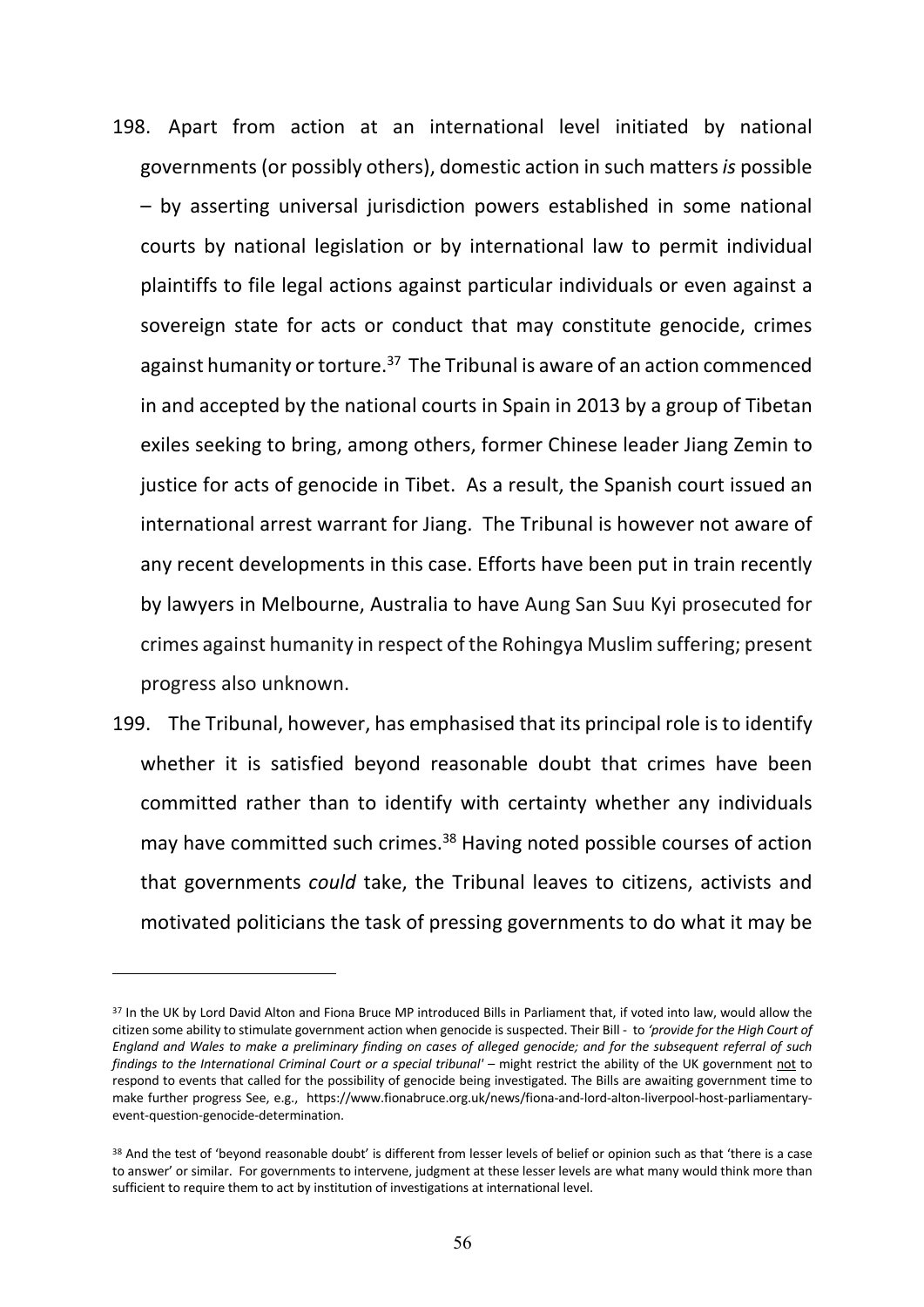198. Apart from action at an international level initiated by national governments (or possibly others), domestic action in such matters *is* possible – by asserting universal jurisdiction powers established in some national courts by national legislation or by international law to permit individual plaintiffs to file legal actions against particular individuals or even against a sovereign state for acts or conduct that may constitute genocide, crimes against humanity or torture.[37] The Tribunal is aware of an action commenced in and accepted by the national courts in Spain in 2013 by a group of Tibetan exiles seeking to bring, among others, former Chinese leader Jiang Zemin to justice for acts of genocide in Tibet. As a result, the Spanish court issued an international arrest warrant for Jiang. The Tribunal is however not aware of any recent developments in this case. Efforts have been put in train recently by lawyers in Melbourne, Australia to have Aung San Suu Kyi prosecuted for crimes against humanity in respect of the Rohingya Muslim suffering; present progress also unknown.

199. The Tribunal, however, has emphasised that its principal role is to identify whether it is satisfied beyond reasonable doubt that crimes have been committed rather than to identify with certainty whether any individuals may have committed such crimes.[38] Having noted possible courses of action that governments *could* take, the Tribunal leaves to citizens, activists and motivated politicians the task of pressing governments to do what it may be

---

[37] In the UK by Lord David Alton and Fiona Bruce MP introduced Bills in Parliament that, if voted into law, would allow the citizen some ability to stimulate government action when genocide is suspected. Their Bill - to *'provide for the High Court of England and Wales to make a preliminary finding on cases of alleged genocide; and for the subsequent referral of such findings to the International Criminal Court or a special tribunal'* – might restrict the ability of the UK government not to respond to events that called for the possibility of genocide being investigated. The Bills are awaiting government time to make further progress See, e.g., https://www.fionabruce.org.uk/news/fiona-and-lord-alton-liverpool-host-parliamentary-event-question-genocide-determination.

[38] And the test of 'beyond reasonable doubt' is different from lesser levels of belief or opinion such as that 'there is a case to answer' or similar. For governments to intervene, judgment at these lesser levels are what many would think more than sufficient to require them to act by institution of investigations at international level.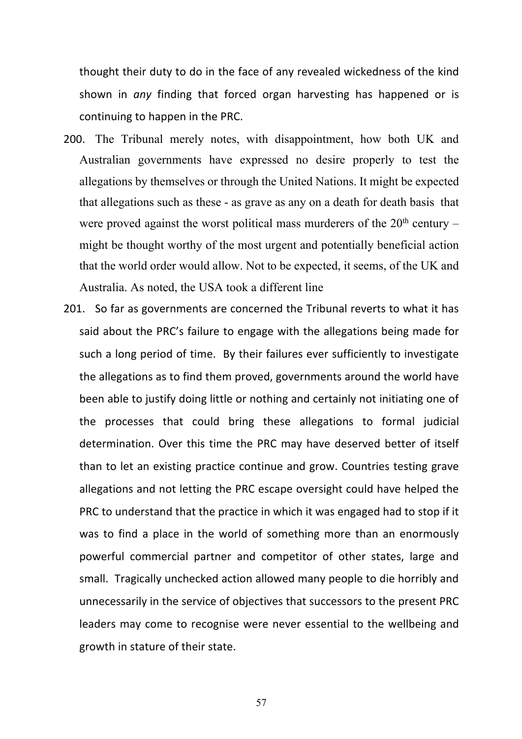thought their duty to do in the face of any revealed wickedness of the kind shown in *any* finding that forced organ harvesting has happened or is continuing to happen in the PRC.

200. The Tribunal merely notes, with disappointment, how both UK and Australian governments have expressed no desire properly to test the allegations by themselves or through the United Nations. It might be expected that allegations such as these - as grave as any on a death for death basis that were proved against the worst political mass murderers of the 20th century – might be thought worthy of the most urgent and potentially beneficial action that the world order would allow. Not to be expected, it seems, of the UK and Australia. As noted, the USA took a different line

201. So far as governments are concerned the Tribunal reverts to what it has said about the PRC's failure to engage with the allegations being made for such a long period of time. By their failures ever sufficiently to investigate the allegations as to find them proved, governments around the world have been able to justify doing little or nothing and certainly not initiating one of the processes that could bring these allegations to formal judicial determination. Over this time the PRC may have deserved better of itself than to let an existing practice continue and grow. Countries testing grave allegations and not letting the PRC escape oversight could have helped the PRC to understand that the practice in which it was engaged had to stop if it was to find a place in the world of something more than an enormously powerful commercial partner and competitor of other states, large and small. Tragically unchecked action allowed many people to die horribly and unnecessarily in the service of objectives that successors to the present PRC leaders may come to recognise were never essential to the wellbeing and growth in stature of their state.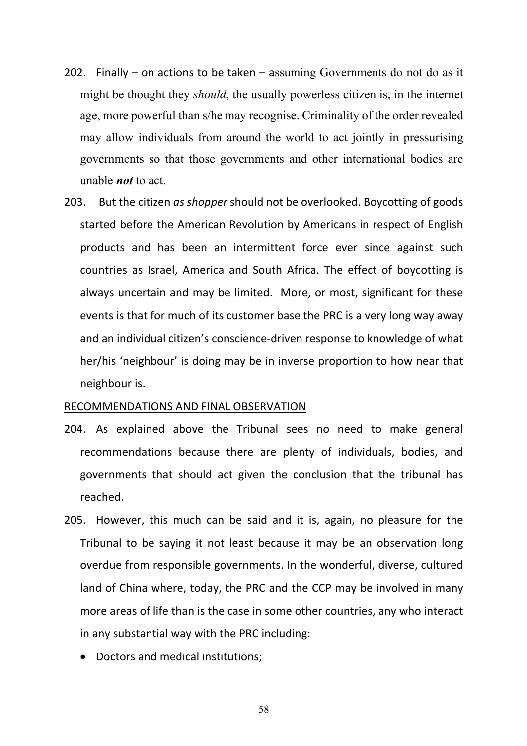202. Finally – on actions to be taken – assuming Governments do not do as it might be thought they *should*, the usually powerless citizen is, in the internet age, more powerful than s/he may recognise. Criminality of the order revealed may allow individuals from around the world to act jointly in pressurising governments so that those governments and other international bodies are unable ***not*** to act.

203. But the citizen *as shopper* should not be overlooked. Boycotting of goods started before the American Revolution by Americans in respect of English products and has been an intermittent force ever since against such countries as Israel, America and South Africa. The effect of boycotting is always uncertain and may be limited. More, or most, significant for these events is that for much of its customer base the PRC is a very long way away and an individual citizen's conscience-driven response to knowledge of what her/his 'neighbour' is doing may be in inverse proportion to how near that neighbour is.

<u>RECOMMENDATIONS AND FINAL OBSERVATION</u>

204. As explained above the Tribunal sees no need to make general recommendations because there are plenty of individuals, bodies, and governments that should act given the conclusion that the tribunal has reached.

205. However, this much can be said and it is, again, no pleasure for the Tribunal to be saying it not least because it may be an observation long overdue from responsible governments. In the wonderful, diverse, cultured land of China where, today, the PRC and the CCP may be involved in many more areas of life than is the case in some other countries, any who interact in any substantial way with the PRC including:

- Doctors and medical institutions;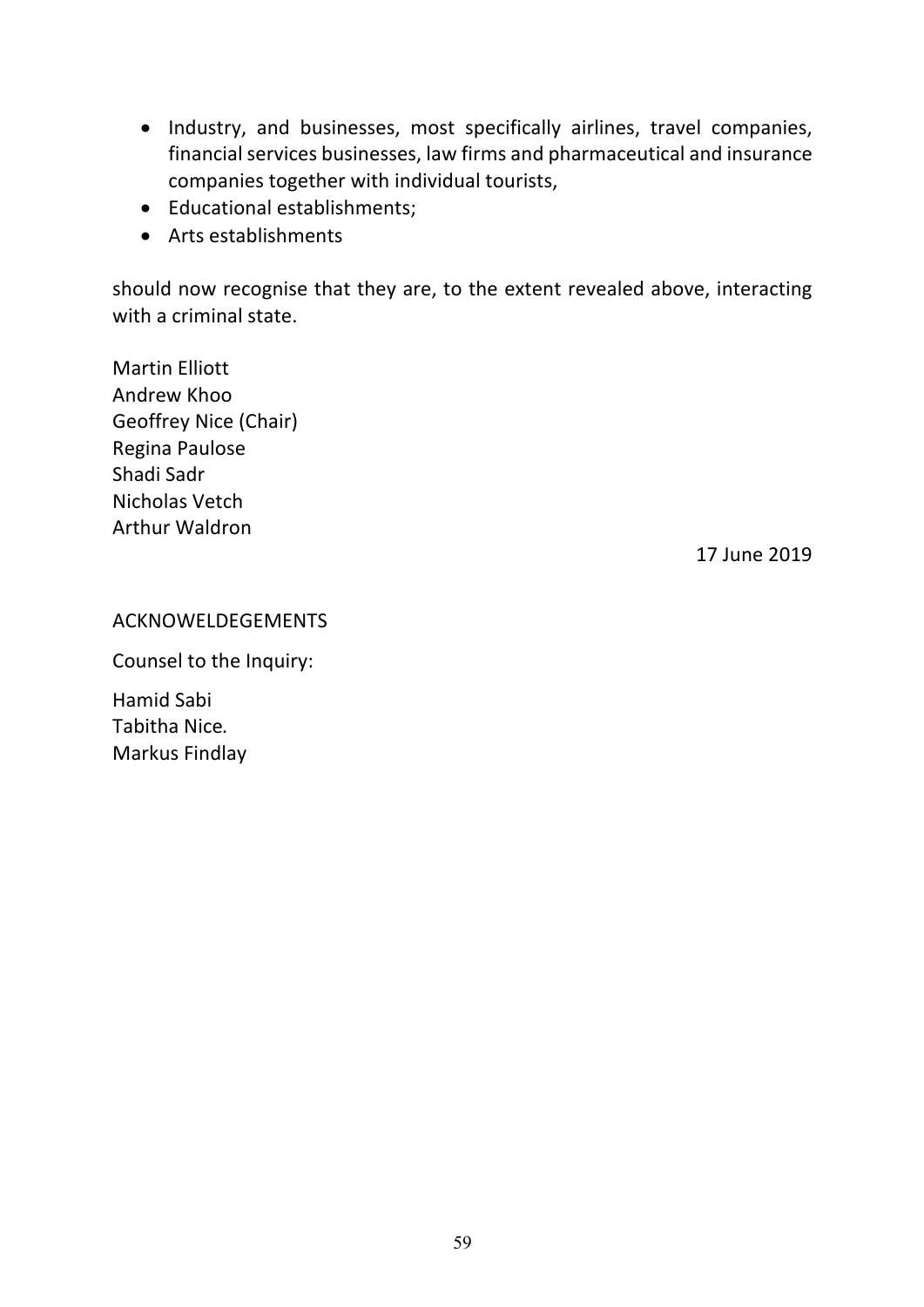- Industry, and businesses, most specifically airlines, travel companies, financial services businesses, law firms and pharmaceutical and insurance companies together with individual tourists,
- Educational establishments;
- Arts establishments

should now recognise that they are, to the extent revealed above, interacting with a criminal state.

Martin Elliott
Andrew Khoo
Geoffrey Nice (Chair)
Regina Paulose
Shadi Sadr
Nicholas Vetch
Arthur Waldron

17 June 2019

ACKNOWELDEGEMENTS

Counsel to the Inquiry:

Hamid Sabi
Tabitha Nice.
Markus Findlay